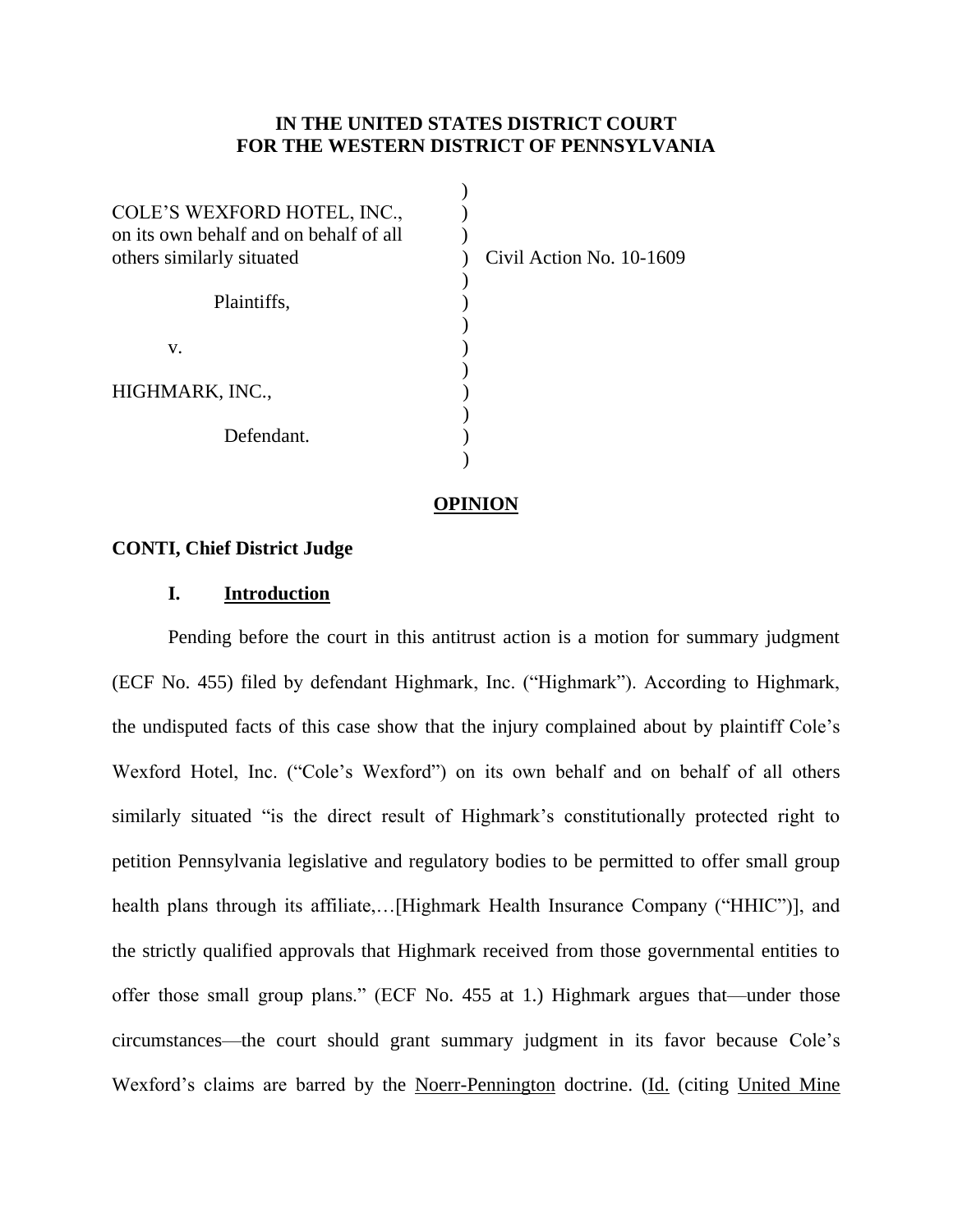**IN THE UNITED STATES DISTRICT COURT**
**FOR THE WESTERN DISTRICT OF PENNSYLVANIA**

| | | |
|---|---|---|
| COLE'S WEXFORD HOTEL, INC., on its own behalf and on behalf of all others similarly situated | ) | Civil Action No. 10-1609 |
| Plaintiffs, | ) | |
| v. | ) | |
| HIGHMARK, INC., | ) | |
| Defendant. | ) | |

**OPINION**

**CONTI, Chief District Judge**

## I. Introduction

Pending before the court in this antitrust action is a motion for summary judgment (ECF No. 455) filed by defendant Highmark, Inc. ("Highmark"). According to Highmark, the undisputed facts of this case show that the injury complained about by plaintiff Cole's Wexford Hotel, Inc. ("Cole's Wexford") on its own behalf and on behalf of all others similarly situated "is the direct result of Highmark's constitutionally protected right to petition Pennsylvania legislative and regulatory bodies to be permitted to offer small group health plans through its affiliate,…[Highmark Health Insurance Company ("HHIC")], and the strictly qualified approvals that Highmark received from those governmental entities to offer those small group plans." (ECF No. 455 at 1.) Highmark argues that—under those circumstances—the court should grant summary judgment in its favor because Cole's Wexford's claims are barred by the Noerr-Pennington doctrine. (Id. (citing United Mine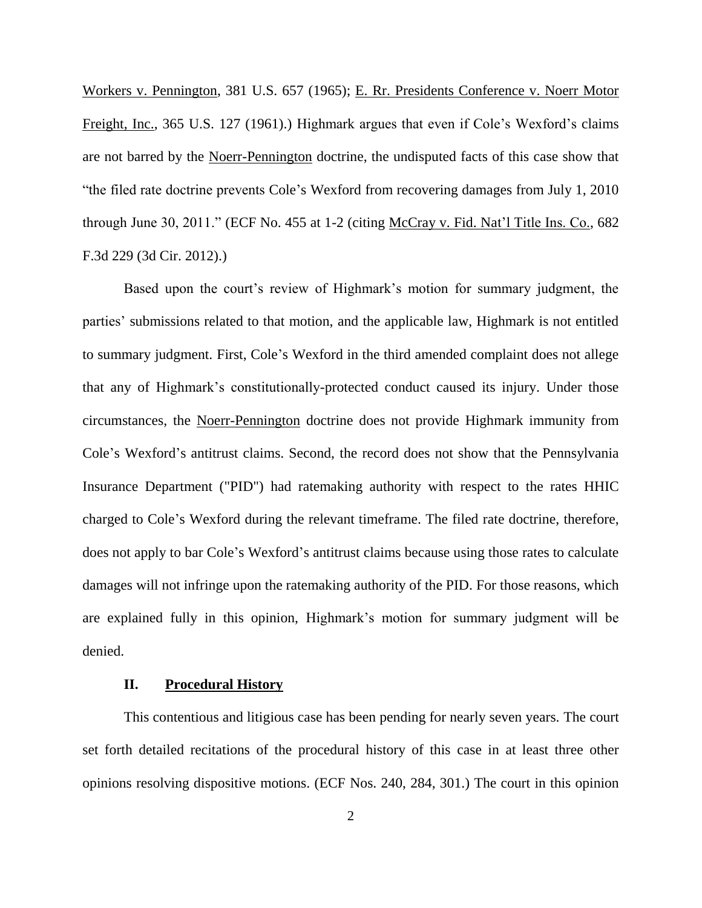Workers v. Pennington, 381 U.S. 657 (1965); E. Rr. Presidents Conference v. Noerr Motor Freight, Inc., 365 U.S. 127 (1961).) Highmark argues that even if Cole's Wexford's claims are not barred by the Noerr-Pennington doctrine, the undisputed facts of this case show that "the filed rate doctrine prevents Cole's Wexford from recovering damages from July 1, 2010 through June 30, 2011." (ECF No. 455 at 1-2 (citing McCray v. Fid. Nat'l Title Ins. Co., 682 F.3d 229 (3d Cir. 2012).)

Based upon the court's review of Highmark's motion for summary judgment, the parties' submissions related to that motion, and the applicable law, Highmark is not entitled to summary judgment. First, Cole's Wexford in the third amended complaint does not allege that any of Highmark's constitutionally-protected conduct caused its injury. Under those circumstances, the Noerr-Pennington doctrine does not provide Highmark immunity from Cole's Wexford's antitrust claims. Second, the record does not show that the Pennsylvania Insurance Department ("PID") had ratemaking authority with respect to the rates HHIC charged to Cole's Wexford during the relevant timeframe. The filed rate doctrine, therefore, does not apply to bar Cole's Wexford's antitrust claims because using those rates to calculate damages will not infringe upon the ratemaking authority of the PID. For those reasons, which are explained fully in this opinion, Highmark's motion for summary judgment will be denied.

## II. Procedural History

This contentious and litigious case has been pending for nearly seven years. The court set forth detailed recitations of the procedural history of this case in at least three other opinions resolving dispositive motions. (ECF Nos. 240, 284, 301.) The court in this opinion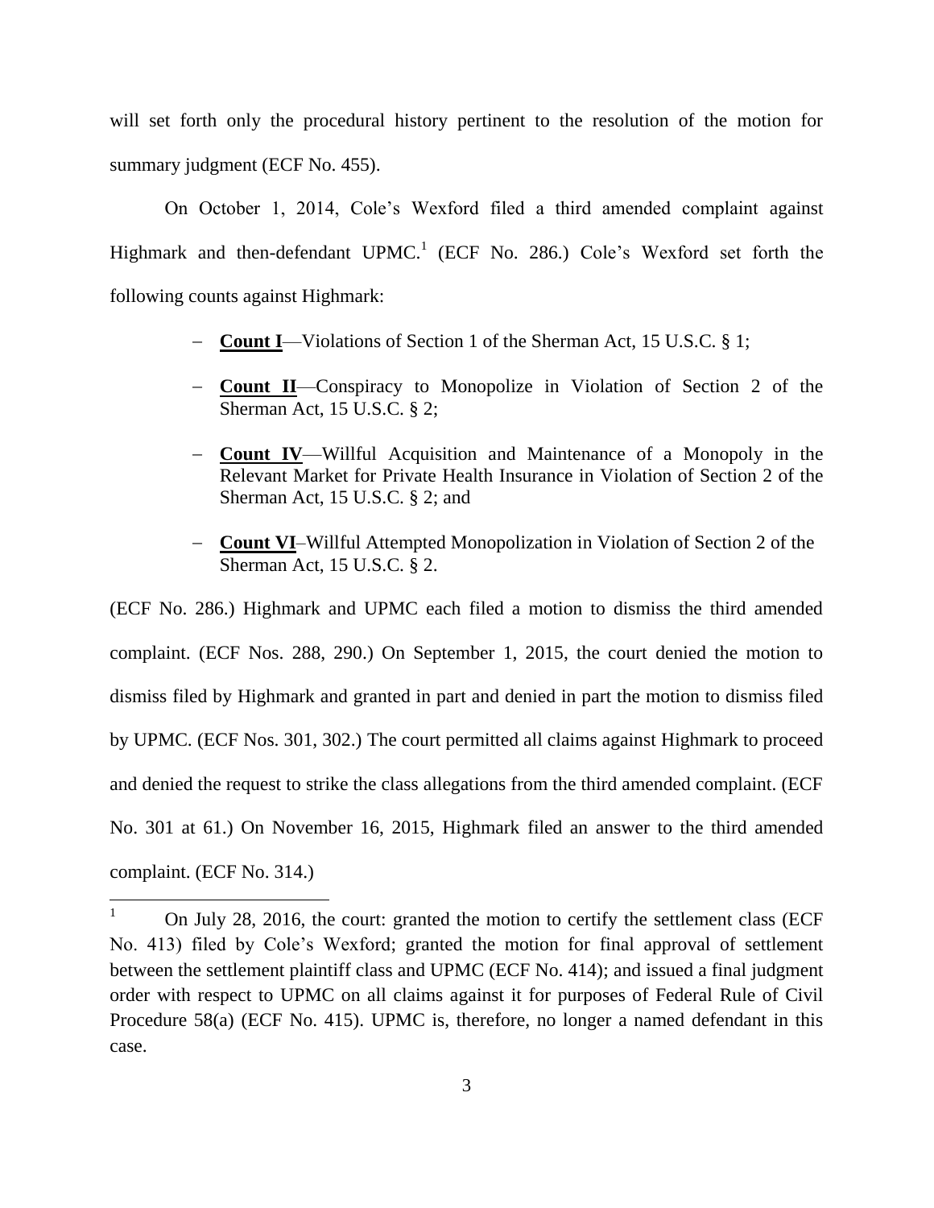will set forth only the procedural history pertinent to the resolution of the motion for summary judgment (ECF No. 455).

On October 1, 2014, Cole's Wexford filed a third amended complaint against Highmark and then-defendant UPMC.[1] (ECF No. 286.) Cole's Wexford set forth the following counts against Highmark:

- **Count I**—Violations of Section 1 of the Sherman Act, 15 U.S.C. § 1;
- **Count II**—Conspiracy to Monopolize in Violation of Section 2 of the Sherman Act, 15 U.S.C. § 2;
- **Count IV**—Willful Acquisition and Maintenance of a Monopoly in the Relevant Market for Private Health Insurance in Violation of Section 2 of the Sherman Act, 15 U.S.C. § 2; and
- **Count VI**–Willful Attempted Monopolization in Violation of Section 2 of the Sherman Act, 15 U.S.C. § 2.

(ECF No. 286.) Highmark and UPMC each filed a motion to dismiss the third amended complaint. (ECF Nos. 288, 290.) On September 1, 2015, the court denied the motion to dismiss filed by Highmark and granted in part and denied in part the motion to dismiss filed by UPMC. (ECF Nos. 301, 302.) The court permitted all claims against Highmark to proceed and denied the request to strike the class allegations from the third amended complaint. (ECF No. 301 at 61.) On November 16, 2015, Highmark filed an answer to the third amended complaint. (ECF No. 314.)

[1] On July 28, 2016, the court: granted the motion to certify the settlement class (ECF No. 413) filed by Cole's Wexford; granted the motion for final approval of settlement between the settlement plaintiff class and UPMC (ECF No. 414); and issued a final judgment order with respect to UPMC on all claims against it for purposes of Federal Rule of Civil Procedure 58(a) (ECF No. 415). UPMC is, therefore, no longer a named defendant in this case.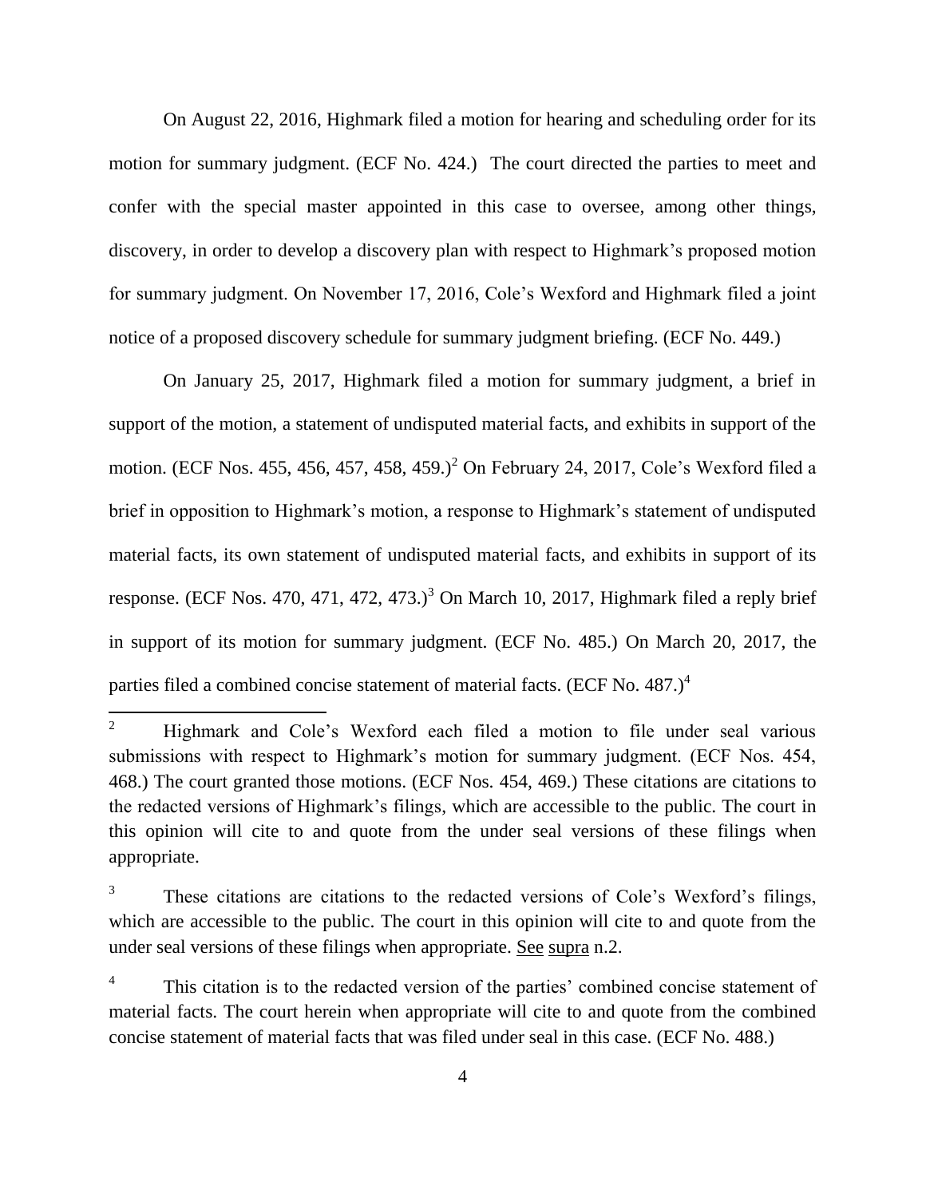On August 22, 2016, Highmark filed a motion for hearing and scheduling order for its motion for summary judgment. (ECF No. 424.) The court directed the parties to meet and confer with the special master appointed in this case to oversee, among other things, discovery, in order to develop a discovery plan with respect to Highmark's proposed motion for summary judgment. On November 17, 2016, Cole's Wexford and Highmark filed a joint notice of a proposed discovery schedule for summary judgment briefing. (ECF No. 449.)

On January 25, 2017, Highmark filed a motion for summary judgment, a brief in support of the motion, a statement of undisputed material facts, and exhibits in support of the motion. (ECF Nos. 455, 456, 457, 458, 459.)[2] On February 24, 2017, Cole's Wexford filed a brief in opposition to Highmark's motion, a response to Highmark's statement of undisputed material facts, its own statement of undisputed material facts, and exhibits in support of its response. (ECF Nos. 470, 471, 472, 473.)[3] On March 10, 2017, Highmark filed a reply brief in support of its motion for summary judgment. (ECF No. 485.) On March 20, 2017, the parties filed a combined concise statement of material facts. (ECF No. 487.)[4]

---

[2] Highmark and Cole's Wexford each filed a motion to file under seal various submissions with respect to Highmark's motion for summary judgment. (ECF Nos. 454, 468.) The court granted those motions. (ECF Nos. 454, 469.) These citations are citations to the redacted versions of Highmark's filings, which are accessible to the public. The court in this opinion will cite to and quote from the under seal versions of these filings when appropriate.

[3] These citations are citations to the redacted versions of Cole's Wexford's filings, which are accessible to the public. The court in this opinion will cite to and quote from the under seal versions of these filings when appropriate. See supra n.2.

[4] This citation is to the redacted version of the parties' combined concise statement of material facts. The court herein when appropriate will cite to and quote from the combined concise statement of material facts that was filed under seal in this case. (ECF No. 488.)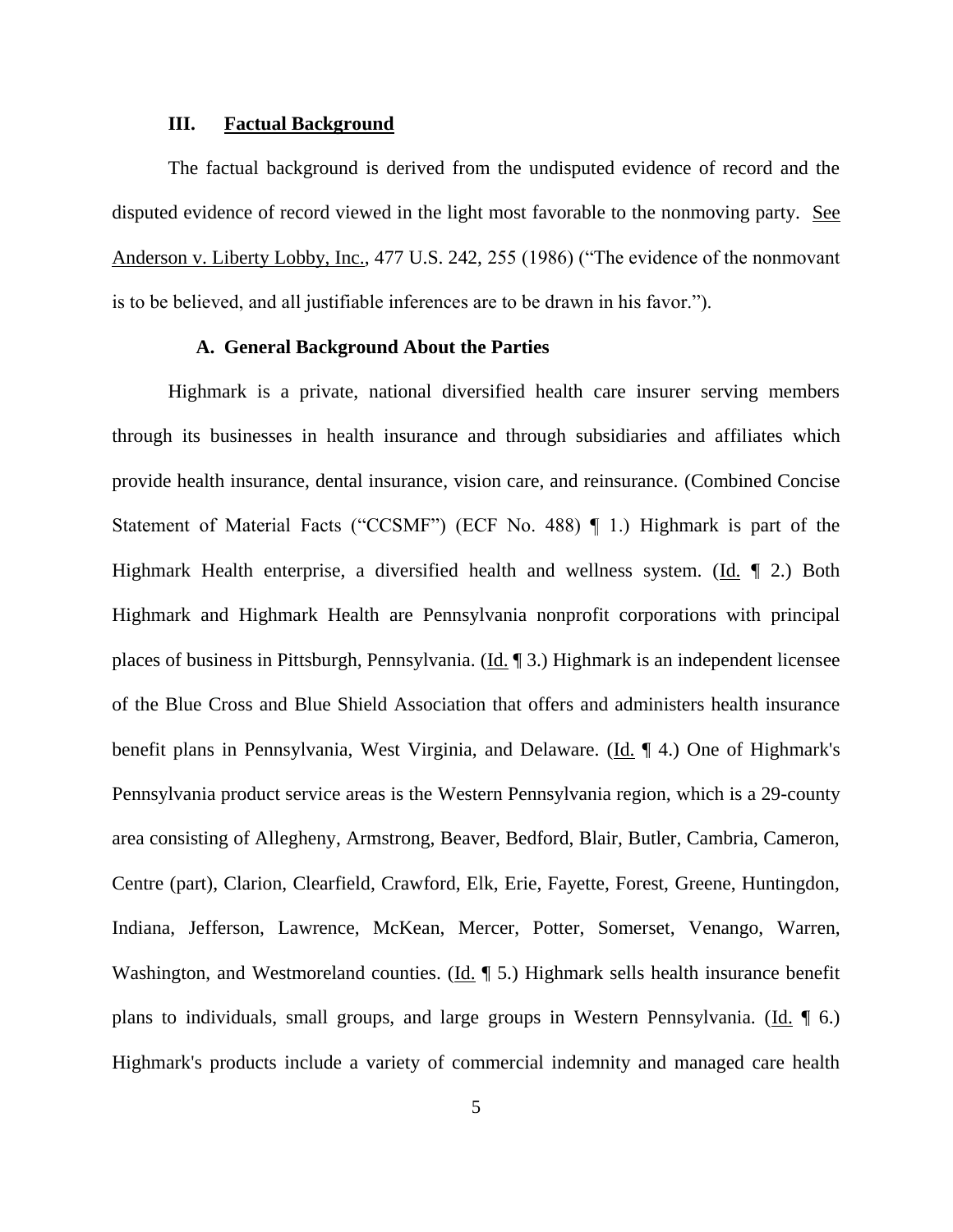## III. Factual Background

The factual background is derived from the undisputed evidence of record and the disputed evidence of record viewed in the light most favorable to the nonmoving party. See Anderson v. Liberty Lobby, Inc., 477 U.S. 242, 255 (1986) ("The evidence of the nonmovant is to be believed, and all justifiable inferences are to be drawn in his favor.").

### A. General Background About the Parties

Highmark is a private, national diversified health care insurer serving members through its businesses in health insurance and through subsidiaries and affiliates which provide health insurance, dental insurance, vision care, and reinsurance. (Combined Concise Statement of Material Facts ("CCSMF") (ECF No. 488) ¶ 1.) Highmark is part of the Highmark Health enterprise, a diversified health and wellness system. (Id. ¶ 2.) Both Highmark and Highmark Health are Pennsylvania nonprofit corporations with principal places of business in Pittsburgh, Pennsylvania. (Id. ¶ 3.) Highmark is an independent licensee of the Blue Cross and Blue Shield Association that offers and administers health insurance benefit plans in Pennsylvania, West Virginia, and Delaware. (Id. ¶ 4.) One of Highmark's Pennsylvania product service areas is the Western Pennsylvania region, which is a 29-county area consisting of Allegheny, Armstrong, Beaver, Bedford, Blair, Butler, Cambria, Cameron, Centre (part), Clarion, Clearfield, Crawford, Elk, Erie, Fayette, Forest, Greene, Huntingdon, Indiana, Jefferson, Lawrence, McKean, Mercer, Potter, Somerset, Venango, Warren, Washington, and Westmoreland counties. (Id. ¶ 5.) Highmark sells health insurance benefit plans to individuals, small groups, and large groups in Western Pennsylvania. (Id. ¶ 6.) Highmark's products include a variety of commercial indemnity and managed care health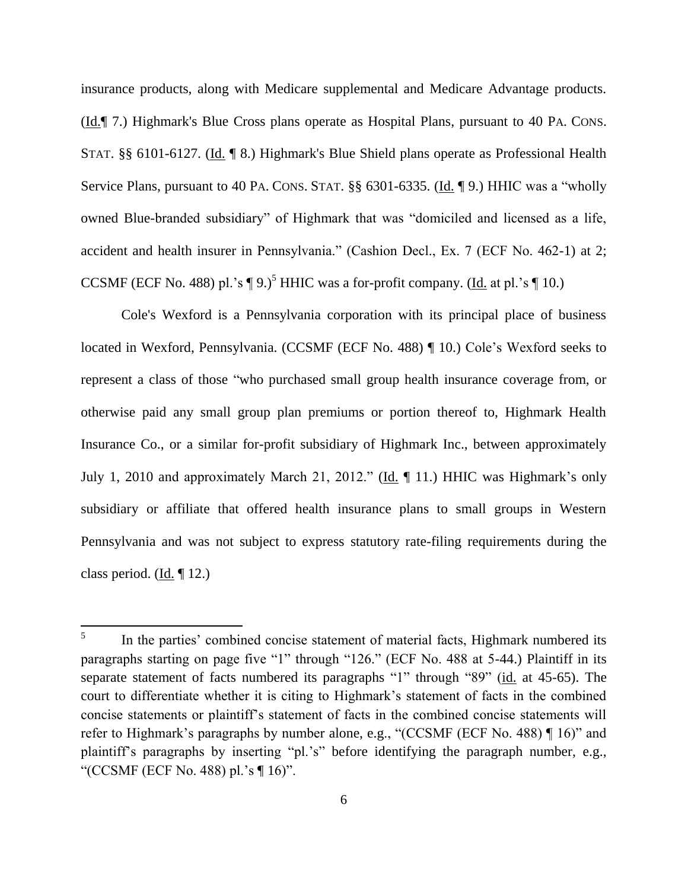insurance products, along with Medicare supplemental and Medicare Advantage products. (Id.¶ 7.) Highmark's Blue Cross plans operate as Hospital Plans, pursuant to 40 PA. CONS. STAT. §§ 6101-6127. (Id. ¶ 8.) Highmark's Blue Shield plans operate as Professional Health Service Plans, pursuant to 40 PA. CONS. STAT. §§ 6301-6335. (Id. ¶ 9.) HHIC was a "wholly owned Blue-branded subsidiary" of Highmark that was "domiciled and licensed as a life, accident and health insurer in Pennsylvania." (Cashion Decl., Ex. 7 (ECF No. 462-1) at 2; CCSMF (ECF No. 488) pl.'s ¶ 9.)[5] HHIC was a for-profit company. (Id. at pl.'s ¶ 10.)

Cole's Wexford is a Pennsylvania corporation with its principal place of business located in Wexford, Pennsylvania. (CCSMF (ECF No. 488) ¶ 10.) Cole's Wexford seeks to represent a class of those "who purchased small group health insurance coverage from, or otherwise paid any small group plan premiums or portion thereof to, Highmark Health Insurance Co., or a similar for-profit subsidiary of Highmark Inc., between approximately July 1, 2010 and approximately March 21, 2012." (Id. ¶ 11.) HHIC was Highmark's only subsidiary or affiliate that offered health insurance plans to small groups in Western Pennsylvania and was not subject to express statutory rate-filing requirements during the class period. (Id. ¶ 12.)

---

[5] In the parties' combined concise statement of material facts, Highmark numbered its paragraphs starting on page five "1" through "126." (ECF No. 488 at 5-44.) Plaintiff in its separate statement of facts numbered its paragraphs "1" through "89" (id. at 45-65). The court to differentiate whether it is citing to Highmark's statement of facts in the combined concise statements or plaintiff's statement of facts in the combined concise statements will refer to Highmark's paragraphs by number alone, e.g., "(CCSMF (ECF No. 488) ¶ 16)" and plaintiff's paragraphs by inserting "pl.'s" before identifying the paragraph number, e.g., "(CCSMF (ECF No. 488) pl.'s ¶ 16)".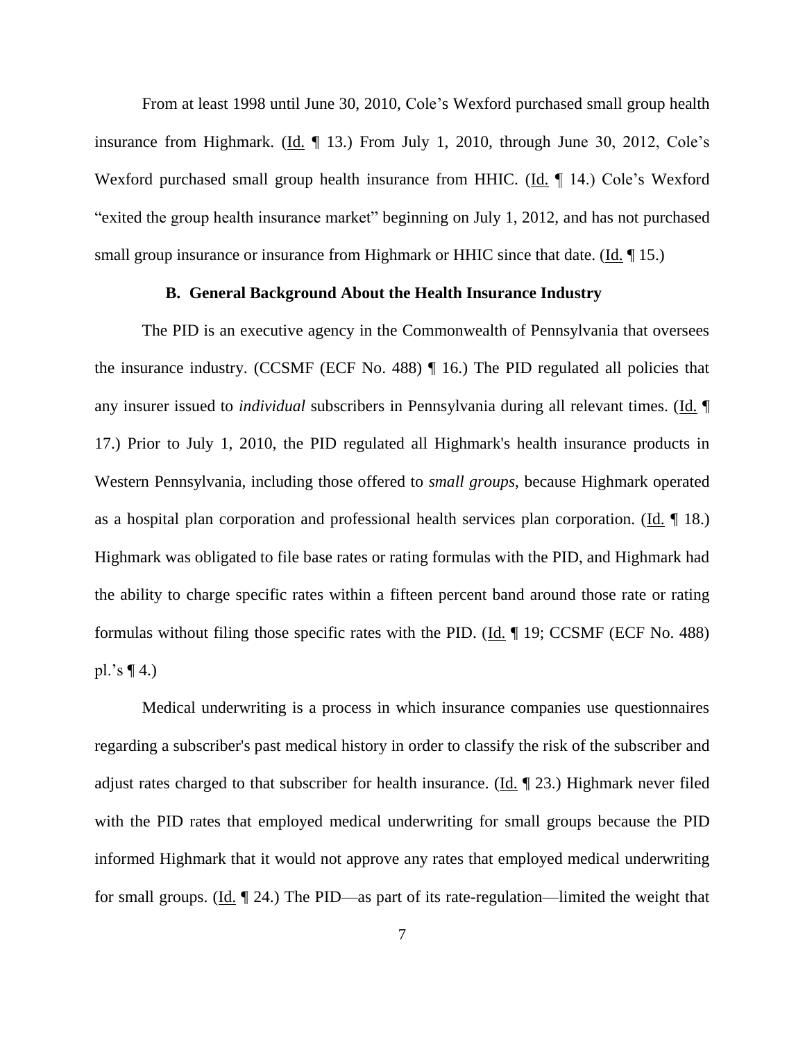From at least 1998 until June 30, 2010, Cole's Wexford purchased small group health insurance from Highmark. (Id. ¶ 13.) From July 1, 2010, through June 30, 2012, Cole's Wexford purchased small group health insurance from HHIC. (Id. ¶ 14.) Cole's Wexford "exited the group health insurance market" beginning on July 1, 2012, and has not purchased small group insurance or insurance from Highmark or HHIC since that date. (Id. ¶ 15.)

### B. General Background About the Health Insurance Industry

The PID is an executive agency in the Commonwealth of Pennsylvania that oversees the insurance industry. (CCSMF (ECF No. 488) ¶ 16.) The PID regulated all policies that any insurer issued to *individual* subscribers in Pennsylvania during all relevant times. (Id. ¶ 17.) Prior to July 1, 2010, the PID regulated all Highmark's health insurance products in Western Pennsylvania, including those offered to *small groups*, because Highmark operated as a hospital plan corporation and professional health services plan corporation. (Id. ¶ 18.) Highmark was obligated to file base rates or rating formulas with the PID, and Highmark had the ability to charge specific rates within a fifteen percent band around those rate or rating formulas without filing those specific rates with the PID. (Id. ¶ 19; CCSMF (ECF No. 488) pl.'s ¶ 4.)

Medical underwriting is a process in which insurance companies use questionnaires regarding a subscriber's past medical history in order to classify the risk of the subscriber and adjust rates charged to that subscriber for health insurance. (Id. ¶ 23.) Highmark never filed with the PID rates that employed medical underwriting for small groups because the PID informed Highmark that it would not approve any rates that employed medical underwriting for small groups. (Id. ¶ 24.) The PID—as part of its rate-regulation—limited the weight that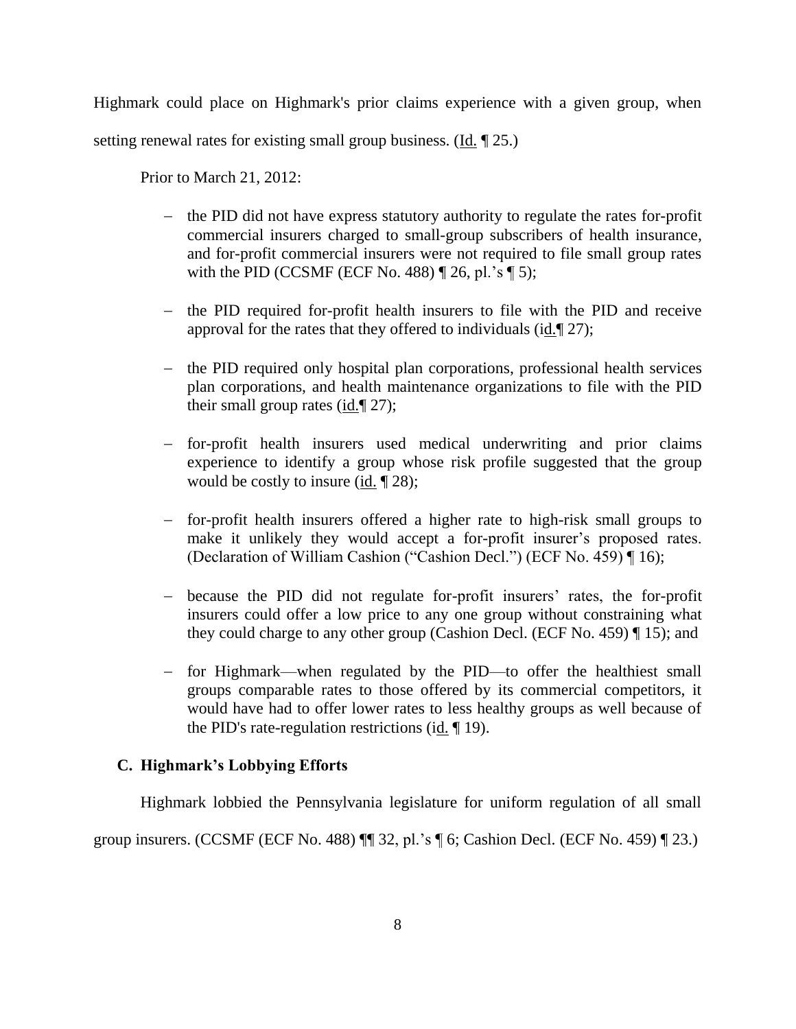Highmark could place on Highmark's prior claims experience with a given group, when setting renewal rates for existing small group business. (Id. ¶ 25.)

Prior to March 21, 2012:

- the PID did not have express statutory authority to regulate the rates for-profit commercial insurers charged to small-group subscribers of health insurance, and for-profit commercial insurers were not required to file small group rates with the PID (CCSMF (ECF No. 488) ¶ 26, pl.'s ¶ 5);
- the PID required for-profit health insurers to file with the PID and receive approval for the rates that they offered to individuals (id.¶ 27);
- the PID required only hospital plan corporations, professional health services plan corporations, and health maintenance organizations to file with the PID their small group rates (id.¶ 27);
- for-profit health insurers used medical underwriting and prior claims experience to identify a group whose risk profile suggested that the group would be costly to insure (id. ¶ 28);
- for-profit health insurers offered a higher rate to high-risk small groups to make it unlikely they would accept a for-profit insurer's proposed rates. (Declaration of William Cashion ("Cashion Decl.") (ECF No. 459) ¶ 16);
- because the PID did not regulate for-profit insurers' rates, the for-profit insurers could offer a low price to any one group without constraining what they could charge to any other group (Cashion Decl. (ECF No. 459) ¶ 15); and
- for Highmark—when regulated by the PID—to offer the healthiest small groups comparable rates to those offered by its commercial competitors, it would have had to offer lower rates to less healthy groups as well because of the PID's rate-regulation restrictions (id. ¶ 19).

### C. Highmark's Lobbying Efforts

Highmark lobbied the Pennsylvania legislature for uniform regulation of all small group insurers. (CCSMF (ECF No. 488) ¶¶ 32, pl.'s ¶ 6; Cashion Decl. (ECF No. 459) ¶ 23.)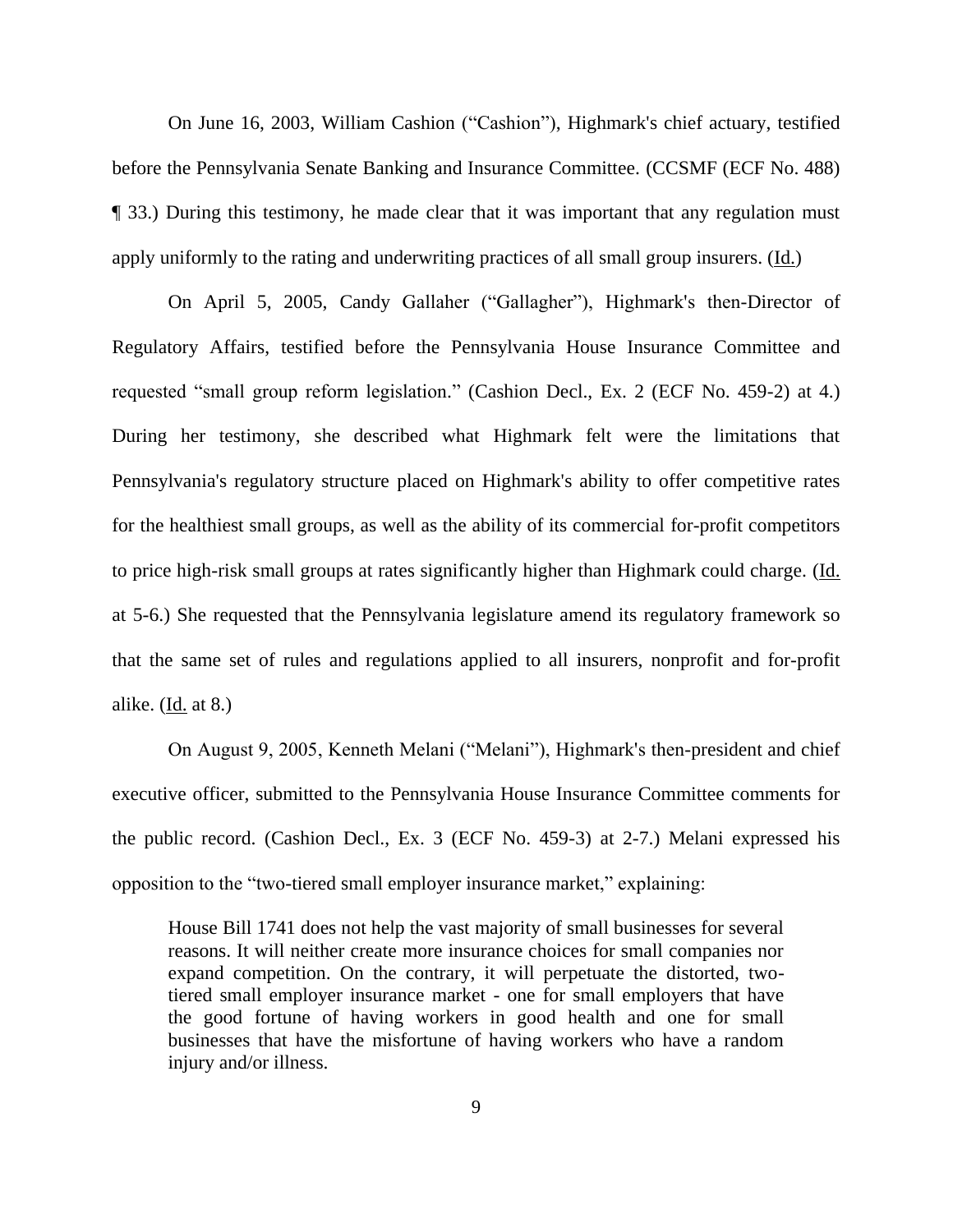On June 16, 2003, William Cashion ("Cashion"), Highmark's chief actuary, testified before the Pennsylvania Senate Banking and Insurance Committee. (CCSMF (ECF No. 488) ¶ 33.) During this testimony, he made clear that it was important that any regulation must apply uniformly to the rating and underwriting practices of all small group insurers. (Id.)

On April 5, 2005, Candy Gallaher ("Gallagher"), Highmark's then-Director of Regulatory Affairs, testified before the Pennsylvania House Insurance Committee and requested "small group reform legislation." (Cashion Decl., Ex. 2 (ECF No. 459-2) at 4.) During her testimony, she described what Highmark felt were the limitations that Pennsylvania's regulatory structure placed on Highmark's ability to offer competitive rates for the healthiest small groups, as well as the ability of its commercial for-profit competitors to price high-risk small groups at rates significantly higher than Highmark could charge. (Id. at 5-6.) She requested that the Pennsylvania legislature amend its regulatory framework so that the same set of rules and regulations applied to all insurers, nonprofit and for-profit alike. (Id. at 8.)

On August 9, 2005, Kenneth Melani ("Melani"), Highmark's then-president and chief executive officer, submitted to the Pennsylvania House Insurance Committee comments for the public record. (Cashion Decl., Ex. 3 (ECF No. 459-3) at 2-7.) Melani expressed his opposition to the "two-tiered small employer insurance market," explaining:

> House Bill 1741 does not help the vast majority of small businesses for several reasons. It will neither create more insurance choices for small companies nor expand competition. On the contrary, it will perpetuate the distorted, two-tiered small employer insurance market - one for small employers that have the good fortune of having workers in good health and one for small businesses that have the misfortune of having workers who have a random injury and/or illness.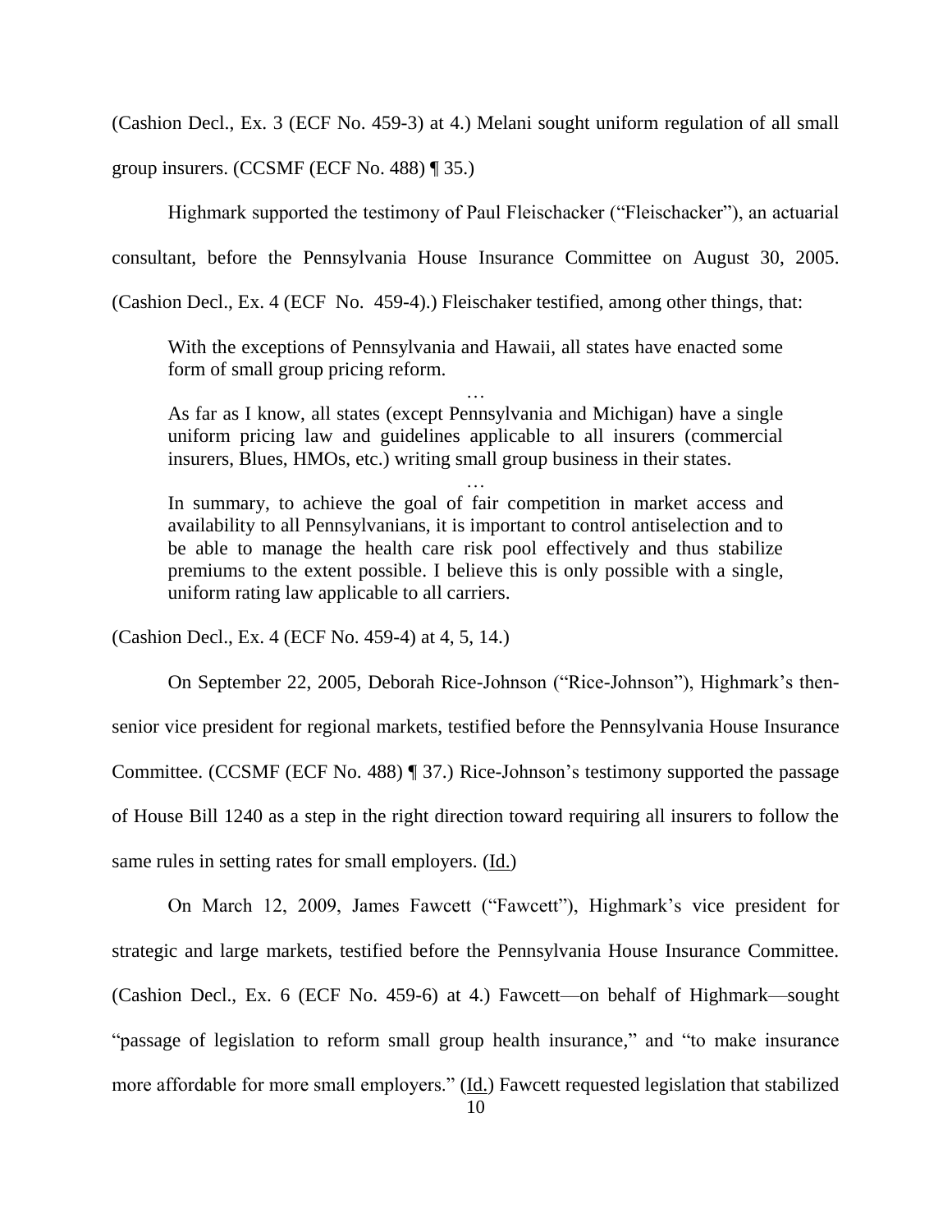(Cashion Decl., Ex. 3 (ECF No. 459-3) at 4.) Melani sought uniform regulation of all small group insurers. (CCSMF (ECF No. 488) ¶ 35.)

Highmark supported the testimony of Paul Fleischacker ("Fleischacker"), an actuarial consultant, before the Pennsylvania House Insurance Committee on August 30, 2005. (Cashion Decl., Ex. 4 (ECF No. 459-4).) Fleischaker testified, among other things, that:

> With the exceptions of Pennsylvania and Hawaii, all states have enacted some form of small group pricing reform.
>
> …
>
> As far as I know, all states (except Pennsylvania and Michigan) have a single uniform pricing law and guidelines applicable to all insurers (commercial insurers, Blues, HMOs, etc.) writing small group business in their states.
>
> …
>
> In summary, to achieve the goal of fair competition in market access and availability to all Pennsylvanians, it is important to control antiselection and to be able to manage the health care risk pool effectively and thus stabilize premiums to the extent possible. I believe this is only possible with a single, uniform rating law applicable to all carriers.

(Cashion Decl., Ex. 4 (ECF No. 459-4) at 4, 5, 14.)

On September 22, 2005, Deborah Rice-Johnson ("Rice-Johnson"), Highmark's then-senior vice president for regional markets, testified before the Pennsylvania House Insurance Committee. (CCSMF (ECF No. 488) ¶ 37.) Rice-Johnson's testimony supported the passage of House Bill 1240 as a step in the right direction toward requiring all insurers to follow the same rules in setting rates for small employers. (Id.)

On March 12, 2009, James Fawcett ("Fawcett"), Highmark's vice president for strategic and large markets, testified before the Pennsylvania House Insurance Committee. (Cashion Decl., Ex. 6 (ECF No. 459-6) at 4.) Fawcett—on behalf of Highmark—sought "passage of legislation to reform small group health insurance," and "to make insurance more affordable for more small employers." (Id.) Fawcett requested legislation that stabilized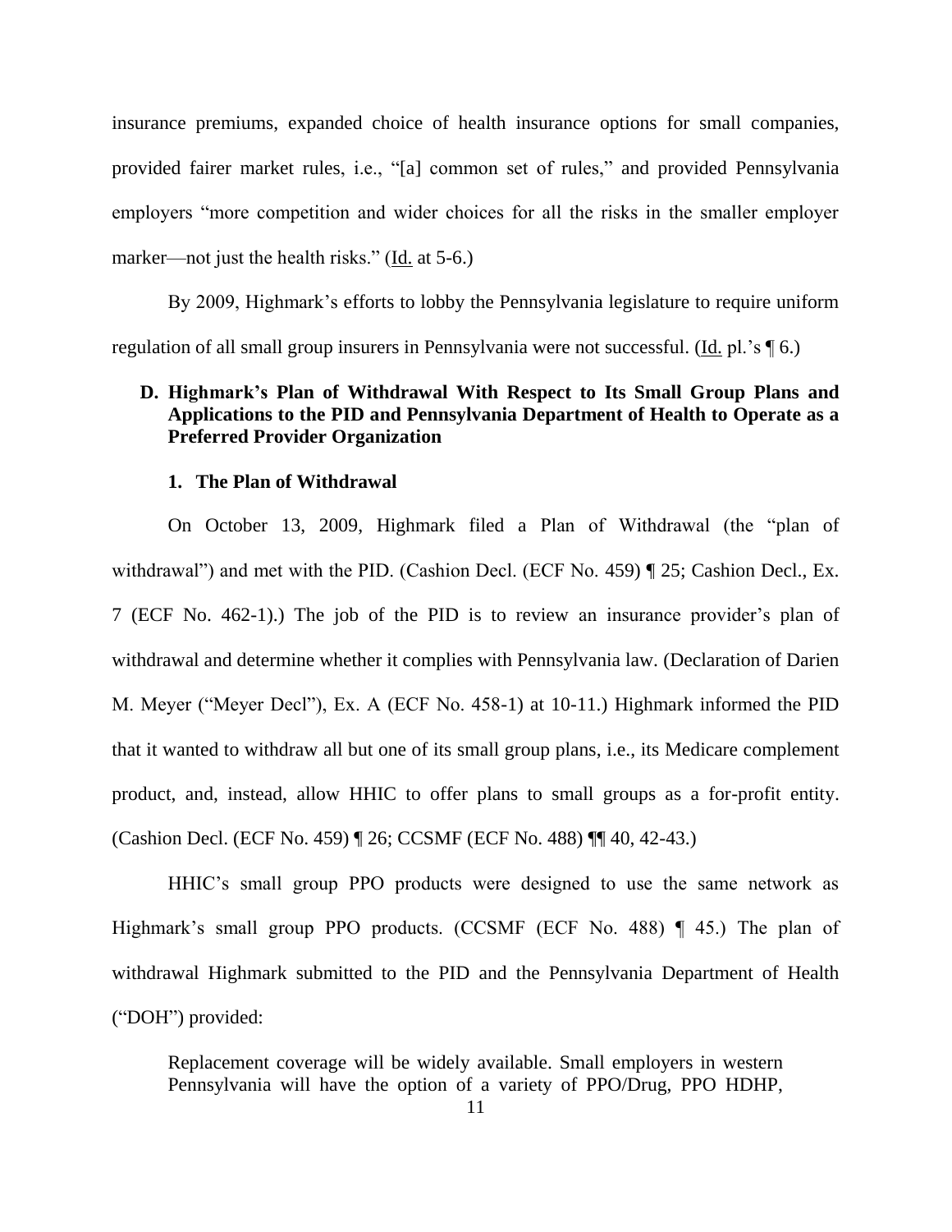insurance premiums, expanded choice of health insurance options for small companies, provided fairer market rules, i.e., "[a] common set of rules," and provided Pennsylvania employers "more competition and wider choices for all the risks in the smaller employer marker—not just the health risks." (Id. at 5-6.)

By 2009, Highmark's efforts to lobby the Pennsylvania legislature to require uniform regulation of all small group insurers in Pennsylvania were not successful. (Id. pl.'s ¶ 6.)

### D. Highmark's Plan of Withdrawal With Respect to Its Small Group Plans and Applications to the PID and Pennsylvania Department of Health to Operate as a Preferred Provider Organization

#### 1. The Plan of Withdrawal

On October 13, 2009, Highmark filed a Plan of Withdrawal (the "plan of withdrawal") and met with the PID. (Cashion Decl. (ECF No. 459) ¶ 25; Cashion Decl., Ex. 7 (ECF No. 462-1).) The job of the PID is to review an insurance provider's plan of withdrawal and determine whether it complies with Pennsylvania law. (Declaration of Darien M. Meyer ("Meyer Decl"), Ex. A (ECF No. 458-1) at 10-11.) Highmark informed the PID that it wanted to withdraw all but one of its small group plans, i.e., its Medicare complement product, and, instead, allow HHIC to offer plans to small groups as a for-profit entity. (Cashion Decl. (ECF No. 459) ¶ 26; CCSMF (ECF No. 488) ¶¶ 40, 42-43.)

HHIC's small group PPO products were designed to use the same network as Highmark's small group PPO products. (CCSMF (ECF No. 488) ¶ 45.) The plan of withdrawal Highmark submitted to the PID and the Pennsylvania Department of Health ("DOH") provided:

> Replacement coverage will be widely available. Small employers in western Pennsylvania will have the option of a variety of PPO/Drug, PPO HDHP,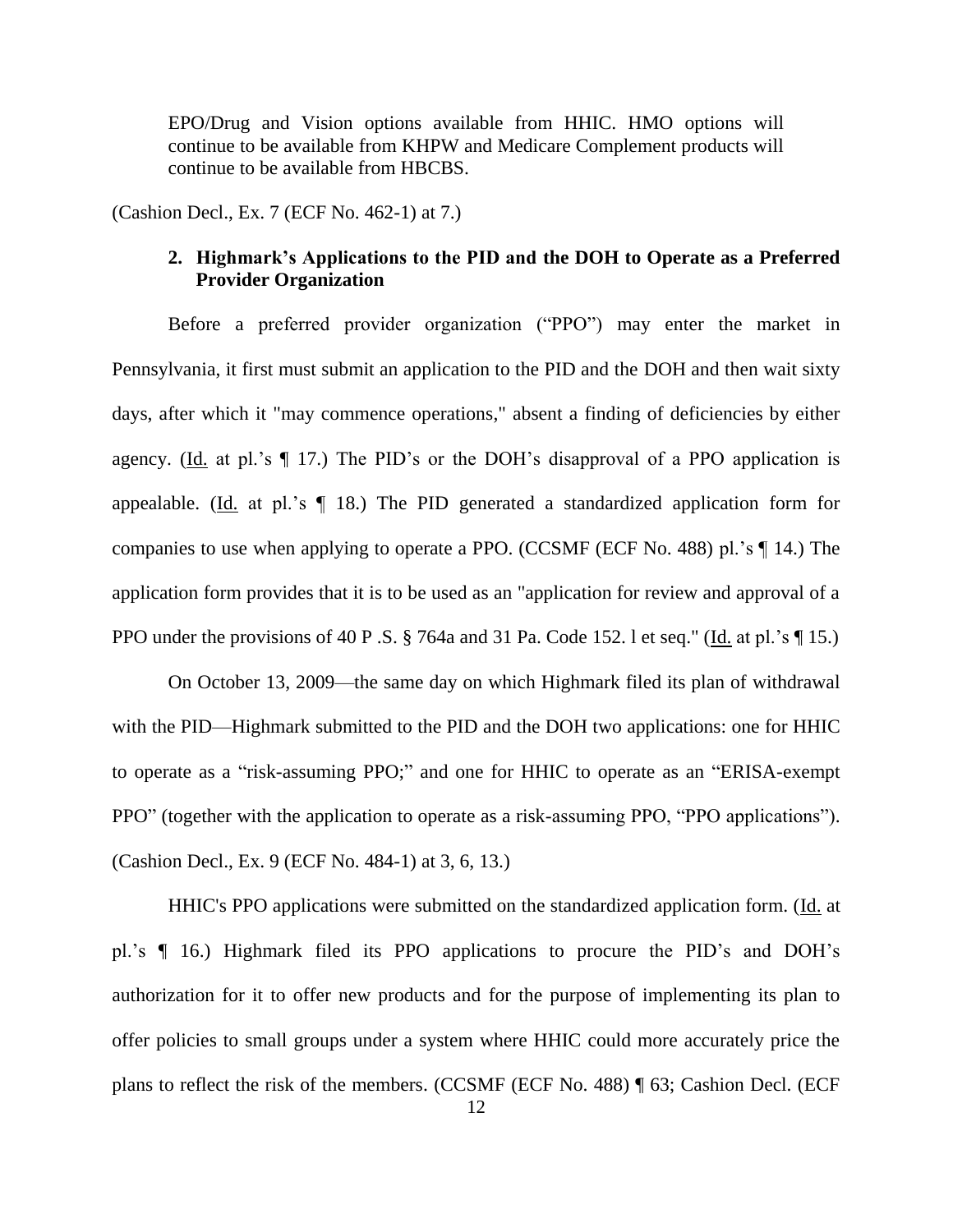EPO/Drug and Vision options available from HHIC. HMO options will continue to be available from KHPW and Medicare Complement products will continue to be available from HBCBS.

(Cashion Decl., Ex. 7 (ECF No. 462-1) at 7.)

### 2. Highmark's Applications to the PID and the DOH to Operate as a Preferred Provider Organization

Before a preferred provider organization ("PPO") may enter the market in Pennsylvania, it first must submit an application to the PID and the DOH and then wait sixty days, after which it "may commence operations," absent a finding of deficiencies by either agency. (Id. at pl.'s ¶ 17.) The PID's or the DOH's disapproval of a PPO application is appealable. (Id. at pl.'s ¶ 18.) The PID generated a standardized application form for companies to use when applying to operate a PPO. (CCSMF (ECF No. 488) pl.'s ¶ 14.) The application form provides that it is to be used as an "application for review and approval of a PPO under the provisions of 40 P .S. § 764a and 31 Pa. Code 152. l et seq." (Id. at pl.'s ¶ 15.)

On October 13, 2009—the same day on which Highmark filed its plan of withdrawal with the PID—Highmark submitted to the PID and the DOH two applications: one for HHIC to operate as a "risk-assuming PPO;" and one for HHIC to operate as an "ERISA-exempt PPO" (together with the application to operate as a risk-assuming PPO, "PPO applications"). (Cashion Decl., Ex. 9 (ECF No. 484-1) at 3, 6, 13.)

HHIC's PPO applications were submitted on the standardized application form. (Id. at pl.'s ¶ 16.) Highmark filed its PPO applications to procure the PID's and DOH's authorization for it to offer new products and for the purpose of implementing its plan to offer policies to small groups under a system where HHIC could more accurately price the plans to reflect the risk of the members. (CCSMF (ECF No. 488) ¶ 63; Cashion Decl. (ECF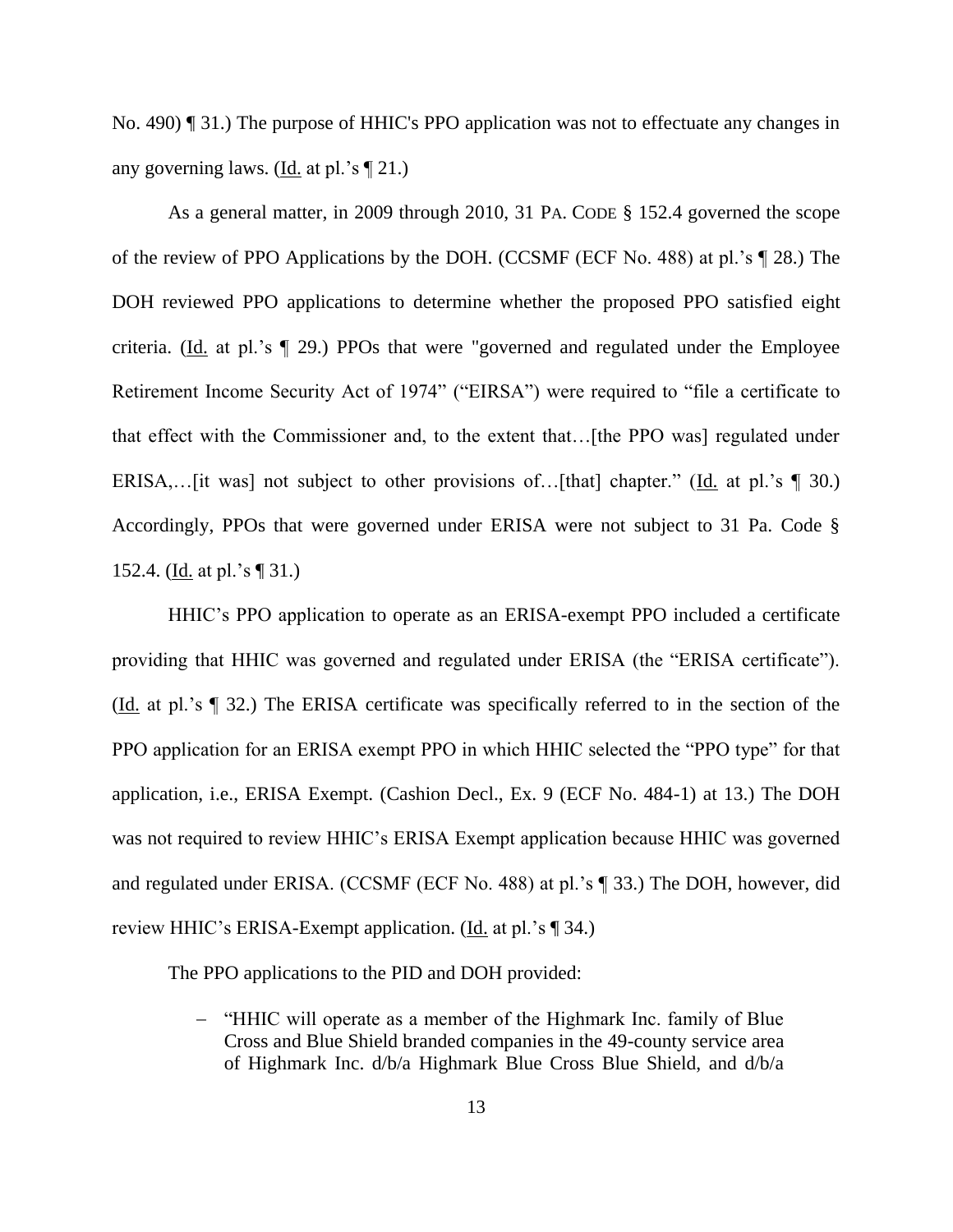No. 490) ¶ 31.) The purpose of HHIC's PPO application was not to effectuate any changes in any governing laws. (Id. at pl.'s ¶ 21.)

As a general matter, in 2009 through 2010, 31 PA. CODE § 152.4 governed the scope of the review of PPO Applications by the DOH. (CCSMF (ECF No. 488) at pl.'s ¶ 28.) The DOH reviewed PPO applications to determine whether the proposed PPO satisfied eight criteria. (Id. at pl.'s ¶ 29.) PPOs that were "governed and regulated under the Employee Retirement Income Security Act of 1974" ("EIRSA") were required to "file a certificate to that effect with the Commissioner and, to the extent that…[the PPO was] regulated under ERISA,…[it was] not subject to other provisions of…[that] chapter." (Id. at pl.'s ¶ 30.) Accordingly, PPOs that were governed under ERISA were not subject to 31 Pa. Code § 152.4. (Id. at pl.'s ¶ 31.)

HHIC's PPO application to operate as an ERISA-exempt PPO included a certificate providing that HHIC was governed and regulated under ERISA (the "ERISA certificate"). (Id. at pl.'s ¶ 32.) The ERISA certificate was specifically referred to in the section of the PPO application for an ERISA exempt PPO in which HHIC selected the "PPO type" for that application, i.e., ERISA Exempt. (Cashion Decl., Ex. 9 (ECF No. 484-1) at 13.) The DOH was not required to review HHIC's ERISA Exempt application because HHIC was governed and regulated under ERISA. (CCSMF (ECF No. 488) at pl.'s ¶ 33.) The DOH, however, did review HHIC's ERISA-Exempt application. (Id. at pl.'s ¶ 34.)

The PPO applications to the PID and DOH provided:

> – "HHIC will operate as a member of the Highmark Inc. family of Blue Cross and Blue Shield branded companies in the 49-county service area of Highmark Inc. d/b/a Highmark Blue Cross Blue Shield, and d/b/a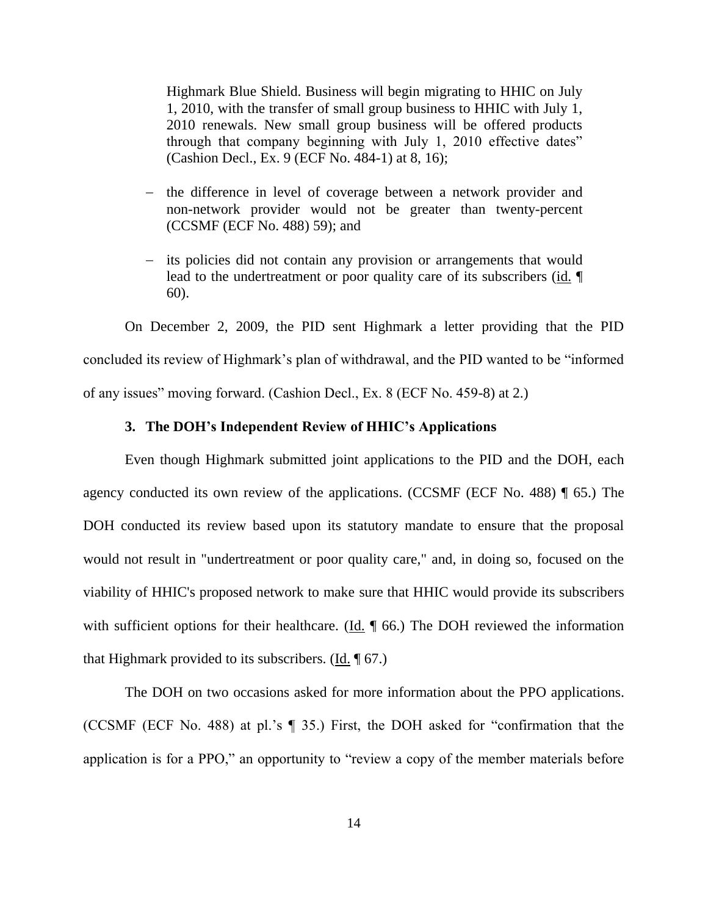Highmark Blue Shield. Business will begin migrating to HHIC on July 1, 2010, with the transfer of small group business to HHIC with July 1, 2010 renewals. New small group business will be offered products through that company beginning with July 1, 2010 effective dates" (Cashion Decl., Ex. 9 (ECF No. 484-1) at 8, 16);

- the difference in level of coverage between a network provider and non-network provider would not be greater than twenty-percent (CCSMF (ECF No. 488) 59); and
- its policies did not contain any provision or arrangements that would lead to the undertreatment or poor quality care of its subscribers (id. ¶ 60).

On December 2, 2009, the PID sent Highmark a letter providing that the PID concluded its review of Highmark's plan of withdrawal, and the PID wanted to be "informed of any issues" moving forward. (Cashion Decl., Ex. 8 (ECF No. 459-8) at 2.)

### 3. The DOH's Independent Review of HHIC's Applications

Even though Highmark submitted joint applications to the PID and the DOH, each agency conducted its own review of the applications. (CCSMF (ECF No. 488) ¶ 65.) The DOH conducted its review based upon its statutory mandate to ensure that the proposal would not result in "undertreatment or poor quality care," and, in doing so, focused on the viability of HHIC's proposed network to make sure that HHIC would provide its subscribers with sufficient options for their healthcare. (Id. ¶ 66.) The DOH reviewed the information that Highmark provided to its subscribers. (Id. ¶ 67.)

The DOH on two occasions asked for more information about the PPO applications. (CCSMF (ECF No. 488) at pl.'s ¶ 35.) First, the DOH asked for "confirmation that the application is for a PPO," an opportunity to "review a copy of the member materials before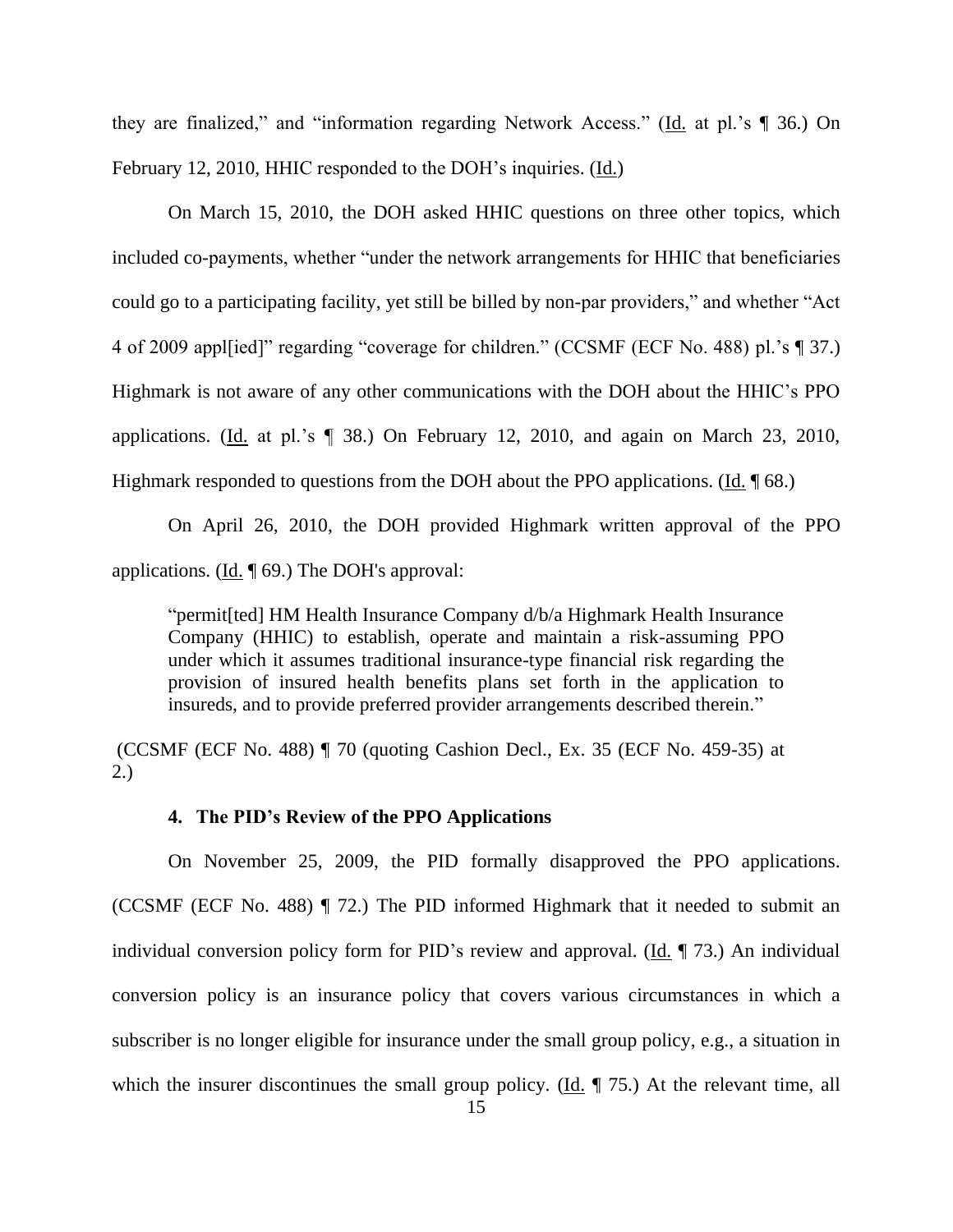they are finalized," and "information regarding Network Access." (Id. at pl.'s ¶ 36.) On February 12, 2010, HHIC responded to the DOH's inquiries. (Id.)

On March 15, 2010, the DOH asked HHIC questions on three other topics, which included co-payments, whether "under the network arrangements for HHIC that beneficiaries could go to a participating facility, yet still be billed by non-par providers," and whether "Act 4 of 2009 appl[ied]" regarding "coverage for children." (CCSMF (ECF No. 488) pl.'s ¶ 37.) Highmark is not aware of any other communications with the DOH about the HHIC's PPO applications. (Id. at pl.'s ¶ 38.) On February 12, 2010, and again on March 23, 2010, Highmark responded to questions from the DOH about the PPO applications. (Id. ¶ 68.)

On April 26, 2010, the DOH provided Highmark written approval of the PPO applications. (Id. ¶ 69.) The DOH's approval:

> "permit[ted] HM Health Insurance Company d/b/a Highmark Health Insurance Company (HHIC) to establish, operate and maintain a risk-assuming PPO under which it assumes traditional insurance-type financial risk regarding the provision of insured health benefits plans set forth in the application to insureds, and to provide preferred provider arrangements described therein."

(CCSMF (ECF No. 488) ¶ 70 (quoting Cashion Decl., Ex. 35 (ECF No. 459-35) at 2.)

#### 4. The PID's Review of the PPO Applications

On November 25, 2009, the PID formally disapproved the PPO applications. (CCSMF (ECF No. 488) ¶ 72.) The PID informed Highmark that it needed to submit an individual conversion policy form for PID's review and approval. (Id. ¶ 73.) An individual conversion policy is an insurance policy that covers various circumstances in which a subscriber is no longer eligible for insurance under the small group policy, e.g., a situation in which the insurer discontinues the small group policy. (Id. ¶ 75.) At the relevant time, all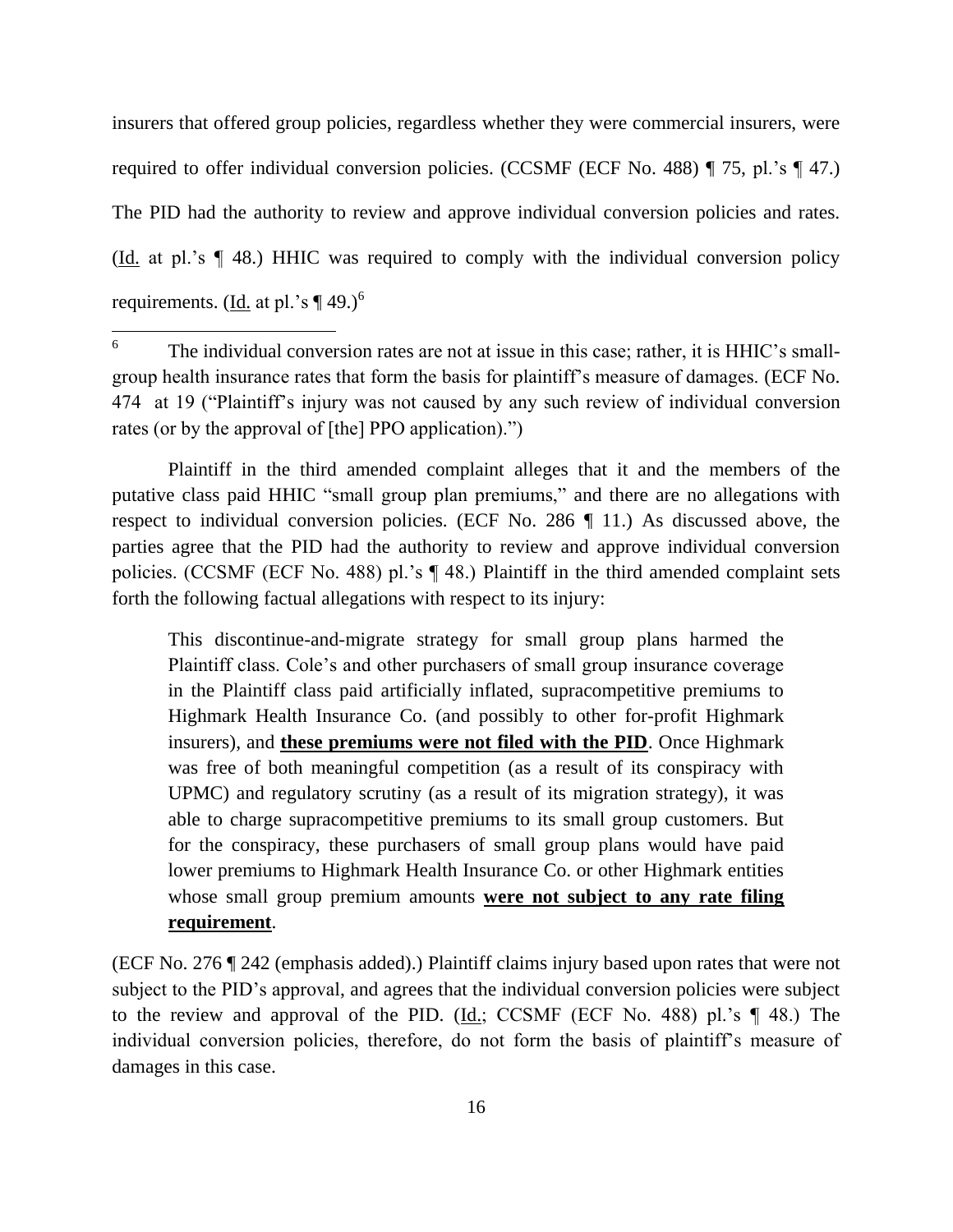insurers that offered group policies, regardless whether they were commercial insurers, were required to offer individual conversion policies. (CCSMF (ECF No. 488) ¶ 75, pl.'s ¶ 47.) The PID had the authority to review and approve individual conversion policies and rates. (Id. at pl.'s ¶ 48.) HHIC was required to comply with the individual conversion policy requirements. (Id. at pl.'s ¶ 49.)[6]

Plaintiff in the third amended complaint alleges that it and the members of the putative class paid HHIC "small group plan premiums," and there are no allegations with respect to individual conversion policies. (ECF No. 286 ¶ 11.) As discussed above, the parties agree that the PID had the authority to review and approve individual conversion policies. (CCSMF (ECF No. 488) pl.'s ¶ 48.) Plaintiff in the third amended complaint sets forth the following factual allegations with respect to its injury:

> This discontinue-and-migrate strategy for small group plans harmed the Plaintiff class. Cole's and other purchasers of small group insurance coverage in the Plaintiff class paid artificially inflated, supracompetitive premiums to Highmark Health Insurance Co. (and possibly to other for-profit Highmark insurers), and **these premiums were not filed with the PID**. Once Highmark was free of both meaningful competition (as a result of its conspiracy with UPMC) and regulatory scrutiny (as a result of its migration strategy), it was able to charge supracompetitive premiums to its small group customers. But for the conspiracy, these purchasers of small group plans would have paid lower premiums to Highmark Health Insurance Co. or other Highmark entities whose small group premium amounts **were not subject to any rate filing requirement**.

(ECF No. 276 ¶ 242 (emphasis added).) Plaintiff claims injury based upon rates that were not subject to the PID's approval, and agrees that the individual conversion policies were subject to the review and approval of the PID. (Id.; CCSMF (ECF No. 488) pl.'s ¶ 48.) The individual conversion policies, therefore, do not form the basis of plaintiff's measure of damages in this case.

---

[6] The individual conversion rates are not at issue in this case; rather, it is HHIC's small-group health insurance rates that form the basis for plaintiff's measure of damages. (ECF No. 474 at 19 ("Plaintiff's injury was not caused by any such review of individual conversion rates (or by the approval of [the] PPO application).")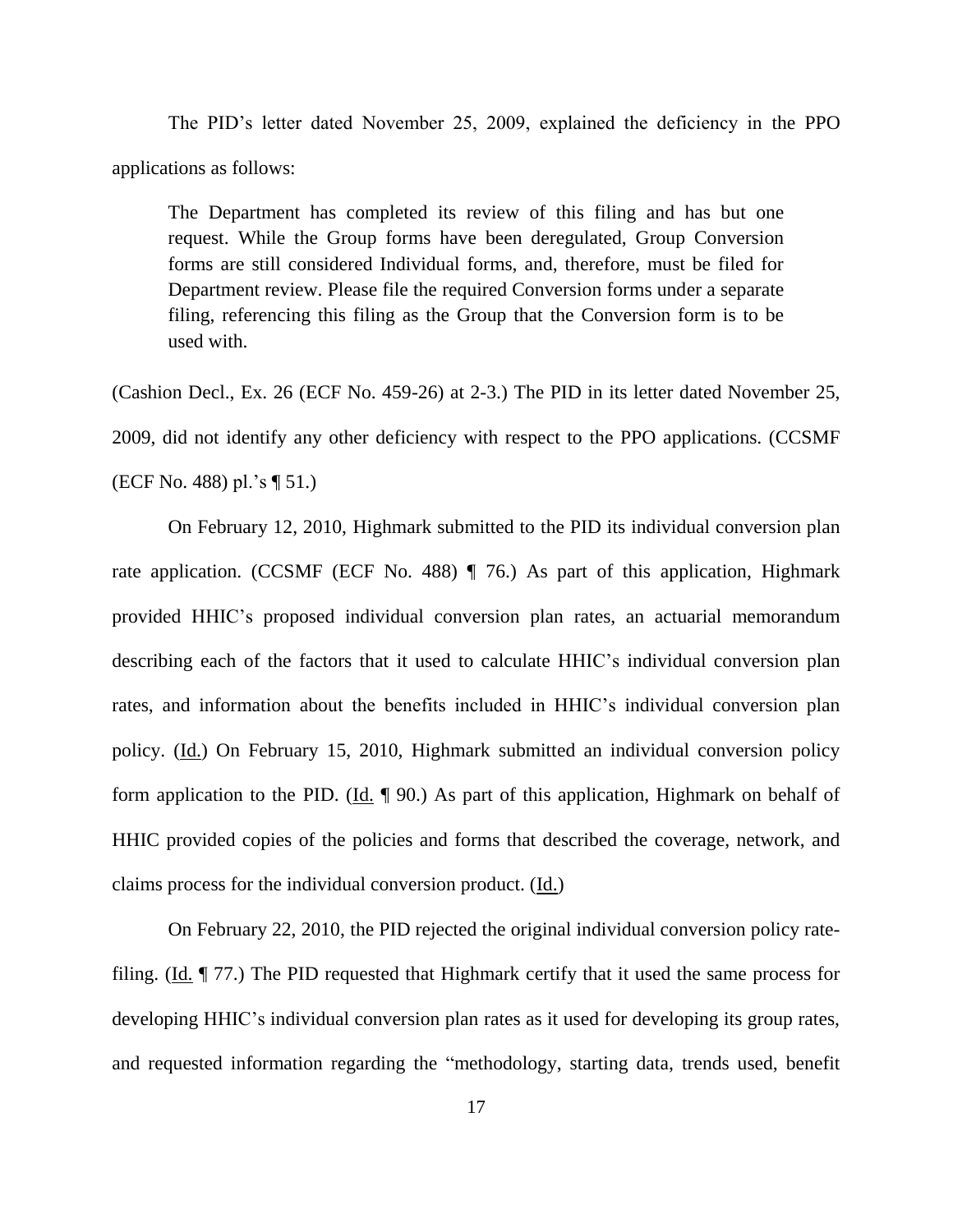The PID's letter dated November 25, 2009, explained the deficiency in the PPO applications as follows:

> The Department has completed its review of this filing and has but one request. While the Group forms have been deregulated, Group Conversion forms are still considered Individual forms, and, therefore, must be filed for Department review. Please file the required Conversion forms under a separate filing, referencing this filing as the Group that the Conversion form is to be used with.

(Cashion Decl., Ex. 26 (ECF No. 459-26) at 2-3.) The PID in its letter dated November 25, 2009, did not identify any other deficiency with respect to the PPO applications. (CCSMF (ECF No. 488) pl.'s ¶ 51.)

On February 12, 2010, Highmark submitted to the PID its individual conversion plan rate application. (CCSMF (ECF No. 488) ¶ 76.) As part of this application, Highmark provided HHIC's proposed individual conversion plan rates, an actuarial memorandum describing each of the factors that it used to calculate HHIC's individual conversion plan rates, and information about the benefits included in HHIC's individual conversion plan policy. (Id.) On February 15, 2010, Highmark submitted an individual conversion policy form application to the PID. (Id. ¶ 90.) As part of this application, Highmark on behalf of HHIC provided copies of the policies and forms that described the coverage, network, and claims process for the individual conversion product. (Id.)

On February 22, 2010, the PID rejected the original individual conversion policy rate-filing. (Id. ¶ 77.) The PID requested that Highmark certify that it used the same process for developing HHIC's individual conversion plan rates as it used for developing its group rates, and requested information regarding the "methodology, starting data, trends used, benefit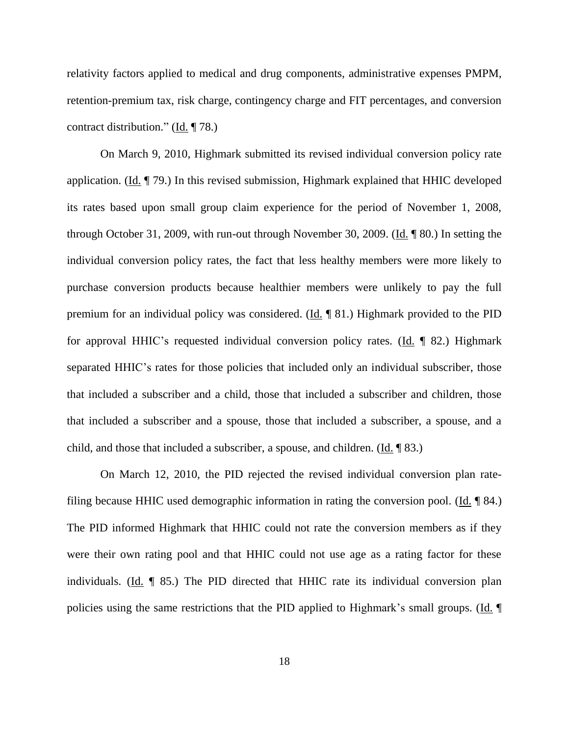relativity factors applied to medical and drug components, administrative expenses PMPM, retention-premium tax, risk charge, contingency charge and FIT percentages, and conversion contract distribution." (Id. ¶ 78.)

On March 9, 2010, Highmark submitted its revised individual conversion policy rate application. (Id. ¶ 79.) In this revised submission, Highmark explained that HHIC developed its rates based upon small group claim experience for the period of November 1, 2008, through October 31, 2009, with run-out through November 30, 2009. (Id. ¶ 80.) In setting the individual conversion policy rates, the fact that less healthy members were more likely to purchase conversion products because healthier members were unlikely to pay the full premium for an individual policy was considered. (Id. ¶ 81.) Highmark provided to the PID for approval HHIC's requested individual conversion policy rates. (Id. ¶ 82.) Highmark separated HHIC's rates for those policies that included only an individual subscriber, those that included a subscriber and a child, those that included a subscriber and children, those that included a subscriber and a spouse, those that included a subscriber, a spouse, and a child, and those that included a subscriber, a spouse, and children. (Id. ¶ 83.)

On March 12, 2010, the PID rejected the revised individual conversion plan rate-filing because HHIC used demographic information in rating the conversion pool. (Id. ¶ 84.) The PID informed Highmark that HHIC could not rate the conversion members as if they were their own rating pool and that HHIC could not use age as a rating factor for these individuals. (Id. ¶ 85.) The PID directed that HHIC rate its individual conversion plan policies using the same restrictions that the PID applied to Highmark's small groups. (Id. ¶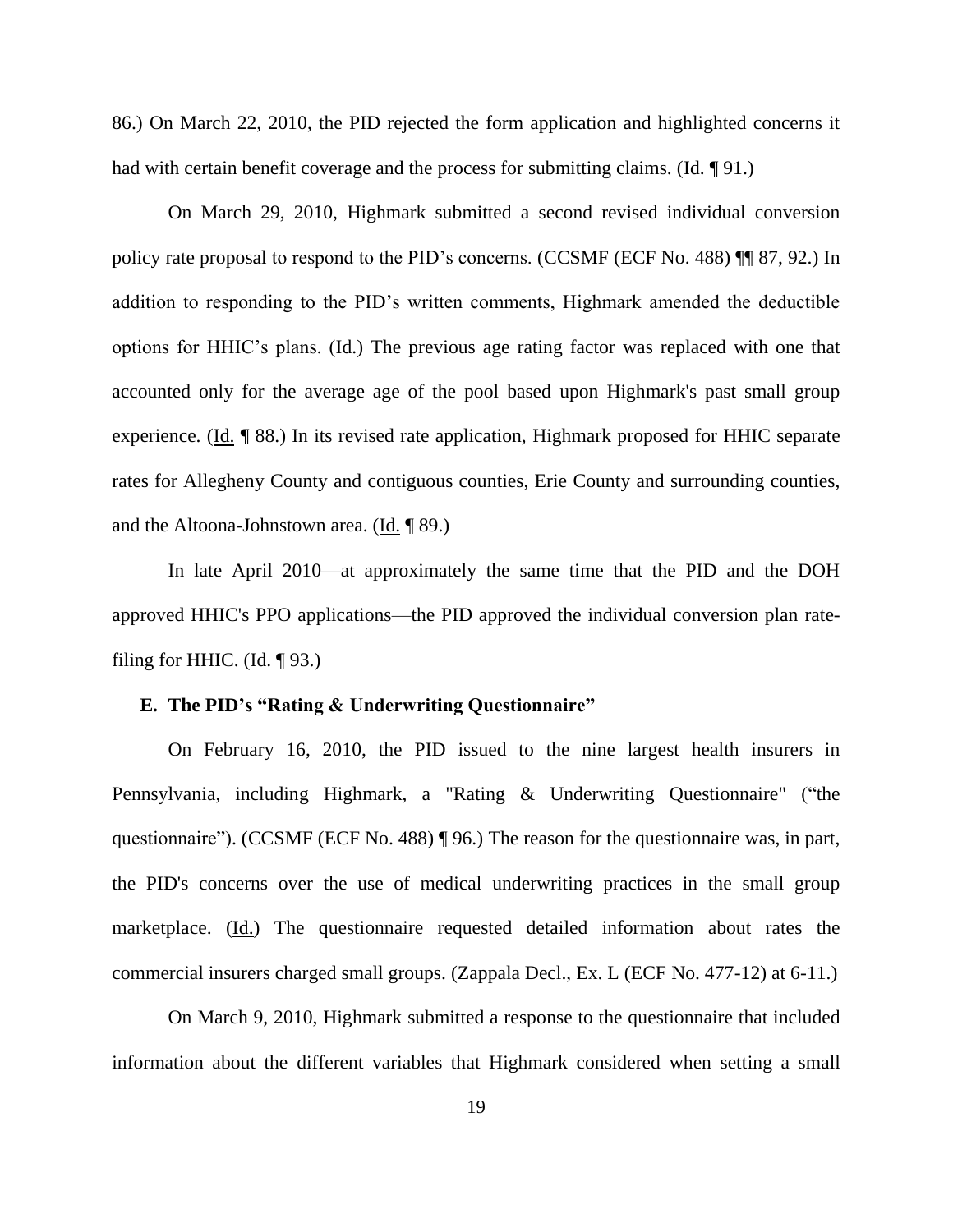86.) On March 22, 2010, the PID rejected the form application and highlighted concerns it had with certain benefit coverage and the process for submitting claims. (Id. ¶ 91.)

On March 29, 2010, Highmark submitted a second revised individual conversion policy rate proposal to respond to the PID's concerns. (CCSMF (ECF No. 488) ¶¶ 87, 92.) In addition to responding to the PID's written comments, Highmark amended the deductible options for HHIC's plans. (Id.) The previous age rating factor was replaced with one that accounted only for the average age of the pool based upon Highmark's past small group experience. (Id. ¶ 88.) In its revised rate application, Highmark proposed for HHIC separate rates for Allegheny County and contiguous counties, Erie County and surrounding counties, and the Altoona-Johnstown area. (Id. ¶ 89.)

In late April 2010—at approximately the same time that the PID and the DOH approved HHIC's PPO applications—the PID approved the individual conversion plan rate-filing for HHIC. (Id. ¶ 93.)

### E. The PID's "Rating & Underwriting Questionnaire"

On February 16, 2010, the PID issued to the nine largest health insurers in Pennsylvania, including Highmark, a "Rating & Underwriting Questionnaire" ("the questionnaire"). (CCSMF (ECF No. 488) ¶ 96.) The reason for the questionnaire was, in part, the PID's concerns over the use of medical underwriting practices in the small group marketplace. (Id.) The questionnaire requested detailed information about rates the commercial insurers charged small groups. (Zappala Decl., Ex. L (ECF No. 477-12) at 6-11.)

On March 9, 2010, Highmark submitted a response to the questionnaire that included information about the different variables that Highmark considered when setting a small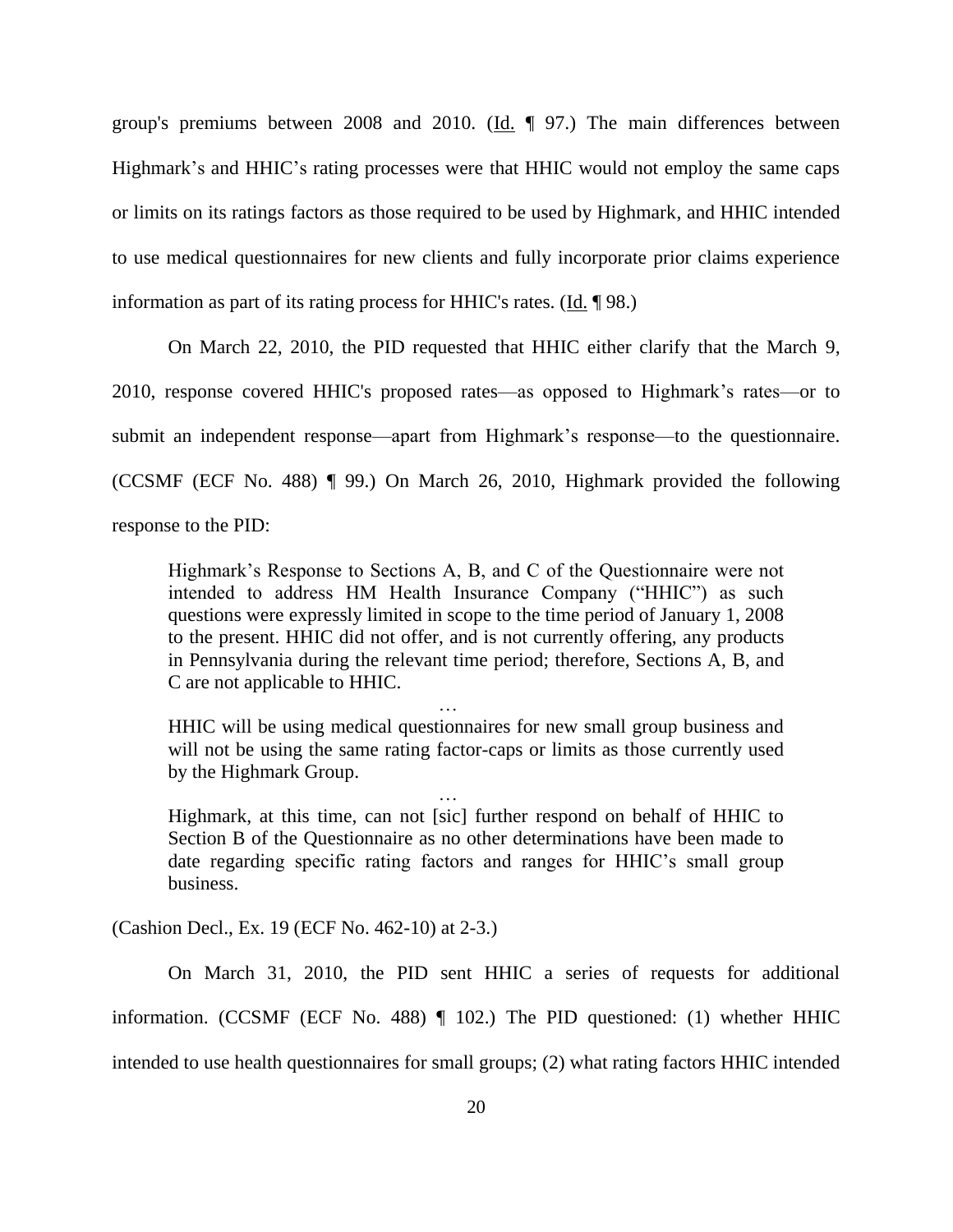group's premiums between 2008 and 2010. (Id. ¶ 97.) The main differences between Highmark's and HHIC's rating processes were that HHIC would not employ the same caps or limits on its ratings factors as those required to be used by Highmark, and HHIC intended to use medical questionnaires for new clients and fully incorporate prior claims experience information as part of its rating process for HHIC's rates. (Id. ¶ 98.)

On March 22, 2010, the PID requested that HHIC either clarify that the March 9, 2010, response covered HHIC's proposed rates—as opposed to Highmark's rates—or to submit an independent response—apart from Highmark's response—to the questionnaire. (CCSMF (ECF No. 488) ¶ 99.) On March 26, 2010, Highmark provided the following response to the PID:

> Highmark's Response to Sections A, B, and C of the Questionnaire were not intended to address HM Health Insurance Company ("HHIC") as such questions were expressly limited in scope to the time period of January 1, 2008 to the present. HHIC did not offer, and is not currently offering, any products in Pennsylvania during the relevant time period; therefore, Sections A, B, and C are not applicable to HHIC.
>
> …
>
> HHIC will be using medical questionnaires for new small group business and will not be using the same rating factor-caps or limits as those currently used by the Highmark Group.
>
> …
>
> Highmark, at this time, can not [sic] further respond on behalf of HHIC to Section B of the Questionnaire as no other determinations have been made to date regarding specific rating factors and ranges for HHIC's small group business.

(Cashion Decl., Ex. 19 (ECF No. 462-10) at 2-3.)

On March 31, 2010, the PID sent HHIC a series of requests for additional information. (CCSMF (ECF No. 488) ¶ 102.) The PID questioned: (1) whether HHIC intended to use health questionnaires for small groups; (2) what rating factors HHIC intended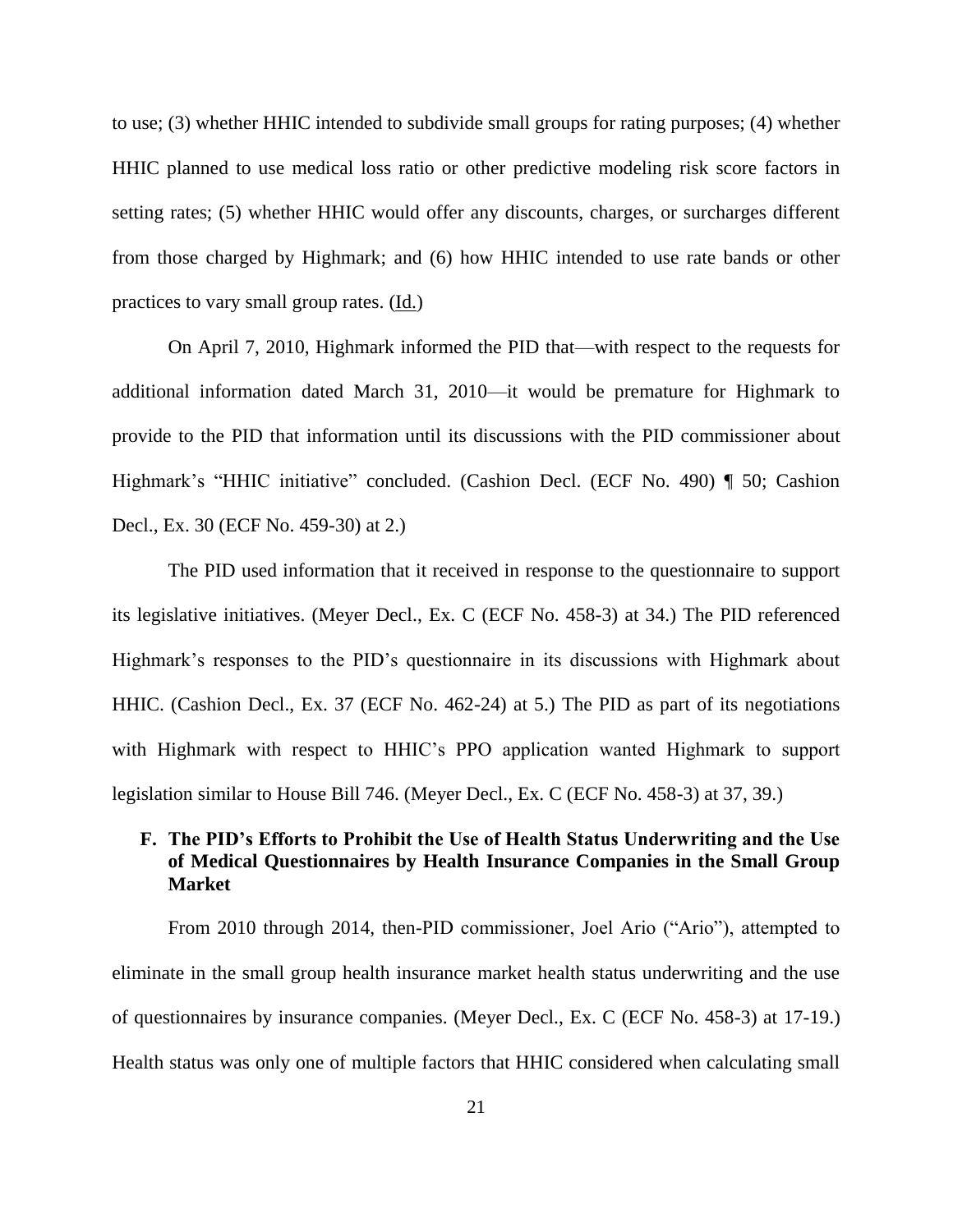to use; (3) whether HHIC intended to subdivide small groups for rating purposes; (4) whether HHIC planned to use medical loss ratio or other predictive modeling risk score factors in setting rates; (5) whether HHIC would offer any discounts, charges, or surcharges different from those charged by Highmark; and (6) how HHIC intended to use rate bands or other practices to vary small group rates. (Id.)

On April 7, 2010, Highmark informed the PID that—with respect to the requests for additional information dated March 31, 2010—it would be premature for Highmark to provide to the PID that information until its discussions with the PID commissioner about Highmark's "HHIC initiative" concluded. (Cashion Decl. (ECF No. 490) ¶ 50; Cashion Decl., Ex. 30 (ECF No. 459-30) at 2.)

The PID used information that it received in response to the questionnaire to support its legislative initiatives. (Meyer Decl., Ex. C (ECF No. 458-3) at 34.) The PID referenced Highmark's responses to the PID's questionnaire in its discussions with Highmark about HHIC. (Cashion Decl., Ex. 37 (ECF No. 462-24) at 5.) The PID as part of its negotiations with Highmark with respect to HHIC's PPO application wanted Highmark to support legislation similar to House Bill 746. (Meyer Decl., Ex. C (ECF No. 458-3) at 37, 39.)

### F. The PID's Efforts to Prohibit the Use of Health Status Underwriting and the Use of Medical Questionnaires by Health Insurance Companies in the Small Group Market

From 2010 through 2014, then-PID commissioner, Joel Ario ("Ario"), attempted to eliminate in the small group health insurance market health status underwriting and the use of questionnaires by insurance companies. (Meyer Decl., Ex. C (ECF No. 458-3) at 17-19.) Health status was only one of multiple factors that HHIC considered when calculating small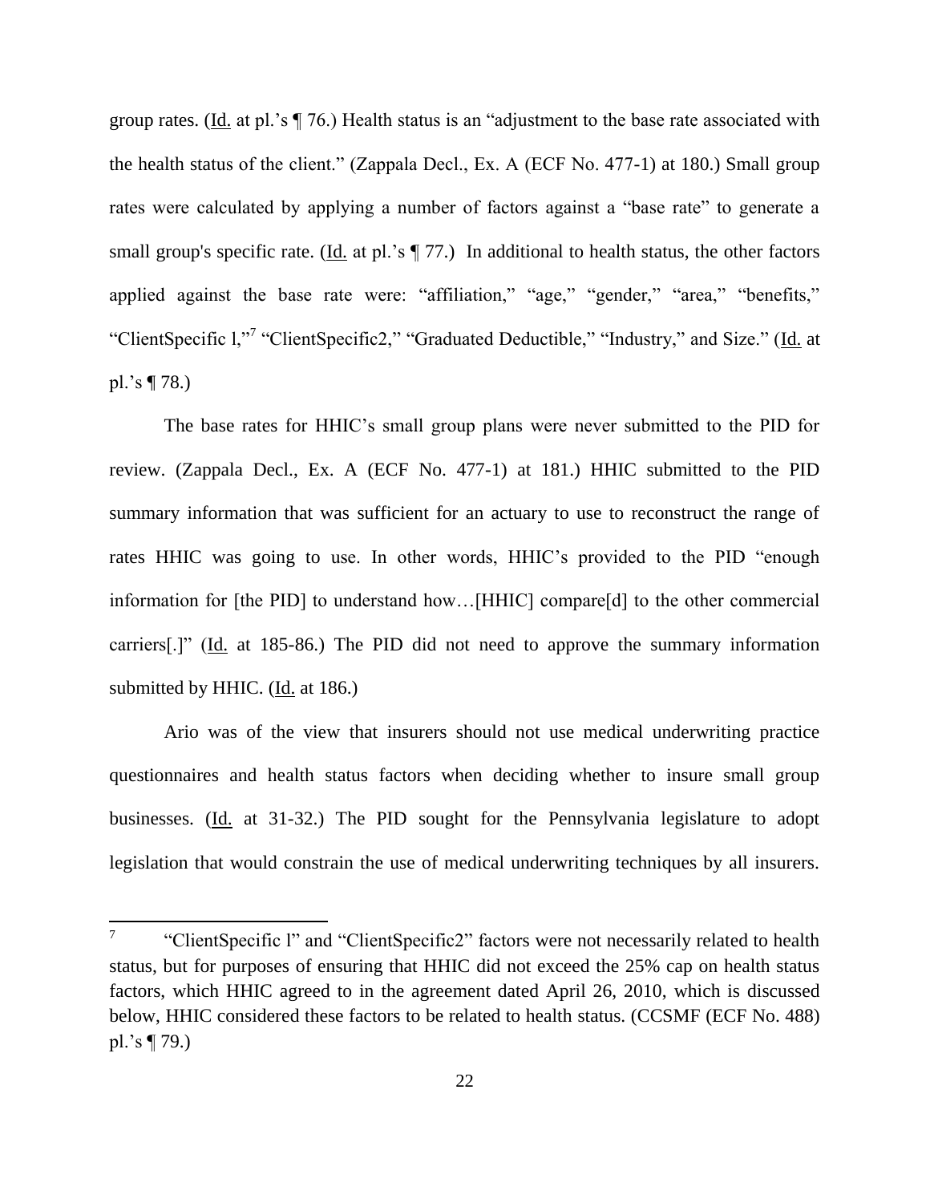group rates. (Id. at pl.'s ¶ 76.) Health status is an "adjustment to the base rate associated with the health status of the client." (Zappala Decl., Ex. A (ECF No. 477-1) at 180.) Small group rates were calculated by applying a number of factors against a "base rate" to generate a small group's specific rate. (Id. at pl.'s ¶ 77.) In additional to health status, the other factors applied against the base rate were: "affiliation," "age," "gender," "area," "benefits," "ClientSpecific l,"[7] "ClientSpecific2," "Graduated Deductible," "Industry," and Size." (Id. at pl.'s ¶ 78.)

The base rates for HHIC's small group plans were never submitted to the PID for review. (Zappala Decl., Ex. A (ECF No. 477-1) at 181.) HHIC submitted to the PID summary information that was sufficient for an actuary to use to reconstruct the range of rates HHIC was going to use. In other words, HHIC's provided to the PID "enough information for [the PID] to understand how…[HHIC] compare[d] to the other commercial carriers[.]" (Id. at 185-86.) The PID did not need to approve the summary information submitted by HHIC. (Id. at 186.)

Ario was of the view that insurers should not use medical underwriting practice questionnaires and health status factors when deciding whether to insure small group businesses. (Id. at 31-32.) The PID sought for the Pennsylvania legislature to adopt legislation that would constrain the use of medical underwriting techniques by all insurers.

---

[7] "ClientSpecific l" and "ClientSpecific2" factors were not necessarily related to health status, but for purposes of ensuring that HHIC did not exceed the 25% cap on health status factors, which HHIC agreed to in the agreement dated April 26, 2010, which is discussed below, HHIC considered these factors to be related to health status. (CCSMF (ECF No. 488) pl.'s ¶ 79.)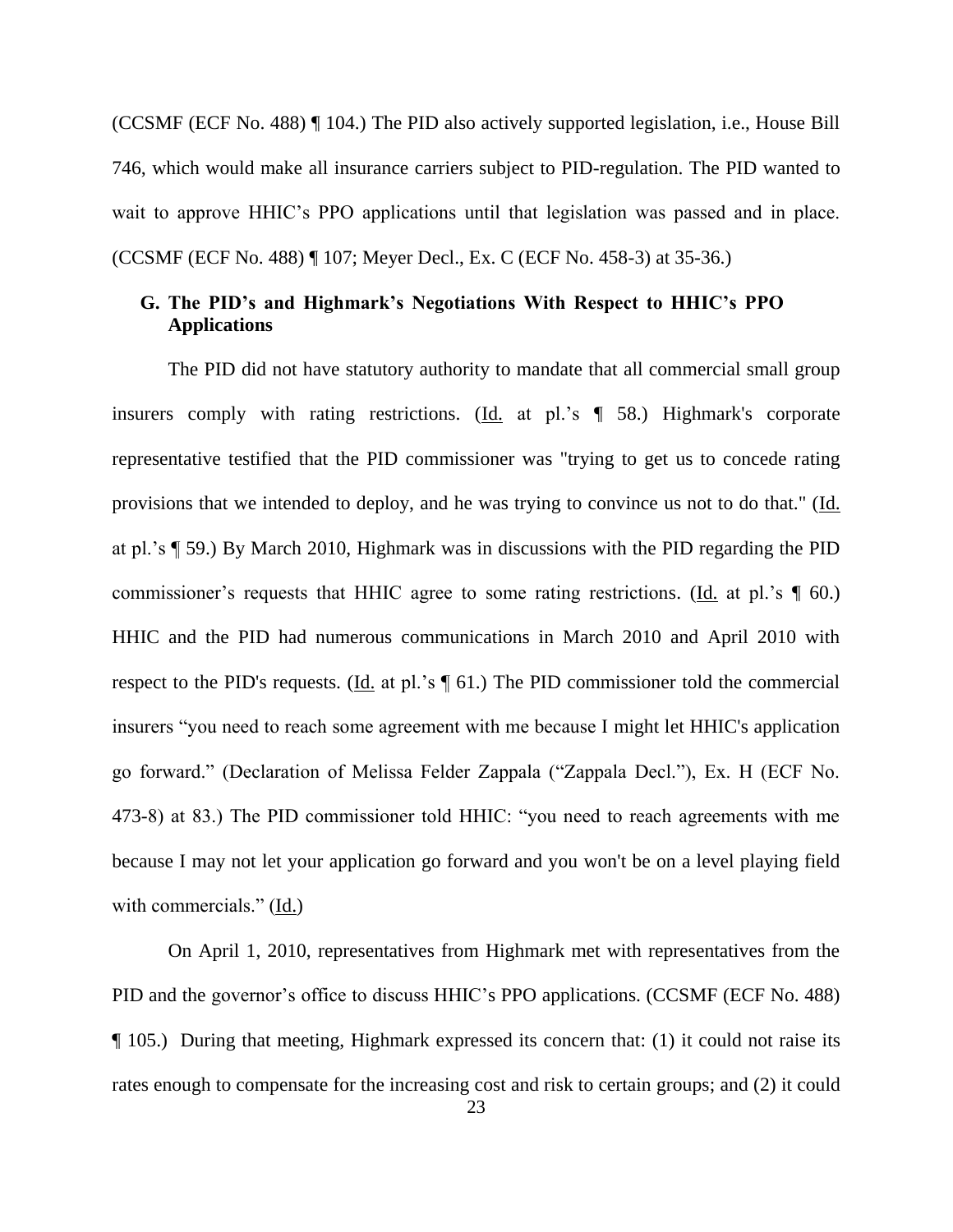(CCSMF (ECF No. 488) ¶ 104.) The PID also actively supported legislation, i.e., House Bill 746, which would make all insurance carriers subject to PID-regulation. The PID wanted to wait to approve HHIC's PPO applications until that legislation was passed and in place. (CCSMF (ECF No. 488) ¶ 107; Meyer Decl., Ex. C (ECF No. 458-3) at 35-36.)

### G. The PID's and Highmark's Negotiations With Respect to HHIC's PPO Applications

The PID did not have statutory authority to mandate that all commercial small group insurers comply with rating restrictions. (Id. at pl.'s ¶ 58.) Highmark's corporate representative testified that the PID commissioner was "trying to get us to concede rating provisions that we intended to deploy, and he was trying to convince us not to do that." (Id. at pl.'s ¶ 59.) By March 2010, Highmark was in discussions with the PID regarding the PID commissioner's requests that HHIC agree to some rating restrictions. (Id. at pl.'s ¶ 60.) HHIC and the PID had numerous communications in March 2010 and April 2010 with respect to the PID's requests. (Id. at pl.'s ¶ 61.) The PID commissioner told the commercial insurers "you need to reach some agreement with me because I might let HHIC's application go forward." (Declaration of Melissa Felder Zappala ("Zappala Decl."), Ex. H (ECF No. 473-8) at 83.) The PID commissioner told HHIC: "you need to reach agreements with me because I may not let your application go forward and you won't be on a level playing field with commercials." (Id.)

On April 1, 2010, representatives from Highmark met with representatives from the PID and the governor's office to discuss HHIC's PPO applications. (CCSMF (ECF No. 488) ¶ 105.) During that meeting, Highmark expressed its concern that: (1) it could not raise its rates enough to compensate for the increasing cost and risk to certain groups; and (2) it could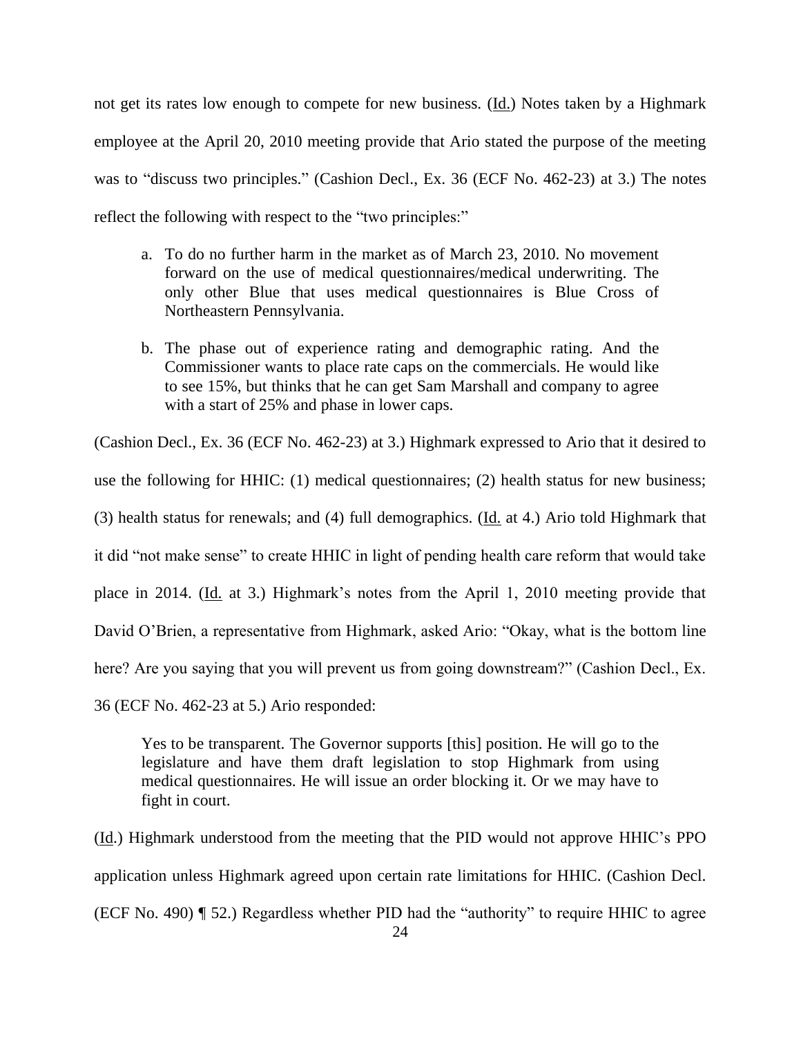not get its rates low enough to compete for new business. (Id.) Notes taken by a Highmark employee at the April 20, 2010 meeting provide that Ario stated the purpose of the meeting was to "discuss two principles." (Cashion Decl., Ex. 36 (ECF No. 462-23) at 3.) The notes reflect the following with respect to the "two principles:"

> a. To do no further harm in the market as of March 23, 2010. No movement forward on the use of medical questionnaires/medical underwriting. The only other Blue that uses medical questionnaires is Blue Cross of Northeastern Pennsylvania.
>
> b. The phase out of experience rating and demographic rating. And the Commissioner wants to place rate caps on the commercials. He would like to see 15%, but thinks that he can get Sam Marshall and company to agree with a start of 25% and phase in lower caps.

(Cashion Decl., Ex. 36 (ECF No. 462-23) at 3.) Highmark expressed to Ario that it desired to use the following for HHIC: (1) medical questionnaires; (2) health status for new business; (3) health status for renewals; and (4) full demographics. (Id. at 4.) Ario told Highmark that it did "not make sense" to create HHIC in light of pending health care reform that would take place in 2014. (Id. at 3.) Highmark's notes from the April 1, 2010 meeting provide that David O'Brien, a representative from Highmark, asked Ario: "Okay, what is the bottom line here? Are you saying that you will prevent us from going downstream?" (Cashion Decl., Ex. 36 (ECF No. 462-23 at 5.) Ario responded:

> Yes to be transparent. The Governor supports [this] position. He will go to the legislature and have them draft legislation to stop Highmark from using medical questionnaires. He will issue an order blocking it. Or we may have to fight in court.

(Id.) Highmark understood from the meeting that the PID would not approve HHIC's PPO application unless Highmark agreed upon certain rate limitations for HHIC. (Cashion Decl. (ECF No. 490) ¶ 52.) Regardless whether PID had the "authority" to require HHIC to agree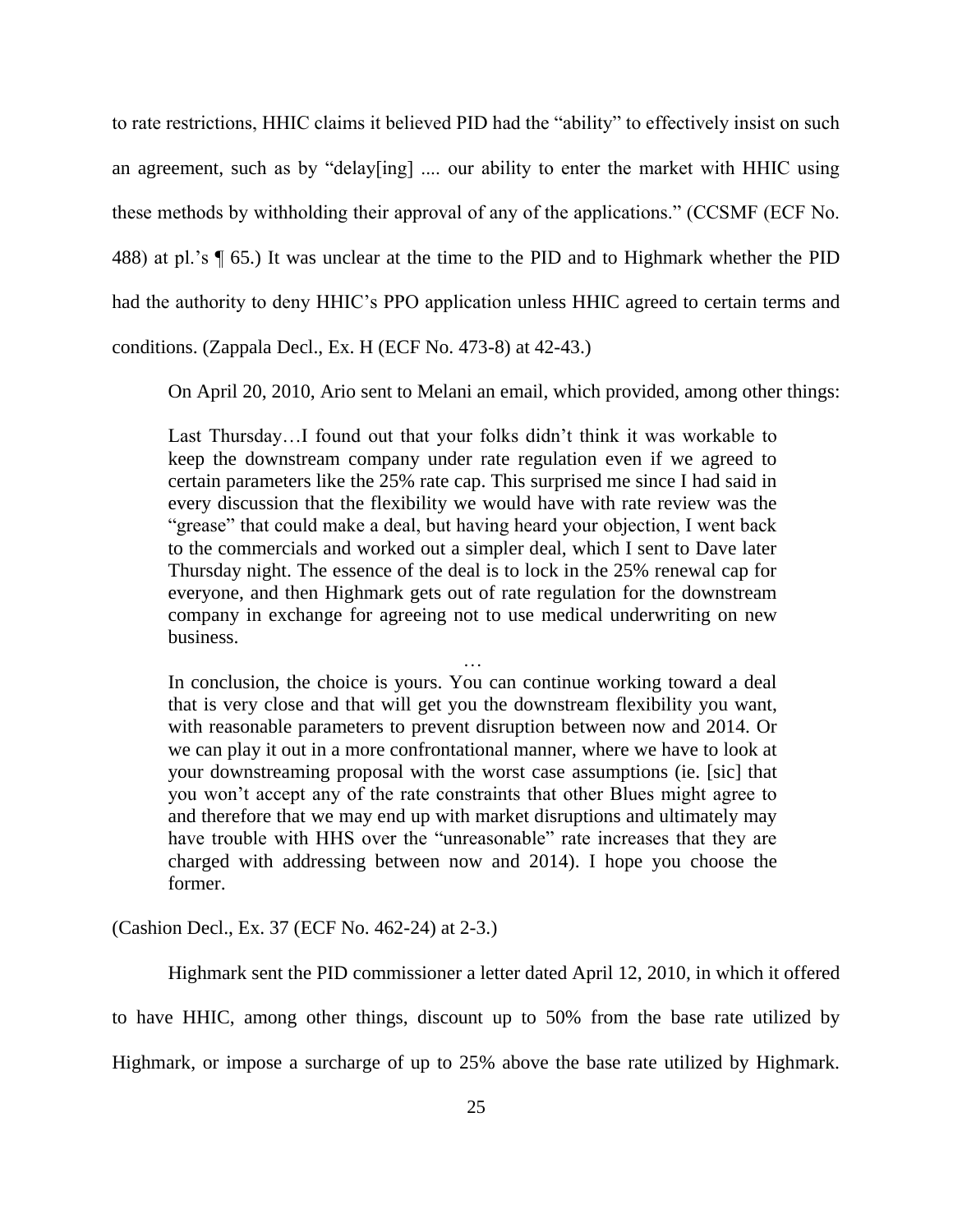to rate restrictions, HHIC claims it believed PID had the "ability" to effectively insist on such an agreement, such as by "delay[ing] .... our ability to enter the market with HHIC using these methods by withholding their approval of any of the applications." (CCSMF (ECF No. 488) at pl.'s ¶ 65.) It was unclear at the time to the PID and to Highmark whether the PID had the authority to deny HHIC's PPO application unless HHIC agreed to certain terms and conditions. (Zappala Decl., Ex. H (ECF No. 473-8) at 42-43.)

On April 20, 2010, Ario sent to Melani an email, which provided, among other things:

> Last Thursday…I found out that your folks didn't think it was workable to keep the downstream company under rate regulation even if we agreed to certain parameters like the 25% rate cap. This surprised me since I had said in every discussion that the flexibility we would have with rate review was the "grease" that could make a deal, but having heard your objection, I went back to the commercials and worked out a simpler deal, which I sent to Dave later Thursday night. The essence of the deal is to lock in the 25% renewal cap for everyone, and then Highmark gets out of rate regulation for the downstream company in exchange for agreeing not to use medical underwriting on new business.
>
> …
>
> In conclusion, the choice is yours. You can continue working toward a deal that is very close and that will get you the downstream flexibility you want, with reasonable parameters to prevent disruption between now and 2014. Or we can play it out in a more confrontational manner, where we have to look at your downstreaming proposal with the worst case assumptions (ie. [sic] that you won't accept any of the rate constraints that other Blues might agree to and therefore that we may end up with market disruptions and ultimately may have trouble with HHS over the "unreasonable" rate increases that they are charged with addressing between now and 2014). I hope you choose the former.

(Cashion Decl., Ex. 37 (ECF No. 462-24) at 2-3.)

Highmark sent the PID commissioner a letter dated April 12, 2010, in which it offered to have HHIC, among other things, discount up to 50% from the base rate utilized by Highmark, or impose a surcharge of up to 25% above the base rate utilized by Highmark.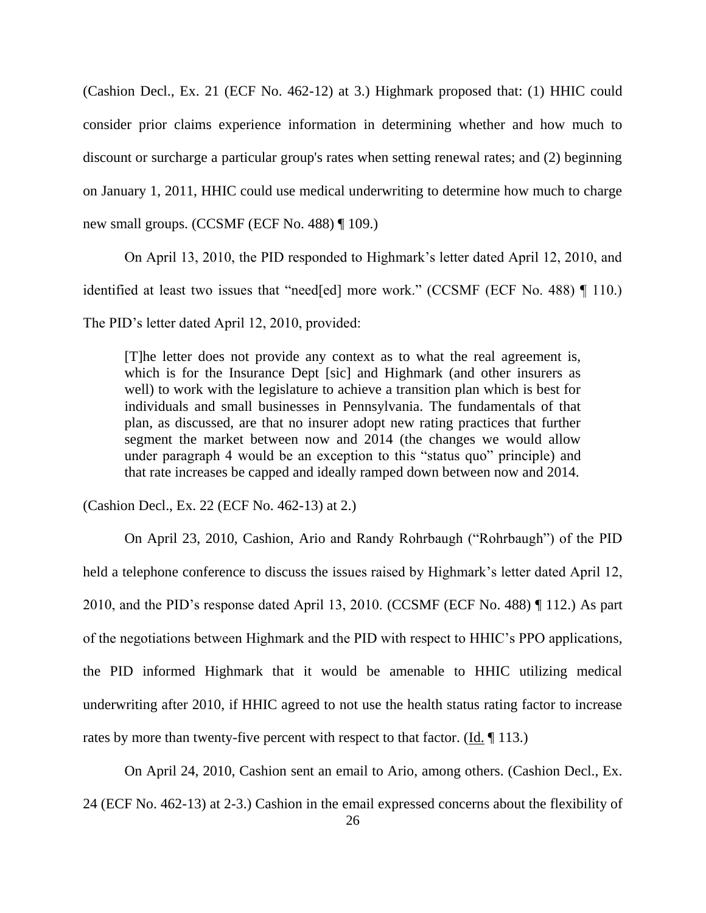(Cashion Decl., Ex. 21 (ECF No. 462-12) at 3.) Highmark proposed that: (1) HHIC could consider prior claims experience information in determining whether and how much to discount or surcharge a particular group's rates when setting renewal rates; and (2) beginning on January 1, 2011, HHIC could use medical underwriting to determine how much to charge new small groups. (CCSMF (ECF No. 488) ¶ 109.)

On April 13, 2010, the PID responded to Highmark's letter dated April 12, 2010, and identified at least two issues that "need[ed] more work." (CCSMF (ECF No. 488) ¶ 110.) The PID's letter dated April 12, 2010, provided:

> [T]he letter does not provide any context as to what the real agreement is, which is for the Insurance Dept [sic] and Highmark (and other insurers as well) to work with the legislature to achieve a transition plan which is best for individuals and small businesses in Pennsylvania. The fundamentals of that plan, as discussed, are that no insurer adopt new rating practices that further segment the market between now and 2014 (the changes we would allow under paragraph 4 would be an exception to this "status quo" principle) and that rate increases be capped and ideally ramped down between now and 2014.

(Cashion Decl., Ex. 22 (ECF No. 462-13) at 2.)

On April 23, 2010, Cashion, Ario and Randy Rohrbaugh ("Rohrbaugh") of the PID held a telephone conference to discuss the issues raised by Highmark's letter dated April 12, 2010, and the PID's response dated April 13, 2010. (CCSMF (ECF No. 488) ¶ 112.) As part of the negotiations between Highmark and the PID with respect to HHIC's PPO applications, the PID informed Highmark that it would be amenable to HHIC utilizing medical underwriting after 2010, if HHIC agreed to not use the health status rating factor to increase rates by more than twenty-five percent with respect to that factor. (Id. ¶ 113.)

On April 24, 2010, Cashion sent an email to Ario, among others. (Cashion Decl., Ex. 24 (ECF No. 462-13) at 2-3.) Cashion in the email expressed concerns about the flexibility of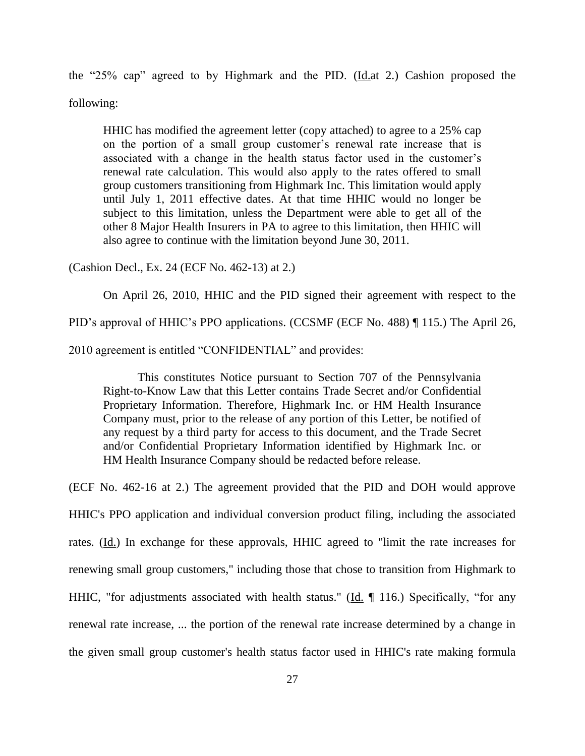the "25% cap" agreed to by Highmark and the PID. (Id.at 2.) Cashion proposed the following:

> HHIC has modified the agreement letter (copy attached) to agree to a 25% cap on the portion of a small group customer's renewal rate increase that is associated with a change in the health status factor used in the customer's renewal rate calculation. This would also apply to the rates offered to small group customers transitioning from Highmark Inc. This limitation would apply until July 1, 2011 effective dates. At that time HHIC would no longer be subject to this limitation, unless the Department were able to get all of the other 8 Major Health Insurers in PA to agree to this limitation, then HHIC will also agree to continue with the limitation beyond June 30, 2011.

(Cashion Decl., Ex. 24 (ECF No. 462-13) at 2.)

On April 26, 2010, HHIC and the PID signed their agreement with respect to the PID's approval of HHIC's PPO applications. (CCSMF (ECF No. 488) ¶ 115.) The April 26, 2010 agreement is entitled "CONFIDENTIAL" and provides:

> This constitutes Notice pursuant to Section 707 of the Pennsylvania Right-to-Know Law that this Letter contains Trade Secret and/or Confidential Proprietary Information. Therefore, Highmark Inc. or HM Health Insurance Company must, prior to the release of any portion of this Letter, be notified of any request by a third party for access to this document, and the Trade Secret and/or Confidential Proprietary Information identified by Highmark Inc. or HM Health Insurance Company should be redacted before release.

(ECF No. 462-16 at 2.) The agreement provided that the PID and DOH would approve HHIC's PPO application and individual conversion product filing, including the associated rates. (Id.) In exchange for these approvals, HHIC agreed to "limit the rate increases for renewing small group customers," including those that chose to transition from Highmark to HHIC, "for adjustments associated with health status." (Id. ¶ 116.) Specifically, "for any renewal rate increase, ... the portion of the renewal rate increase determined by a change in the given small group customer's health status factor used in HHIC's rate making formula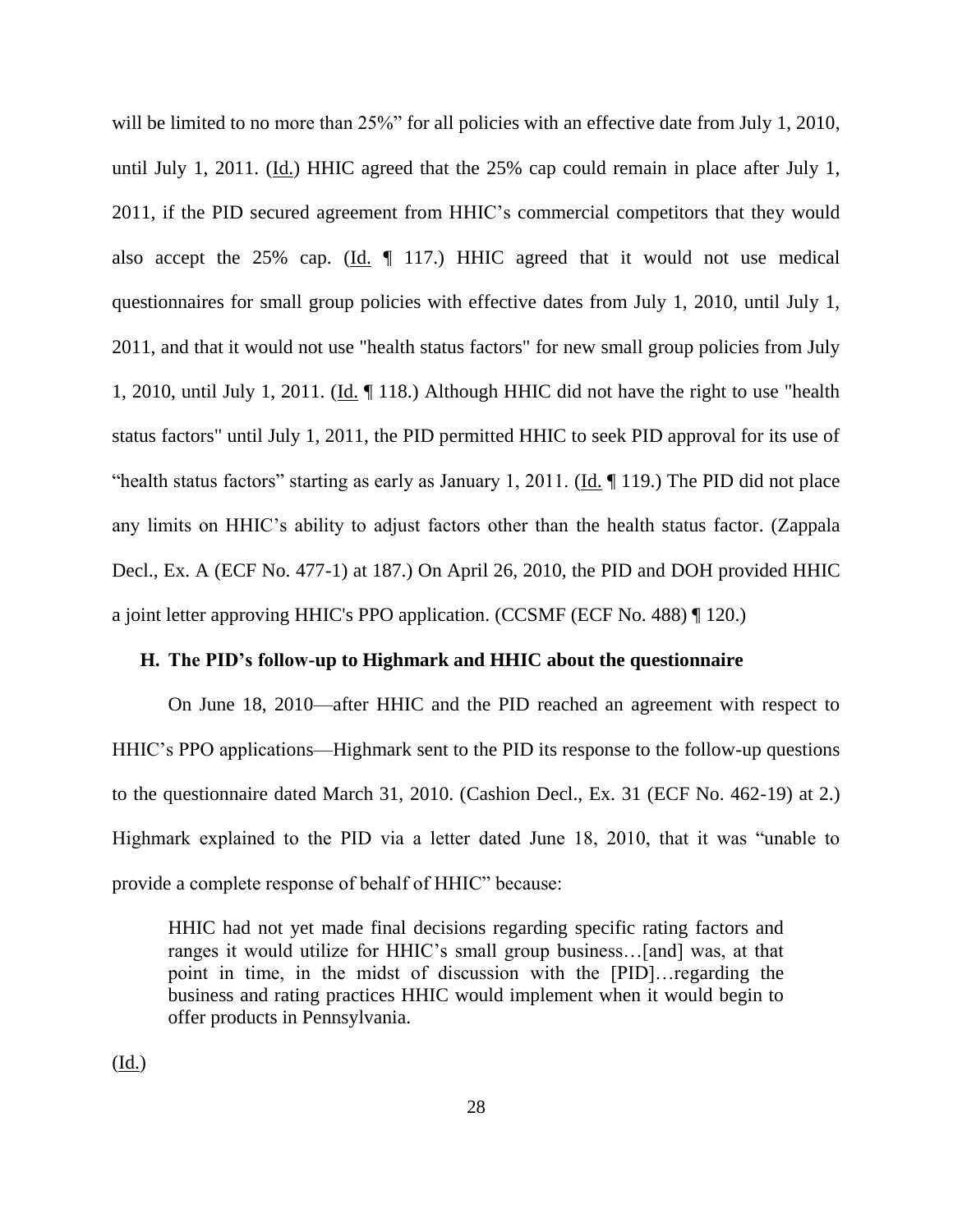will be limited to no more than 25%" for all policies with an effective date from July 1, 2010, until July 1, 2011. (Id.) HHIC agreed that the 25% cap could remain in place after July 1, 2011, if the PID secured agreement from HHIC's commercial competitors that they would also accept the 25% cap. (Id. ¶ 117.) HHIC agreed that it would not use medical questionnaires for small group policies with effective dates from July 1, 2010, until July 1, 2011, and that it would not use "health status factors" for new small group policies from July 1, 2010, until July 1, 2011. (Id. ¶ 118.) Although HHIC did not have the right to use "health status factors" until July 1, 2011, the PID permitted HHIC to seek PID approval for its use of "health status factors" starting as early as January 1, 2011. (Id. ¶ 119.) The PID did not place any limits on HHIC's ability to adjust factors other than the health status factor. (Zappala Decl., Ex. A (ECF No. 477-1) at 187.) On April 26, 2010, the PID and DOH provided HHIC a joint letter approving HHIC's PPO application. (CCSMF (ECF No. 488) ¶ 120.)

### H. The PID's follow-up to Highmark and HHIC about the questionnaire

On June 18, 2010—after HHIC and the PID reached an agreement with respect to HHIC's PPO applications—Highmark sent to the PID its response to the follow-up questions to the questionnaire dated March 31, 2010. (Cashion Decl., Ex. 31 (ECF No. 462-19) at 2.) Highmark explained to the PID via a letter dated June 18, 2010, that it was "unable to provide a complete response of behalf of HHIC" because:

> HHIC had not yet made final decisions regarding specific rating factors and ranges it would utilize for HHIC's small group business…[and] was, at that point in time, in the midst of discussion with the [PID]…regarding the business and rating practices HHIC would implement when it would begin to offer products in Pennsylvania.

(Id.)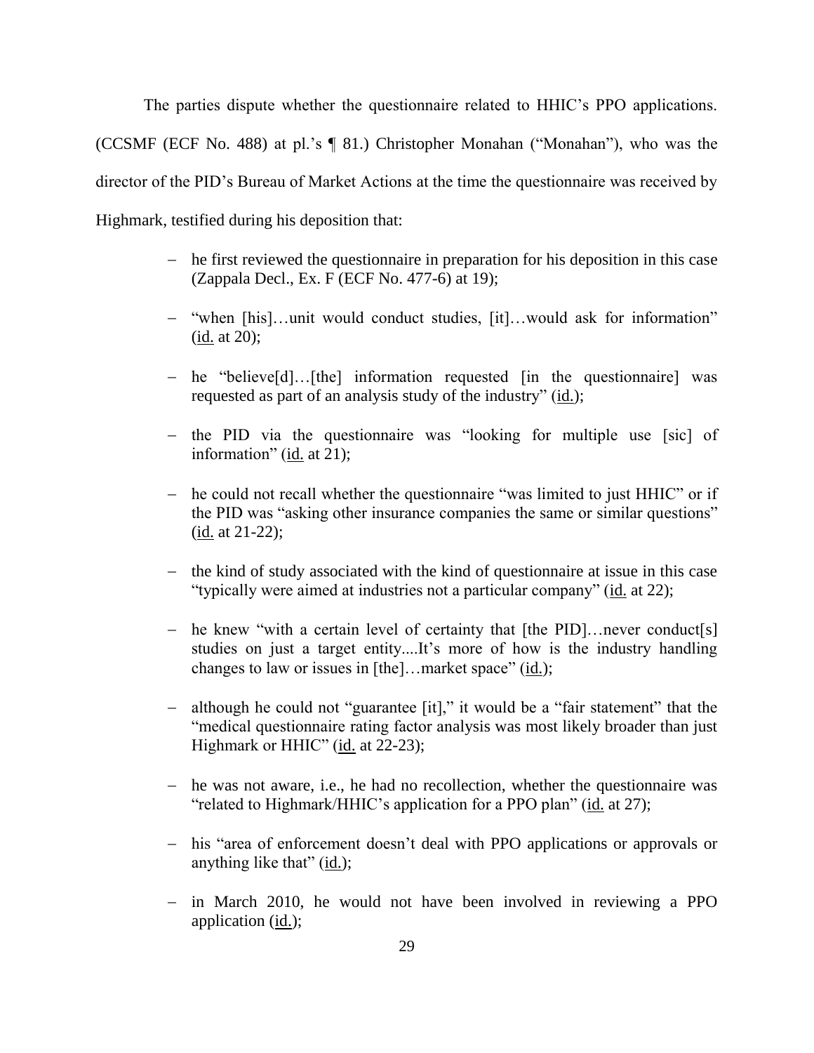The parties dispute whether the questionnaire related to HHIC's PPO applications. (CCSMF (ECF No. 488) at pl.'s ¶ 81.) Christopher Monahan ("Monahan"), who was the director of the PID's Bureau of Market Actions at the time the questionnaire was received by Highmark, testified during his deposition that:

- he first reviewed the questionnaire in preparation for his deposition in this case (Zappala Decl., Ex. F (ECF No. 477-6) at 19);
- "when [his]…unit would conduct studies, [it]…would ask for information" (id. at 20);
- he "believe[d]…[the] information requested [in the questionnaire] was requested as part of an analysis study of the industry" (id.);
- the PID via the questionnaire was "looking for multiple use [sic] of information" (id. at 21);
- he could not recall whether the questionnaire "was limited to just HHIC" or if the PID was "asking other insurance companies the same or similar questions" (id. at 21-22);
- the kind of study associated with the kind of questionnaire at issue in this case "typically were aimed at industries not a particular company" (id. at 22);
- he knew "with a certain level of certainty that [the PID]…never conduct[s] studies on just a target entity....It's more of how is the industry handling changes to law or issues in [the]…market space" (id.);
- although he could not "guarantee [it]," it would be a "fair statement" that the "medical questionnaire rating factor analysis was most likely broader than just Highmark or HHIC" (id. at 22-23);
- he was not aware, i.e., he had no recollection, whether the questionnaire was "related to Highmark/HHIC's application for a PPO plan" (id. at 27);
- his "area of enforcement doesn't deal with PPO applications or approvals or anything like that" (id.);
- in March 2010, he would not have been involved in reviewing a PPO application (id.);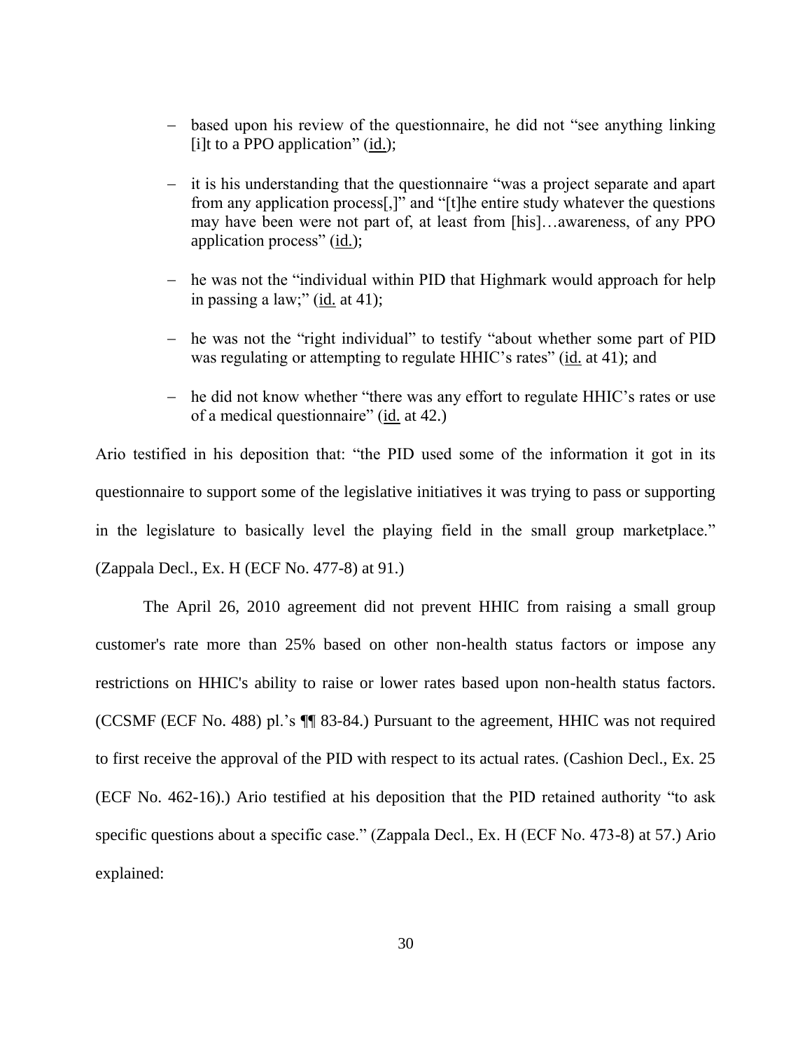- based upon his review of the questionnaire, he did not "see anything linking [i]t to a PPO application" (id.);
- it is his understanding that the questionnaire "was a project separate and apart from any application process[,]" and "[t]he entire study whatever the questions may have been were not part of, at least from [his]…awareness, of any PPO application process" (id.);
- he was not the "individual within PID that Highmark would approach for help in passing a law;" (id. at 41);
- he was not the "right individual" to testify "about whether some part of PID was regulating or attempting to regulate HHIC's rates" (id. at 41); and
- he did not know whether "there was any effort to regulate HHIC's rates or use of a medical questionnaire" (id. at 42.)

Ario testified in his deposition that: "the PID used some of the information it got in its questionnaire to support some of the legislative initiatives it was trying to pass or supporting in the legislature to basically level the playing field in the small group marketplace." (Zappala Decl., Ex. H (ECF No. 477-8) at 91.)

The April 26, 2010 agreement did not prevent HHIC from raising a small group customer's rate more than 25% based on other non-health status factors or impose any restrictions on HHIC's ability to raise or lower rates based upon non-health status factors. (CCSMF (ECF No. 488) pl.'s ¶¶ 83-84.) Pursuant to the agreement, HHIC was not required to first receive the approval of the PID with respect to its actual rates. (Cashion Decl., Ex. 25 (ECF No. 462-16).) Ario testified at his deposition that the PID retained authority "to ask specific questions about a specific case." (Zappala Decl., Ex. H (ECF No. 473-8) at 57.) Ario explained: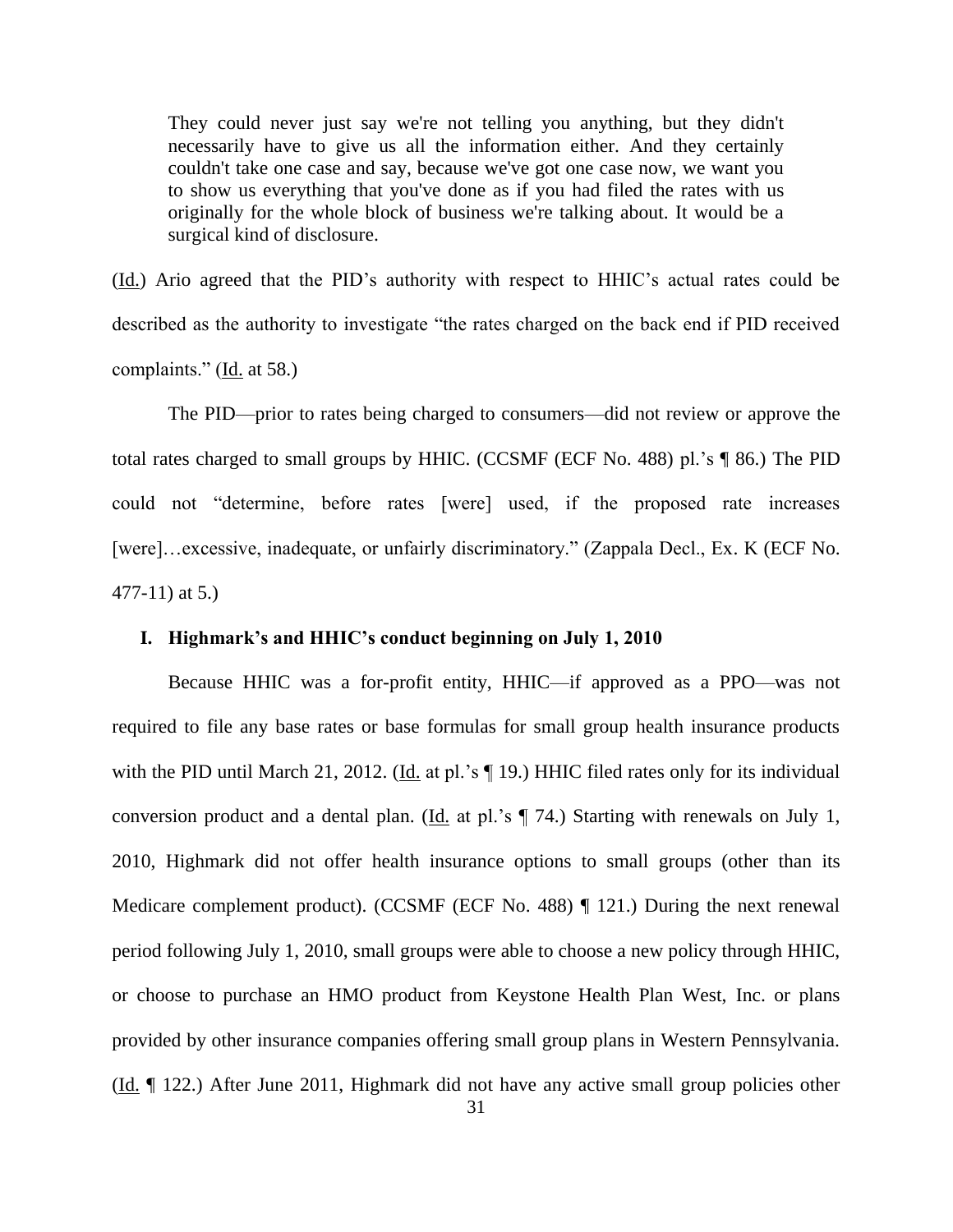> They could never just say we're not telling you anything, but they didn't necessarily have to give us all the information either. And they certainly couldn't take one case and say, because we've got one case now, we want you to show us everything that you've done as if you had filed the rates with us originally for the whole block of business we're talking about. It would be a surgical kind of disclosure.

(Id.) Ario agreed that the PID's authority with respect to HHIC's actual rates could be described as the authority to investigate "the rates charged on the back end if PID received complaints." (Id. at 58.)

The PID—prior to rates being charged to consumers—did not review or approve the total rates charged to small groups by HHIC. (CCSMF (ECF No. 488) pl.'s ¶ 86.) The PID could not "determine, before rates [were] used, if the proposed rate increases [were]…excessive, inadequate, or unfairly discriminatory." (Zappala Decl., Ex. K (ECF No. 477-11) at 5.)

### I. Highmark's and HHIC's conduct beginning on July 1, 2010

Because HHIC was a for-profit entity, HHIC—if approved as a PPO—was not required to file any base rates or base formulas for small group health insurance products with the PID until March 21, 2012. (Id. at pl.'s ¶ 19.) HHIC filed rates only for its individual conversion product and a dental plan. (Id. at pl.'s ¶ 74.) Starting with renewals on July 1, 2010, Highmark did not offer health insurance options to small groups (other than its Medicare complement product). (CCSMF (ECF No. 488) ¶ 121.) During the next renewal period following July 1, 2010, small groups were able to choose a new policy through HHIC, or choose to purchase an HMO product from Keystone Health Plan West, Inc. or plans provided by other insurance companies offering small group plans in Western Pennsylvania. (Id. ¶ 122.) After June 2011, Highmark did not have any active small group policies other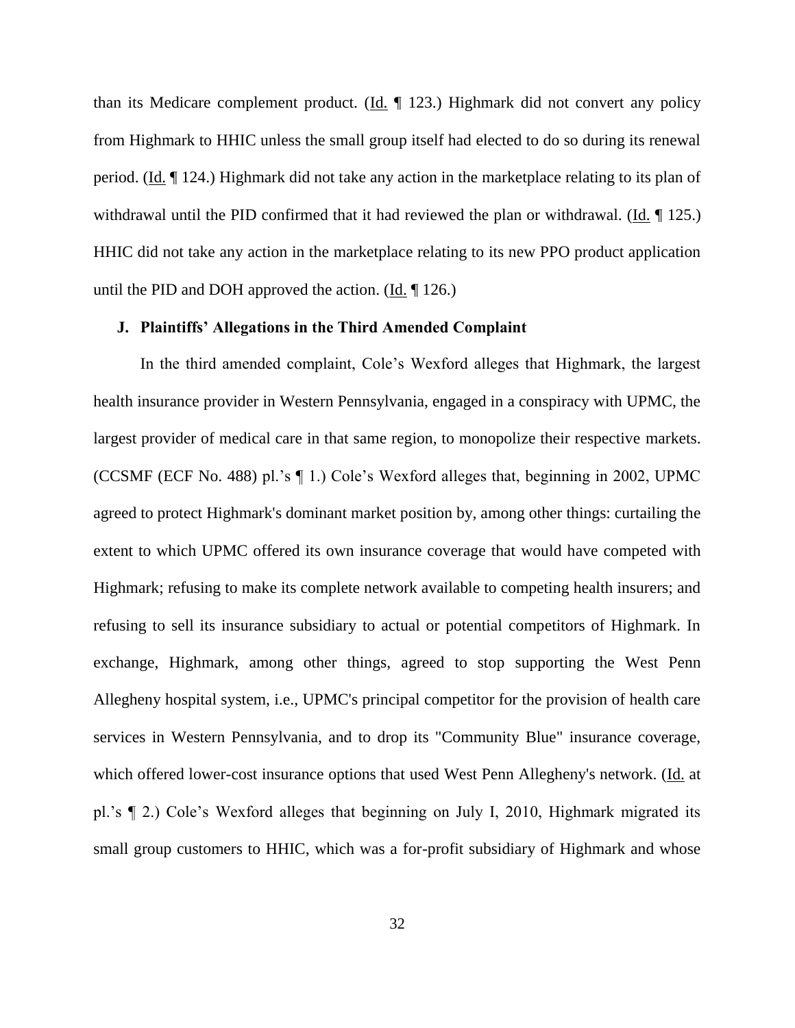than its Medicare complement product. (Id. ¶ 123.) Highmark did not convert any policy from Highmark to HHIC unless the small group itself had elected to do so during its renewal period. (Id. ¶ 124.) Highmark did not take any action in the marketplace relating to its plan of withdrawal until the PID confirmed that it had reviewed the plan or withdrawal. (Id. ¶ 125.) HHIC did not take any action in the marketplace relating to its new PPO product application until the PID and DOH approved the action. (Id. ¶ 126.)

### J. Plaintiffs' Allegations in the Third Amended Complaint

In the third amended complaint, Cole's Wexford alleges that Highmark, the largest health insurance provider in Western Pennsylvania, engaged in a conspiracy with UPMC, the largest provider of medical care in that same region, to monopolize their respective markets. (CCSMF (ECF No. 488) pl.'s ¶ 1.) Cole's Wexford alleges that, beginning in 2002, UPMC agreed to protect Highmark's dominant market position by, among other things: curtailing the extent to which UPMC offered its own insurance coverage that would have competed with Highmark; refusing to make its complete network available to competing health insurers; and refusing to sell its insurance subsidiary to actual or potential competitors of Highmark. In exchange, Highmark, among other things, agreed to stop supporting the West Penn Allegheny hospital system, i.e., UPMC's principal competitor for the provision of health care services in Western Pennsylvania, and to drop its "Community Blue" insurance coverage, which offered lower-cost insurance options that used West Penn Allegheny's network. (Id. at pl.'s ¶ 2.) Cole's Wexford alleges that beginning on July I, 2010, Highmark migrated its small group customers to HHIC, which was a for-profit subsidiary of Highmark and whose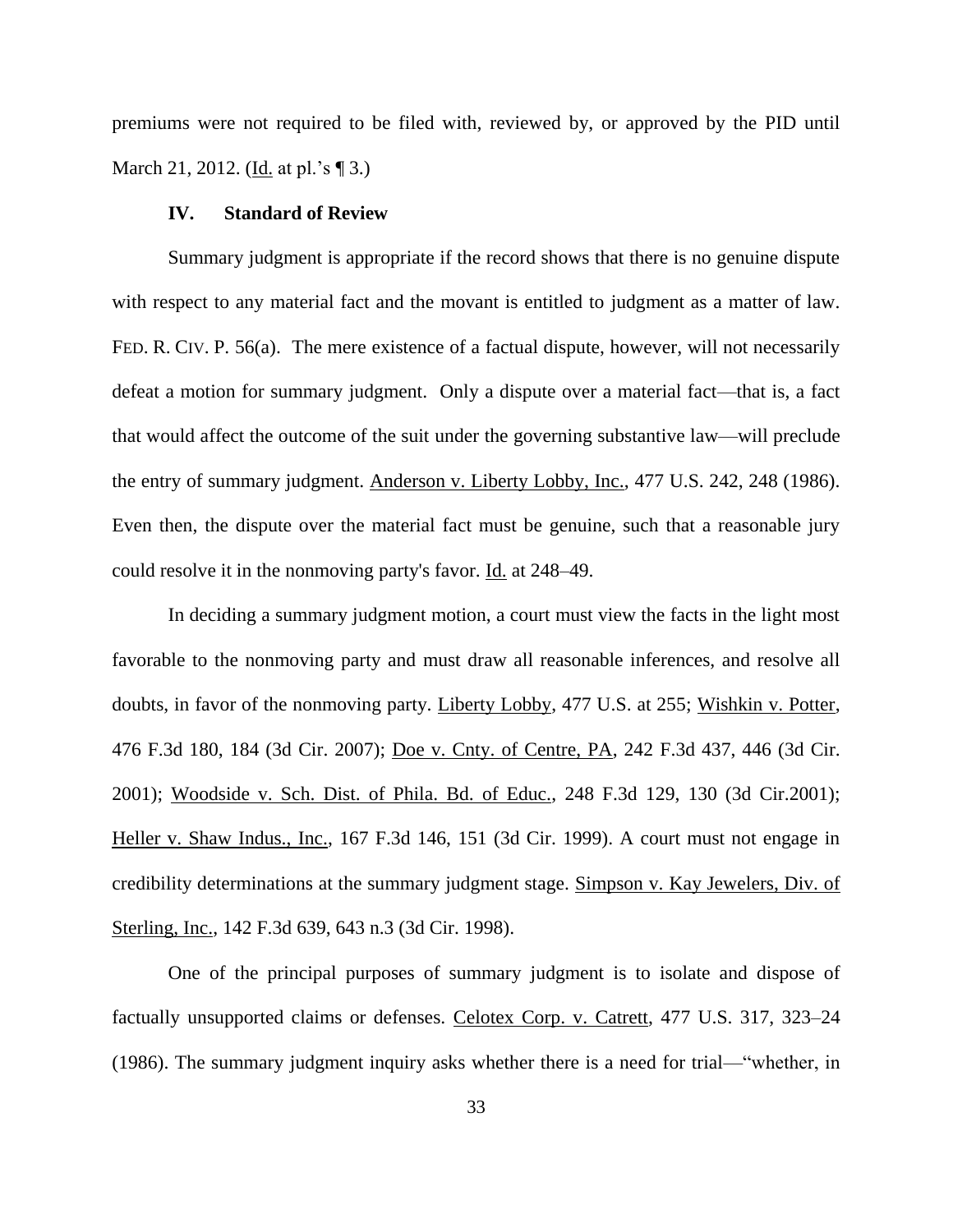premiums were not required to be filed with, reviewed by, or approved by the PID until March 21, 2012. (Id. at pl.'s ¶ 3.)

## IV. Standard of Review

Summary judgment is appropriate if the record shows that there is no genuine dispute with respect to any material fact and the movant is entitled to judgment as a matter of law. FED. R. CIV. P. 56(a). The mere existence of a factual dispute, however, will not necessarily defeat a motion for summary judgment. Only a dispute over a material fact—that is, a fact that would affect the outcome of the suit under the governing substantive law—will preclude the entry of summary judgment. Anderson v. Liberty Lobby, Inc., 477 U.S. 242, 248 (1986). Even then, the dispute over the material fact must be genuine, such that a reasonable jury could resolve it in the nonmoving party's favor. Id. at 248–49.

In deciding a summary judgment motion, a court must view the facts in the light most favorable to the nonmoving party and must draw all reasonable inferences, and resolve all doubts, in favor of the nonmoving party. Liberty Lobby, 477 U.S. at 255; Wishkin v. Potter, 476 F.3d 180, 184 (3d Cir. 2007); Doe v. Cnty. of Centre, PA, 242 F.3d 437, 446 (3d Cir. 2001); Woodside v. Sch. Dist. of Phila. Bd. of Educ., 248 F.3d 129, 130 (3d Cir.2001); Heller v. Shaw Indus., Inc., 167 F.3d 146, 151 (3d Cir. 1999). A court must not engage in credibility determinations at the summary judgment stage. Simpson v. Kay Jewelers, Div. of Sterling, Inc., 142 F.3d 639, 643 n.3 (3d Cir. 1998).

One of the principal purposes of summary judgment is to isolate and dispose of factually unsupported claims or defenses. Celotex Corp. v. Catrett, 477 U.S. 317, 323–24 (1986). The summary judgment inquiry asks whether there is a need for trial—"whether, in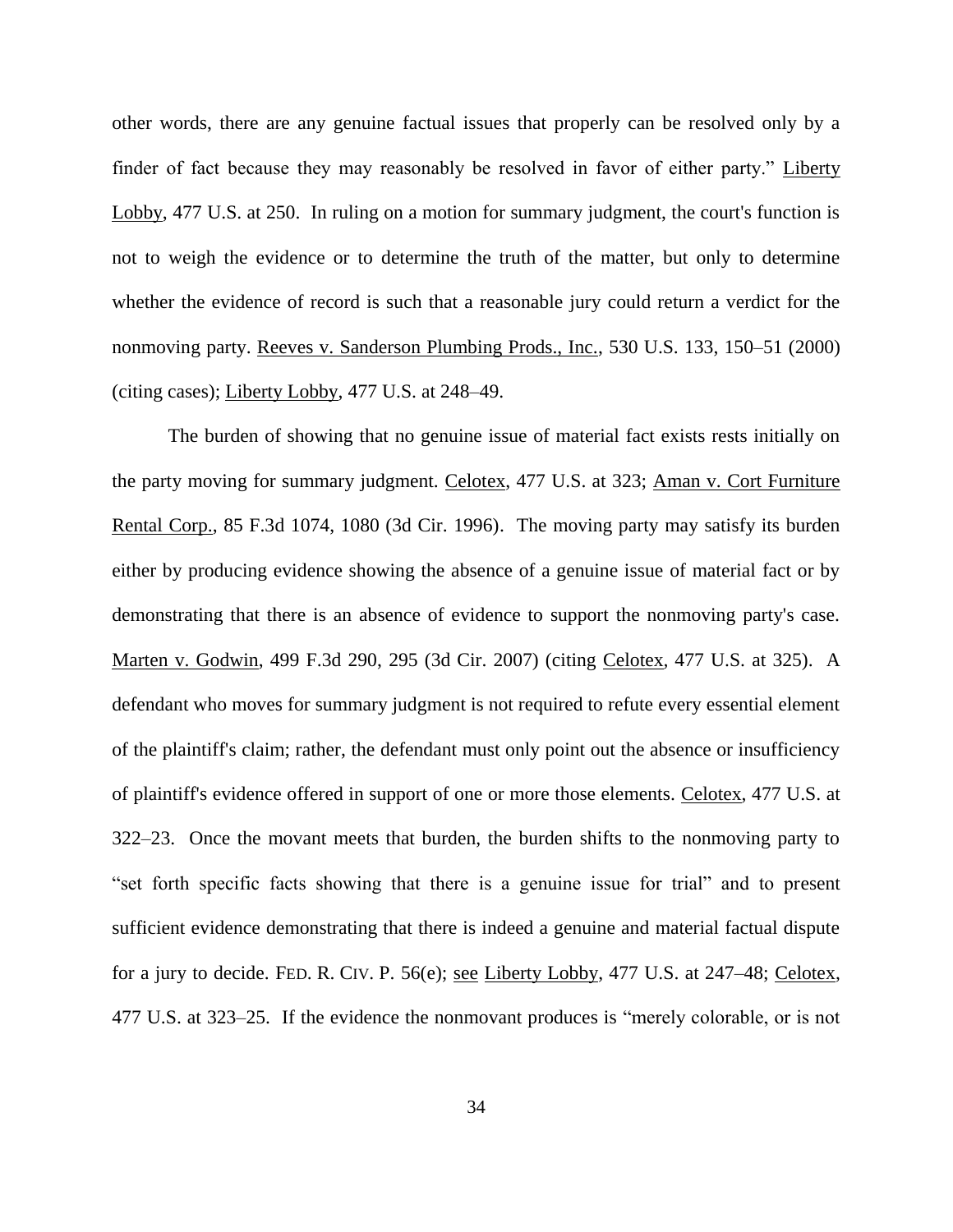other words, there are any genuine factual issues that properly can be resolved only by a finder of fact because they may reasonably be resolved in favor of either party." Liberty Lobby, 477 U.S. at 250. In ruling on a motion for summary judgment, the court's function is not to weigh the evidence or to determine the truth of the matter, but only to determine whether the evidence of record is such that a reasonable jury could return a verdict for the nonmoving party. Reeves v. Sanderson Plumbing Prods., Inc., 530 U.S. 133, 150–51 (2000) (citing cases); Liberty Lobby, 477 U.S. at 248–49.

The burden of showing that no genuine issue of material fact exists rests initially on the party moving for summary judgment. Celotex, 477 U.S. at 323; Aman v. Cort Furniture Rental Corp., 85 F.3d 1074, 1080 (3d Cir. 1996). The moving party may satisfy its burden either by producing evidence showing the absence of a genuine issue of material fact or by demonstrating that there is an absence of evidence to support the nonmoving party's case. Marten v. Godwin, 499 F.3d 290, 295 (3d Cir. 2007) (citing Celotex, 477 U.S. at 325). A defendant who moves for summary judgment is not required to refute every essential element of the plaintiff's claim; rather, the defendant must only point out the absence or insufficiency of plaintiff's evidence offered in support of one or more those elements. Celotex, 477 U.S. at 322–23. Once the movant meets that burden, the burden shifts to the nonmoving party to "set forth specific facts showing that there is a genuine issue for trial" and to present sufficient evidence demonstrating that there is indeed a genuine and material factual dispute for a jury to decide. FED. R. CIV. P. 56(e); see Liberty Lobby, 477 U.S. at 247–48; Celotex, 477 U.S. at 323–25. If the evidence the nonmovant produces is "merely colorable, or is not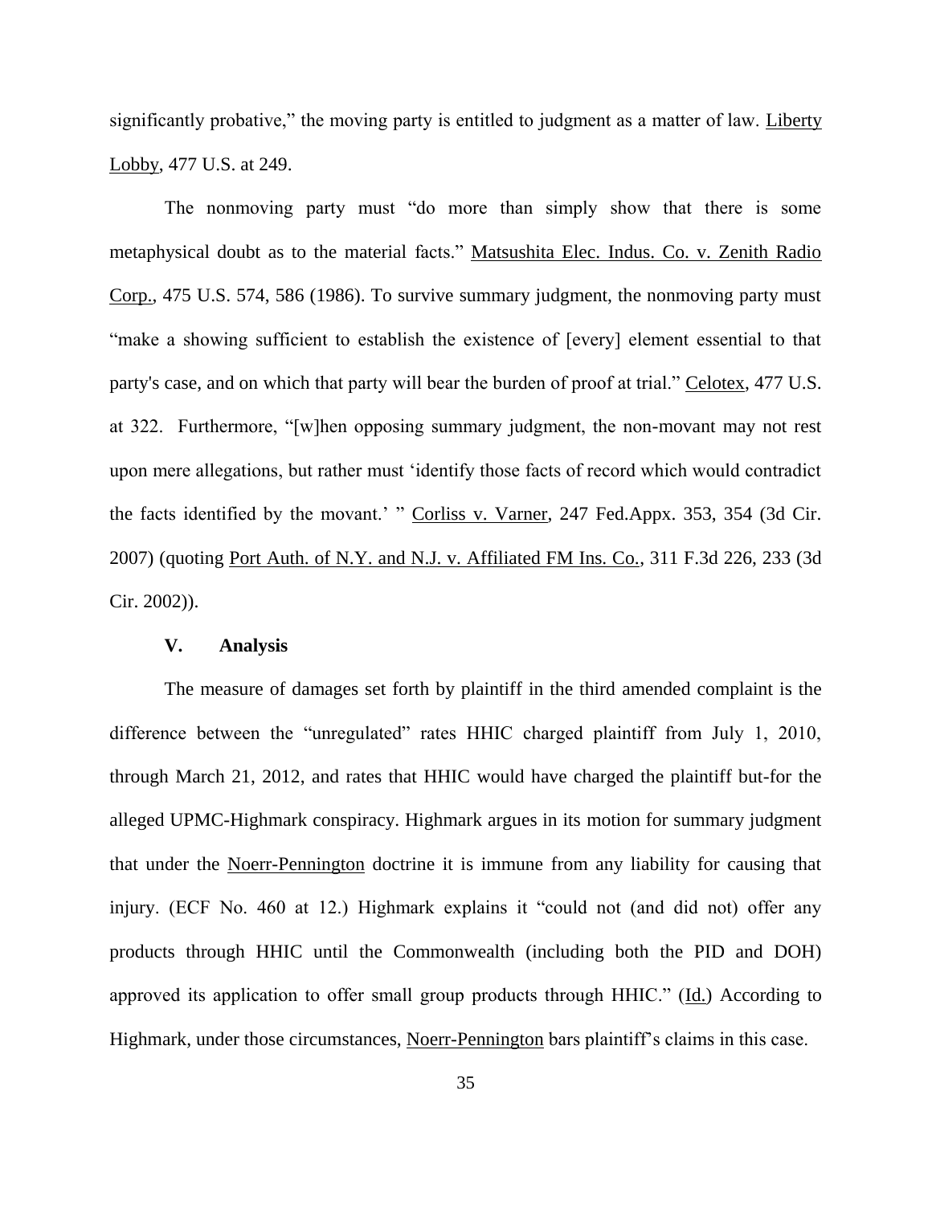significantly probative," the moving party is entitled to judgment as a matter of law. Liberty Lobby, 477 U.S. at 249.

The nonmoving party must "do more than simply show that there is some metaphysical doubt as to the material facts." Matsushita Elec. Indus. Co. v. Zenith Radio Corp., 475 U.S. 574, 586 (1986). To survive summary judgment, the nonmoving party must "make a showing sufficient to establish the existence of [every] element essential to that party's case, and on which that party will bear the burden of proof at trial." Celotex, 477 U.S. at 322. Furthermore, "[w]hen opposing summary judgment, the non-movant may not rest upon mere allegations, but rather must 'identify those facts of record which would contradict the facts identified by the movant.' " Corliss v. Varner, 247 Fed.Appx. 353, 354 (3d Cir. 2007) (quoting Port Auth. of N.Y. and N.J. v. Affiliated FM Ins. Co., 311 F.3d 226, 233 (3d Cir. 2002)).

## V. Analysis

The measure of damages set forth by plaintiff in the third amended complaint is the difference between the "unregulated" rates HHIC charged plaintiff from July 1, 2010, through March 21, 2012, and rates that HHIC would have charged the plaintiff but-for the alleged UPMC-Highmark conspiracy. Highmark argues in its motion for summary judgment that under the Noerr-Pennington doctrine it is immune from any liability for causing that injury. (ECF No. 460 at 12.) Highmark explains it "could not (and did not) offer any products through HHIC until the Commonwealth (including both the PID and DOH) approved its application to offer small group products through HHIC." (Id.) According to Highmark, under those circumstances, Noerr-Pennington bars plaintiff's claims in this case.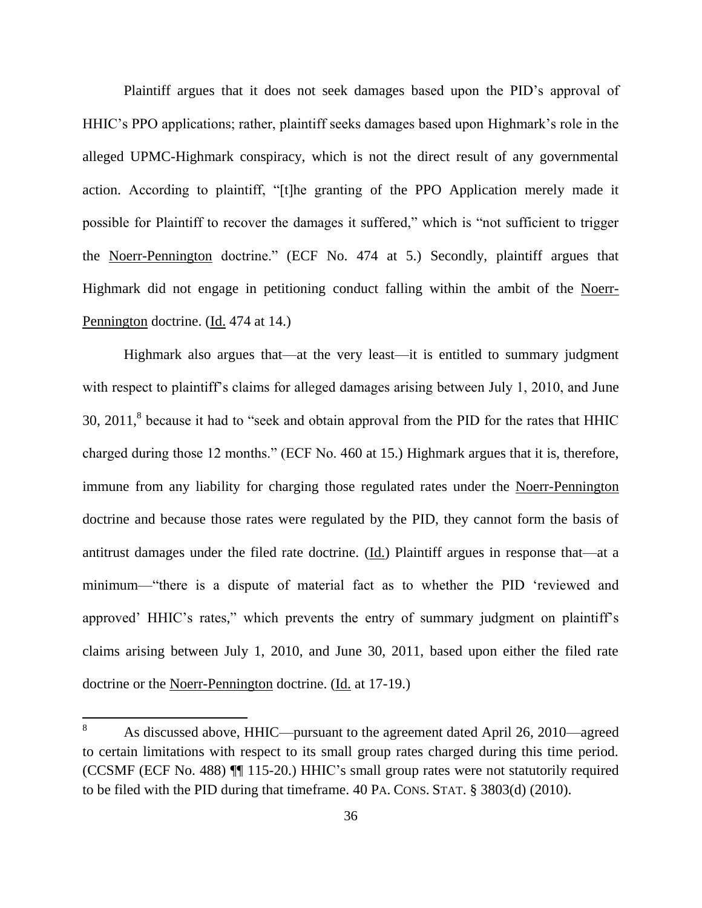Plaintiff argues that it does not seek damages based upon the PID's approval of HHIC's PPO applications; rather, plaintiff seeks damages based upon Highmark's role in the alleged UPMC-Highmark conspiracy, which is not the direct result of any governmental action. According to plaintiff, "[t]he granting of the PPO Application merely made it possible for Plaintiff to recover the damages it suffered," which is "not sufficient to trigger the Noerr-Pennington doctrine." (ECF No. 474 at 5.) Secondly, plaintiff argues that Highmark did not engage in petitioning conduct falling within the ambit of the Noerr-Pennington doctrine. (Id. 474 at 14.)

Highmark also argues that—at the very least—it is entitled to summary judgment with respect to plaintiff's claims for alleged damages arising between July 1, 2010, and June 30, 2011,[8] because it had to "seek and obtain approval from the PID for the rates that HHIC charged during those 12 months." (ECF No. 460 at 15.) Highmark argues that it is, therefore, immune from any liability for charging those regulated rates under the Noerr-Pennington doctrine and because those rates were regulated by the PID, they cannot form the basis of antitrust damages under the filed rate doctrine. (Id.) Plaintiff argues in response that—at a minimum—"there is a dispute of material fact as to whether the PID 'reviewed and approved' HHIC's rates," which prevents the entry of summary judgment on plaintiff's claims arising between July 1, 2010, and June 30, 2011, based upon either the filed rate doctrine or the Noerr-Pennington doctrine. (Id. at 17-19.)

---

[8] As discussed above, HHIC—pursuant to the agreement dated April 26, 2010—agreed to certain limitations with respect to its small group rates charged during this time period. (CCSMF (ECF No. 488) ¶¶ 115-20.) HHIC's small group rates were not statutorily required to be filed with the PID during that timeframe. 40 PA. CONS. STAT. § 3803(d) (2010).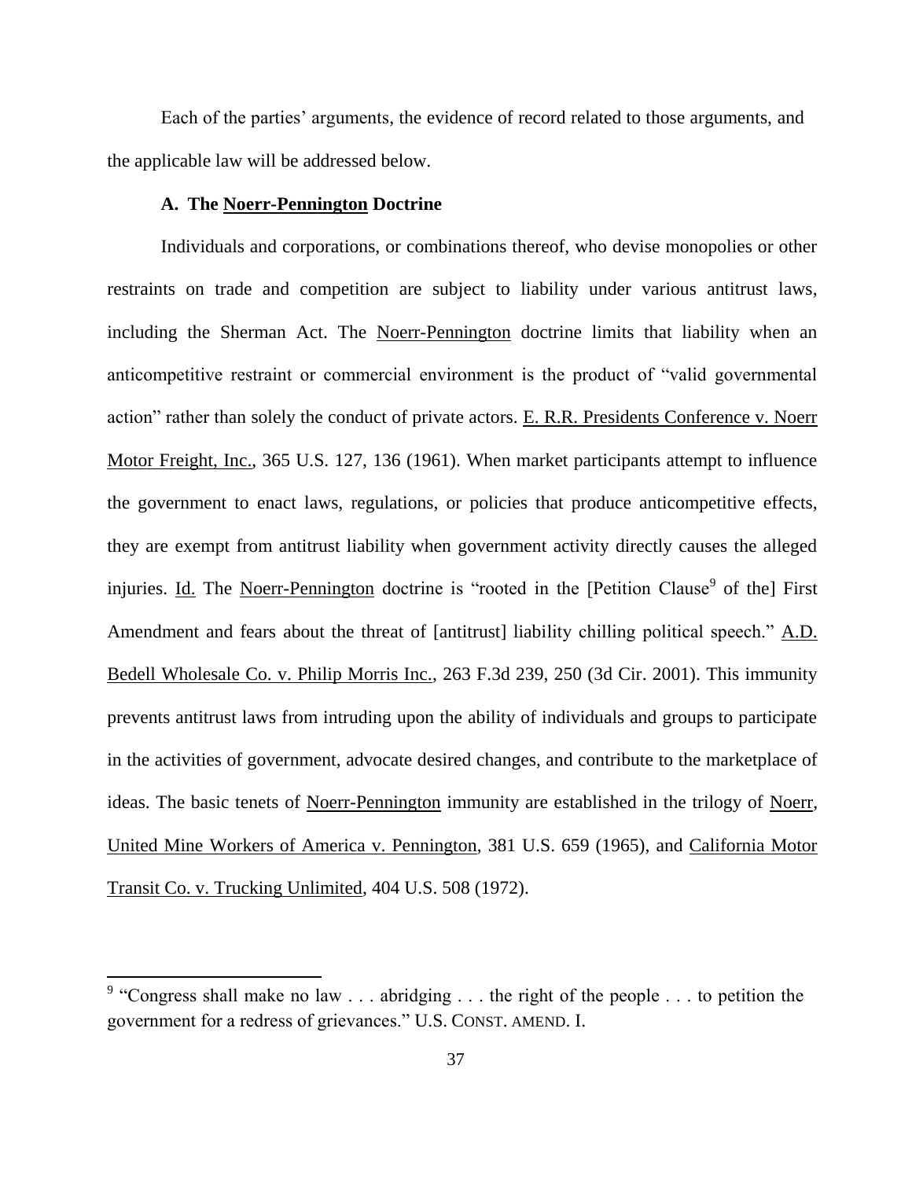Each of the parties' arguments, the evidence of record related to those arguments, and the applicable law will be addressed below.

### A. The Noerr-Pennington Doctrine

Individuals and corporations, or combinations thereof, who devise monopolies or other restraints on trade and competition are subject to liability under various antitrust laws, including the Sherman Act. The Noerr-Pennington doctrine limits that liability when an anticompetitive restraint or commercial environment is the product of "valid governmental action" rather than solely the conduct of private actors. E. R.R. Presidents Conference v. Noerr Motor Freight, Inc., 365 U.S. 127, 136 (1961). When market participants attempt to influence the government to enact laws, regulations, or policies that produce anticompetitive effects, they are exempt from antitrust liability when government activity directly causes the alleged injuries. Id. The Noerr-Pennington doctrine is "rooted in the [Petition Clause[9] of the] First Amendment and fears about the threat of [antitrust] liability chilling political speech." A.D. Bedell Wholesale Co. v. Philip Morris Inc., 263 F.3d 239, 250 (3d Cir. 2001). This immunity prevents antitrust laws from intruding upon the ability of individuals and groups to participate in the activities of government, advocate desired changes, and contribute to the marketplace of ideas. The basic tenets of Noerr-Pennington immunity are established in the trilogy of Noerr, United Mine Workers of America v. Pennington, 381 U.S. 659 (1965), and California Motor Transit Co. v. Trucking Unlimited, 404 U.S. 508 (1972).

---

[9] "Congress shall make no law . . . abridging . . . the right of the people . . . to petition the government for a redress of grievances." U.S. CONST. AMEND. I.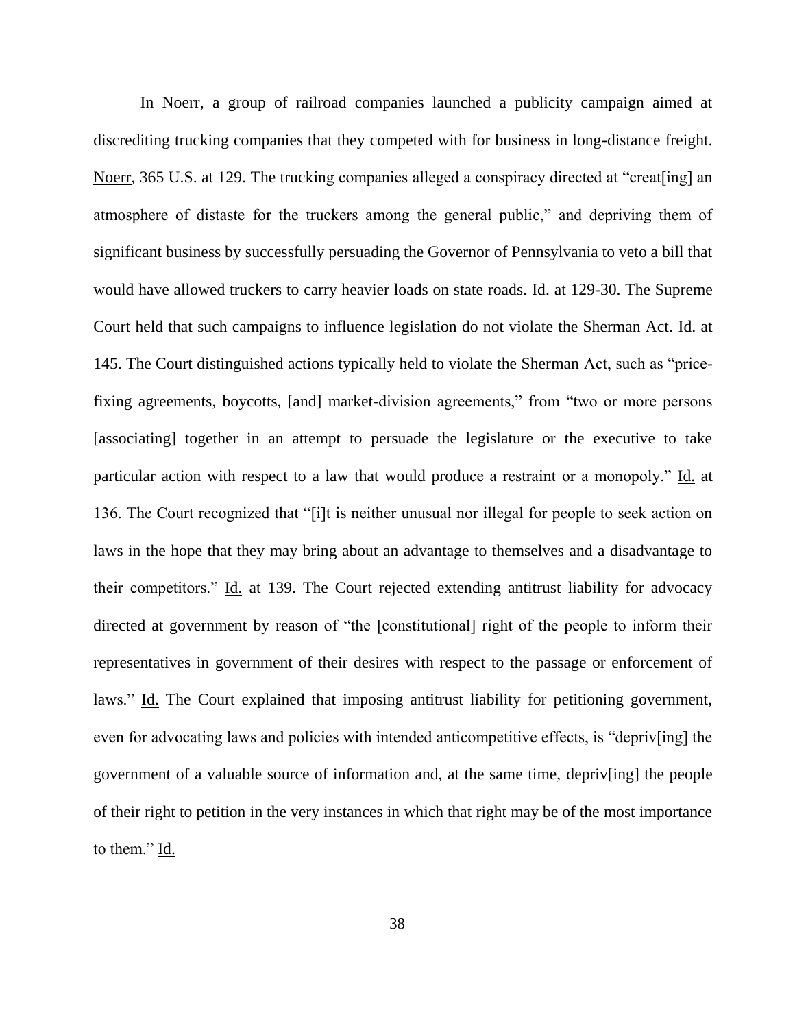In Noerr, a group of railroad companies launched a publicity campaign aimed at discrediting trucking companies that they competed with for business in long-distance freight. Noerr, 365 U.S. at 129. The trucking companies alleged a conspiracy directed at "creat[ing] an atmosphere of distaste for the truckers among the general public," and depriving them of significant business by successfully persuading the Governor of Pennsylvania to veto a bill that would have allowed truckers to carry heavier loads on state roads. Id. at 129-30. The Supreme Court held that such campaigns to influence legislation do not violate the Sherman Act. Id. at 145. The Court distinguished actions typically held to violate the Sherman Act, such as "price-fixing agreements, boycotts, [and] market-division agreements," from "two or more persons [associating] together in an attempt to persuade the legislature or the executive to take particular action with respect to a law that would produce a restraint or a monopoly." Id. at 136. The Court recognized that "[i]t is neither unusual nor illegal for people to seek action on laws in the hope that they may bring about an advantage to themselves and a disadvantage to their competitors." Id. at 139. The Court rejected extending antitrust liability for advocacy directed at government by reason of "the [constitutional] right of the people to inform their representatives in government of their desires with respect to the passage or enforcement of laws." Id. The Court explained that imposing antitrust liability for petitioning government, even for advocating laws and policies with intended anticompetitive effects, is "depriv[ing] the government of a valuable source of information and, at the same time, depriv[ing] the people of their right to petition in the very instances in which that right may be of the most importance to them." Id.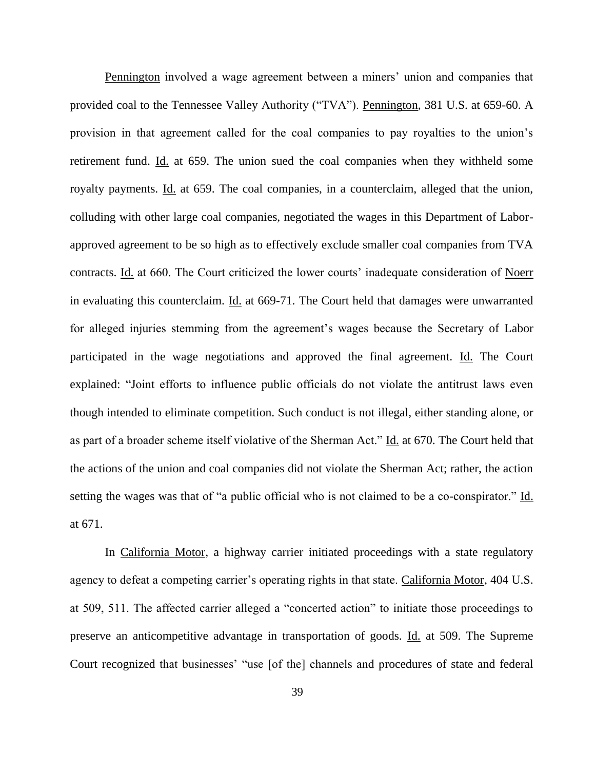Pennington involved a wage agreement between a miners' union and companies that provided coal to the Tennessee Valley Authority ("TVA"). Pennington, 381 U.S. at 659-60. A provision in that agreement called for the coal companies to pay royalties to the union's retirement fund. Id. at 659. The union sued the coal companies when they withheld some royalty payments. Id. at 659. The coal companies, in a counterclaim, alleged that the union, colluding with other large coal companies, negotiated the wages in this Department of Labor-approved agreement to be so high as to effectively exclude smaller coal companies from TVA contracts. Id. at 660. The Court criticized the lower courts' inadequate consideration of Noerr in evaluating this counterclaim. Id. at 669-71. The Court held that damages were unwarranted for alleged injuries stemming from the agreement's wages because the Secretary of Labor participated in the wage negotiations and approved the final agreement. Id. The Court explained: "Joint efforts to influence public officials do not violate the antitrust laws even though intended to eliminate competition. Such conduct is not illegal, either standing alone, or as part of a broader scheme itself violative of the Sherman Act." Id. at 670. The Court held that the actions of the union and coal companies did not violate the Sherman Act; rather, the action setting the wages was that of "a public official who is not claimed to be a co-conspirator." Id. at 671.

In California Motor, a highway carrier initiated proceedings with a state regulatory agency to defeat a competing carrier's operating rights in that state. California Motor, 404 U.S. at 509, 511. The affected carrier alleged a "concerted action" to initiate those proceedings to preserve an anticompetitive advantage in transportation of goods. Id. at 509. The Supreme Court recognized that businesses' "use [of the] channels and procedures of state and federal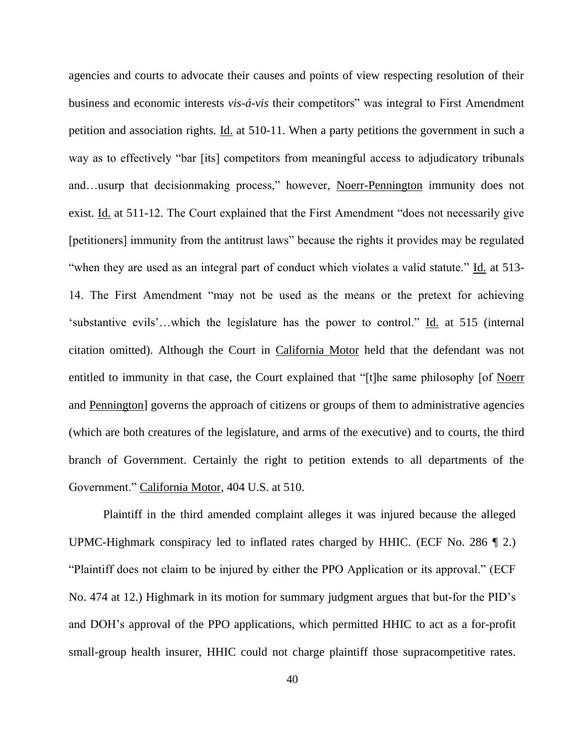agencies and courts to advocate their causes and points of view respecting resolution of their business and economic interests *vis-á-vis* their competitors" was integral to First Amendment petition and association rights. Id. at 510-11. When a party petitions the government in such a way as to effectively "bar [its] competitors from meaningful access to adjudicatory tribunals and…usurp that decisionmaking process," however, Noerr-Pennington immunity does not exist. Id. at 511-12. The Court explained that the First Amendment "does not necessarily give [petitioners] immunity from the antitrust laws" because the rights it provides may be regulated "when they are used as an integral part of conduct which violates a valid statute." Id. at 513-14. The First Amendment "may not be used as the means or the pretext for achieving 'substantive evils'…which the legislature has the power to control." Id. at 515 (internal citation omitted). Although the Court in California Motor held that the defendant was not entitled to immunity in that case, the Court explained that "[t]he same philosophy [of Noerr and Pennington] governs the approach of citizens or groups of them to administrative agencies (which are both creatures of the legislature, and arms of the executive) and to courts, the third branch of Government. Certainly the right to petition extends to all departments of the Government." California Motor, 404 U.S. at 510.

Plaintiff in the third amended complaint alleges it was injured because the alleged UPMC-Highmark conspiracy led to inflated rates charged by HHIC. (ECF No. 286 ¶ 2.) "Plaintiff does not claim to be injured by either the PPO Application or its approval." (ECF No. 474 at 12.) Highmark in its motion for summary judgment argues that but-for the PID's and DOH's approval of the PPO applications, which permitted HHIC to act as a for-profit small-group health insurer, HHIC could not charge plaintiff those supracompetitive rates.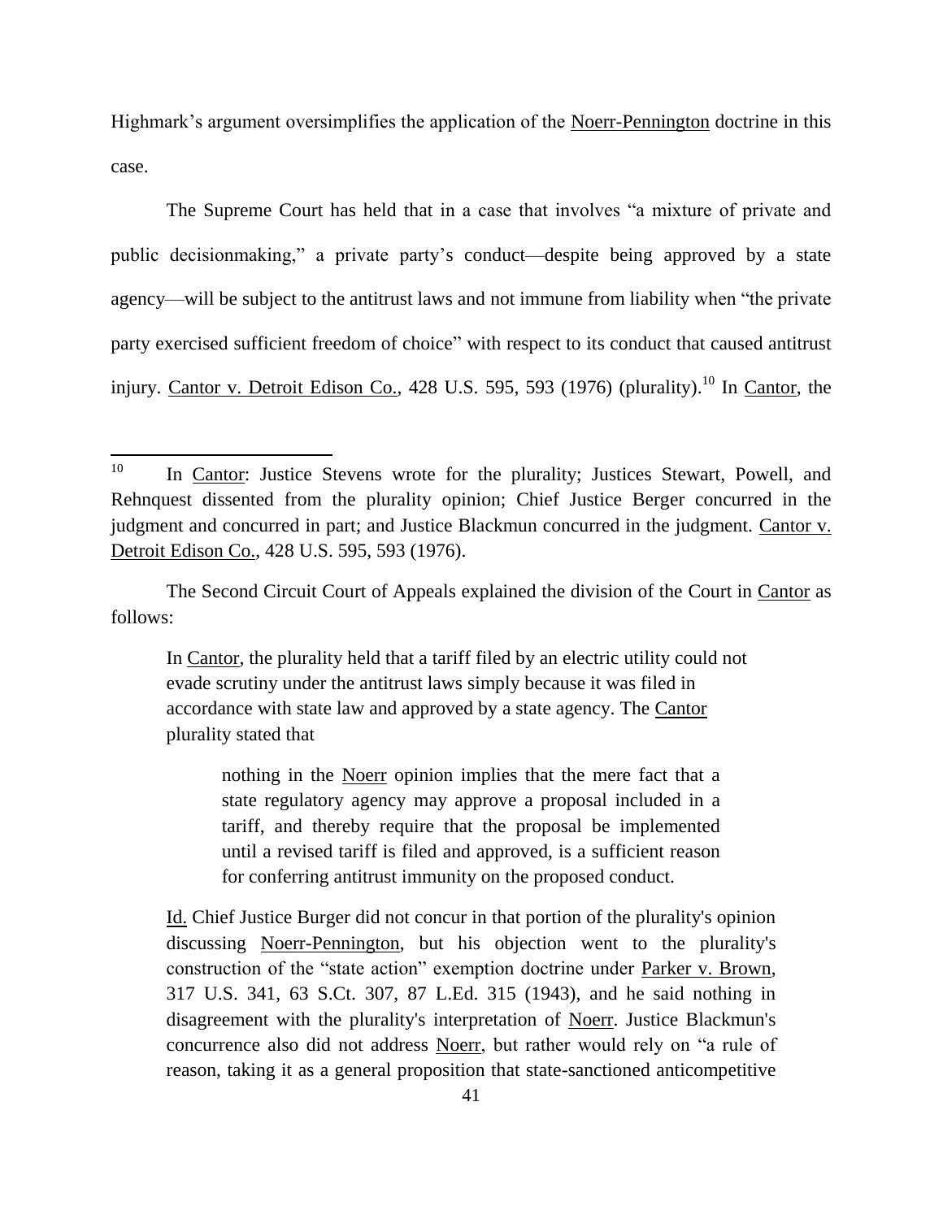Highmark's argument oversimplifies the application of the Noerr-Pennington doctrine in this case.

The Supreme Court has held that in a case that involves "a mixture of private and public decisionmaking," a private party's conduct—despite being approved by a state agency—will be subject to the antitrust laws and not immune from liability when "the private party exercised sufficient freedom of choice" with respect to its conduct that caused antitrust injury. Cantor v. Detroit Edison Co., 428 U.S. 595, 593 (1976) (plurality).[10] In Cantor, the

---

[10] In Cantor: Justice Stevens wrote for the plurality; Justices Stewart, Powell, and Rehnquest dissented from the plurality opinion; Chief Justice Berger concurred in the judgment and concurred in part; and Justice Blackmun concurred in the judgment. Cantor v. Detroit Edison Co., 428 U.S. 595, 593 (1976).

The Second Circuit Court of Appeals explained the division of the Court in Cantor as follows:

> In Cantor, the plurality held that a tariff filed by an electric utility could not evade scrutiny under the antitrust laws simply because it was filed in accordance with state law and approved by a state agency. The Cantor plurality stated that
>
> > nothing in the Noerr opinion implies that the mere fact that a state regulatory agency may approve a proposal included in a tariff, and thereby require that the proposal be implemented until a revised tariff is filed and approved, is a sufficient reason for conferring antitrust immunity on the proposed conduct.
>
> Id. Chief Justice Burger did not concur in that portion of the plurality's opinion discussing Noerr-Pennington, but his objection went to the plurality's construction of the "state action" exemption doctrine under Parker v. Brown, 317 U.S. 341, 63 S.Ct. 307, 87 L.Ed. 315 (1943), and he said nothing in disagreement with the plurality's interpretation of Noerr. Justice Blackmun's concurrence also did not address Noerr, but rather would rely on "a rule of reason, taking it as a general proposition that state-sanctioned anticompetitive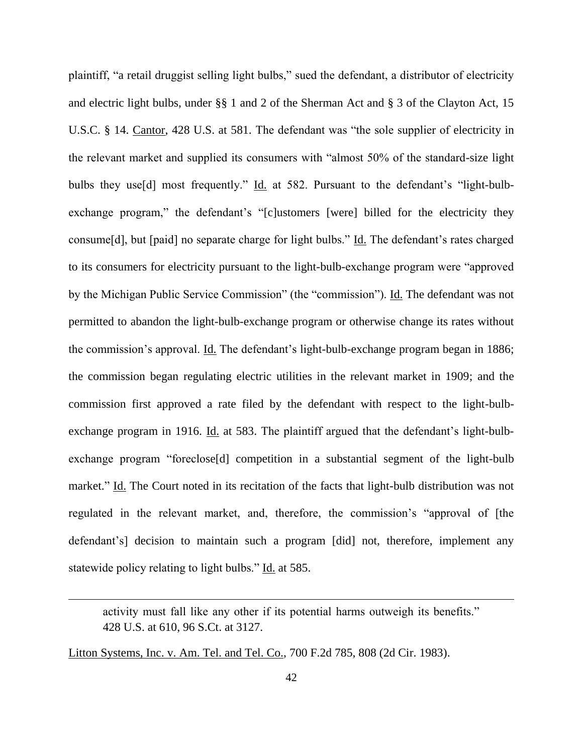plaintiff, "a retail druggist selling light bulbs," sued the defendant, a distributor of electricity and electric light bulbs, under §§ 1 and 2 of the Sherman Act and § 3 of the Clayton Act, 15 U.S.C. § 14. Cantor, 428 U.S. at 581. The defendant was "the sole supplier of electricity in the relevant market and supplied its consumers with "almost 50% of the standard-size light bulbs they use[d] most frequently." Id. at 582. Pursuant to the defendant's "light-bulb-exchange program," the defendant's "[c]ustomers [were] billed for the electricity they consume[d], but [paid] no separate charge for light bulbs." Id. The defendant's rates charged to its consumers for electricity pursuant to the light-bulb-exchange program were "approved by the Michigan Public Service Commission" (the "commission"). Id. The defendant was not permitted to abandon the light-bulb-exchange program or otherwise change its rates without the commission's approval. Id. The defendant's light-bulb-exchange program began in 1886; the commission began regulating electric utilities in the relevant market in 1909; and the commission first approved a rate filed by the defendant with respect to the light-bulb-exchange program in 1916. Id. at 583. The plaintiff argued that the defendant's light-bulb-exchange program "foreclose[d] competition in a substantial segment of the light-bulb market." Id. The Court noted in its recitation of the facts that light-bulb distribution was not regulated in the relevant market, and, therefore, the commission's "approval of [the defendant's] decision to maintain such a program [did] not, therefore, implement any statewide policy relating to light bulbs." Id. at 585.

---

> activity must fall like any other if its potential harms outweigh its benefits." 428 U.S. at 610, 96 S.Ct. at 3127.

Litton Systems, Inc. v. Am. Tel. and Tel. Co., 700 F.2d 785, 808 (2d Cir. 1983).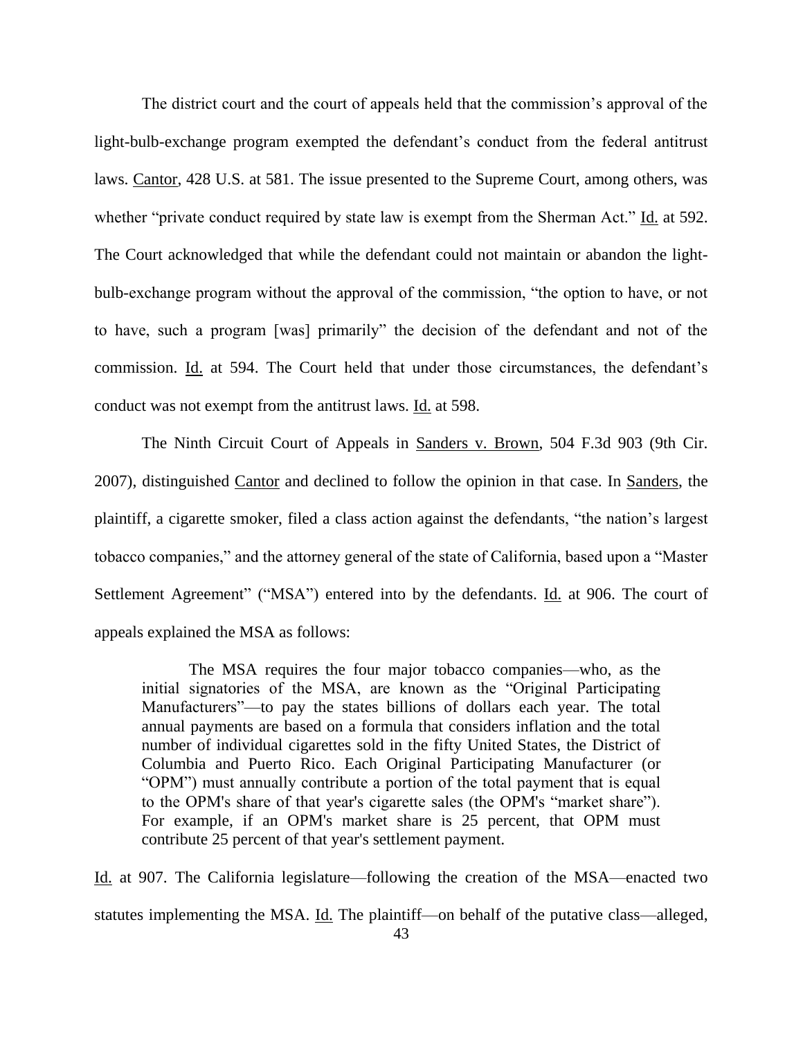The district court and the court of appeals held that the commission's approval of the light-bulb-exchange program exempted the defendant's conduct from the federal antitrust laws. Cantor, 428 U.S. at 581. The issue presented to the Supreme Court, among others, was whether "private conduct required by state law is exempt from the Sherman Act." Id. at 592. The Court acknowledged that while the defendant could not maintain or abandon the light-bulb-exchange program without the approval of the commission, "the option to have, or not to have, such a program [was] primarily" the decision of the defendant and not of the commission. Id. at 594. The Court held that under those circumstances, the defendant's conduct was not exempt from the antitrust laws. Id. at 598.

The Ninth Circuit Court of Appeals in Sanders v. Brown, 504 F.3d 903 (9th Cir. 2007), distinguished Cantor and declined to follow the opinion in that case. In Sanders, the plaintiff, a cigarette smoker, filed a class action against the defendants, "the nation's largest tobacco companies," and the attorney general of the state of California, based upon a "Master Settlement Agreement" ("MSA") entered into by the defendants. Id. at 906. The court of appeals explained the MSA as follows:

> The MSA requires the four major tobacco companies—who, as the initial signatories of the MSA, are known as the "Original Participating Manufacturers"—to pay the states billions of dollars each year. The total annual payments are based on a formula that considers inflation and the total number of individual cigarettes sold in the fifty United States, the District of Columbia and Puerto Rico. Each Original Participating Manufacturer (or "OPM") must annually contribute a portion of the total payment that is equal to the OPM's share of that year's cigarette sales (the OPM's "market share"). For example, if an OPM's market share is 25 percent, that OPM must contribute 25 percent of that year's settlement payment.

Id. at 907. The California legislature—following the creation of the MSA—enacted two statutes implementing the MSA. Id. The plaintiff—on behalf of the putative class—alleged,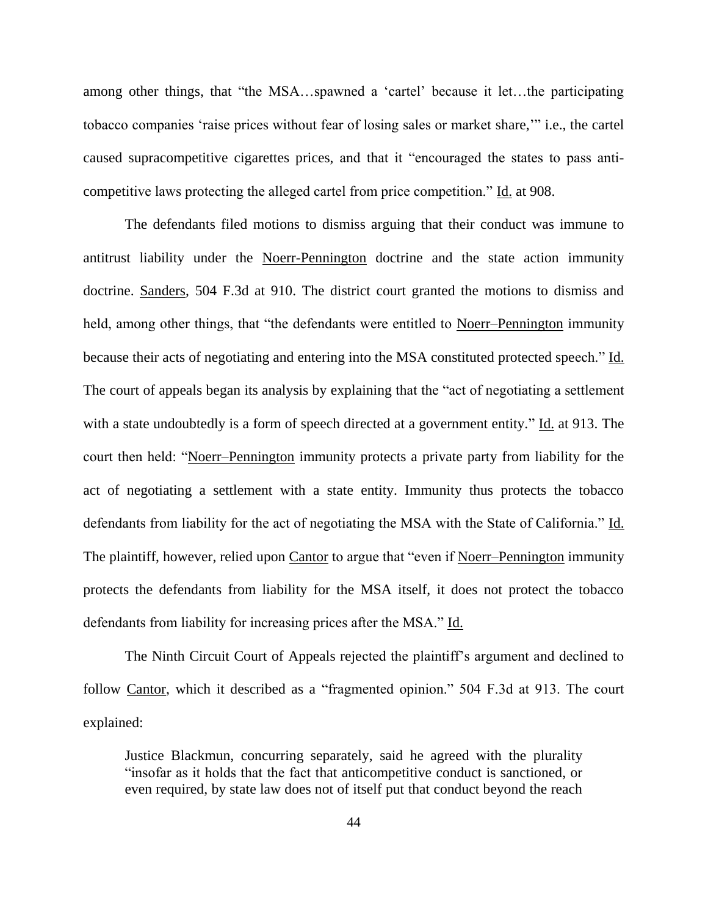among other things, that "the MSA…spawned a 'cartel' because it let…the participating tobacco companies 'raise prices without fear of losing sales or market share,'" i.e., the cartel caused supracompetitive cigarettes prices, and that it "encouraged the states to pass anti-competitive laws protecting the alleged cartel from price competition." Id. at 908.

The defendants filed motions to dismiss arguing that their conduct was immune to antitrust liability under the Noerr-Pennington doctrine and the state action immunity doctrine. Sanders, 504 F.3d at 910. The district court granted the motions to dismiss and held, among other things, that "the defendants were entitled to Noerr–Pennington immunity because their acts of negotiating and entering into the MSA constituted protected speech." Id. The court of appeals began its analysis by explaining that the "act of negotiating a settlement with a state undoubtedly is a form of speech directed at a government entity." Id. at 913. The court then held: "Noerr–Pennington immunity protects a private party from liability for the act of negotiating a settlement with a state entity. Immunity thus protects the tobacco defendants from liability for the act of negotiating the MSA with the State of California." Id. The plaintiff, however, relied upon Cantor to argue that "even if Noerr–Pennington immunity protects the defendants from liability for the MSA itself, it does not protect the tobacco defendants from liability for increasing prices after the MSA." Id.

The Ninth Circuit Court of Appeals rejected the plaintiff's argument and declined to follow Cantor, which it described as a "fragmented opinion." 504 F.3d at 913. The court explained:

> Justice Blackmun, concurring separately, said he agreed with the plurality "insofar as it holds that the fact that anticompetitive conduct is sanctioned, or even required, by state law does not of itself put that conduct beyond the reach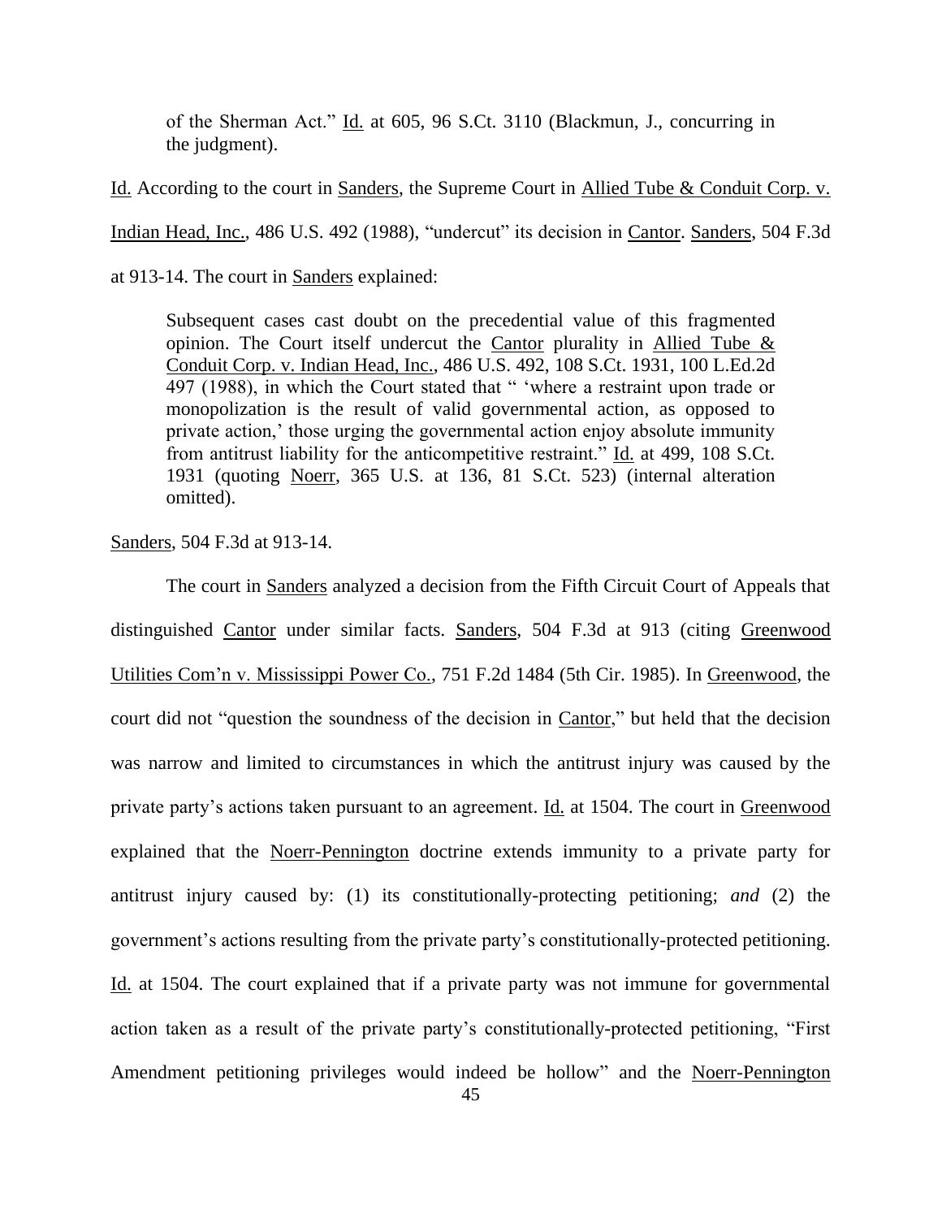> of the Sherman Act." Id. at 605, 96 S.Ct. 3110 (Blackmun, J., concurring in the judgment).

Id. According to the court in Sanders, the Supreme Court in Allied Tube & Conduit Corp. v. Indian Head, Inc., 486 U.S. 492 (1988), "undercut" its decision in Cantor. Sanders, 504 F.3d at 913-14. The court in Sanders explained:

> Subsequent cases cast doubt on the precedential value of this fragmented opinion. The Court itself undercut the Cantor plurality in Allied Tube & Conduit Corp. v. Indian Head, Inc., 486 U.S. 492, 108 S.Ct. 1931, 100 L.Ed.2d 497 (1988), in which the Court stated that " 'where a restraint upon trade or monopolization is the result of valid governmental action, as opposed to private action,' those urging the governmental action enjoy absolute immunity from antitrust liability for the anticompetitive restraint." Id. at 499, 108 S.Ct. 1931 (quoting Noerr, 365 U.S. at 136, 81 S.Ct. 523) (internal alteration omitted).

Sanders, 504 F.3d at 913-14.

The court in Sanders analyzed a decision from the Fifth Circuit Court of Appeals that distinguished Cantor under similar facts. Sanders, 504 F.3d at 913 (citing Greenwood Utilities Com'n v. Mississippi Power Co., 751 F.2d 1484 (5th Cir. 1985). In Greenwood, the court did not "question the soundness of the decision in Cantor," but held that the decision was narrow and limited to circumstances in which the antitrust injury was caused by the private party's actions taken pursuant to an agreement. Id. at 1504. The court in Greenwood explained that the Noerr-Pennington doctrine extends immunity to a private party for antitrust injury caused by: (1) its constitutionally-protecting petitioning; *and* (2) the government's actions resulting from the private party's constitutionally-protected petitioning. Id. at 1504. The court explained that if a private party was not immune for governmental action taken as a result of the private party's constitutionally-protected petitioning, "First Amendment petitioning privileges would indeed be hollow" and the Noerr-Pennington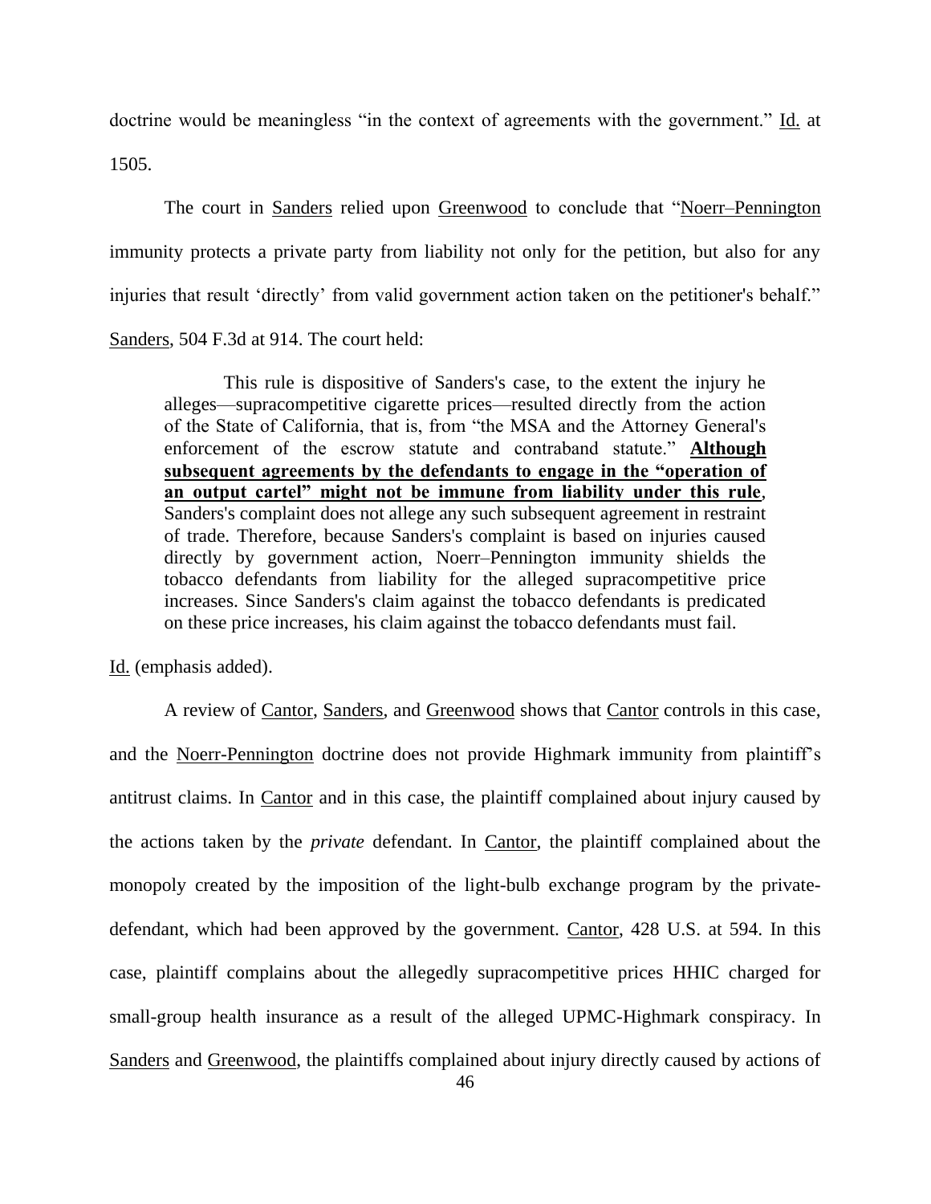doctrine would be meaningless "in the context of agreements with the government." Id. at 1505.

The court in Sanders relied upon Greenwood to conclude that "Noerr–Pennington immunity protects a private party from liability not only for the petition, but also for any injuries that result 'directly' from valid government action taken on the petitioner's behalf." Sanders, 504 F.3d at 914. The court held:

> This rule is dispositive of Sanders's case, to the extent the injury he alleges—supracompetitive cigarette prices—resulted directly from the action of the State of California, that is, from "the MSA and the Attorney General's enforcement of the escrow statute and contraband statute." **Although subsequent agreements by the defendants to engage in the "operation of an output cartel" might not be immune from liability under this rule**, Sanders's complaint does not allege any such subsequent agreement in restraint of trade. Therefore, because Sanders's complaint is based on injuries caused directly by government action, Noerr–Pennington immunity shields the tobacco defendants from liability for the alleged supracompetitive price increases. Since Sanders's claim against the tobacco defendants is predicated on these price increases, his claim against the tobacco defendants must fail.

Id. (emphasis added).

A review of Cantor, Sanders, and Greenwood shows that Cantor controls in this case, and the Noerr-Pennington doctrine does not provide Highmark immunity from plaintiff's antitrust claims. In Cantor and in this case, the plaintiff complained about injury caused by the actions taken by the *private* defendant. In Cantor, the plaintiff complained about the monopoly created by the imposition of the light-bulb exchange program by the private-defendant, which had been approved by the government. Cantor, 428 U.S. at 594. In this case, plaintiff complains about the allegedly supracompetitive prices HHIC charged for small-group health insurance as a result of the alleged UPMC-Highmark conspiracy. In Sanders and Greenwood, the plaintiffs complained about injury directly caused by actions of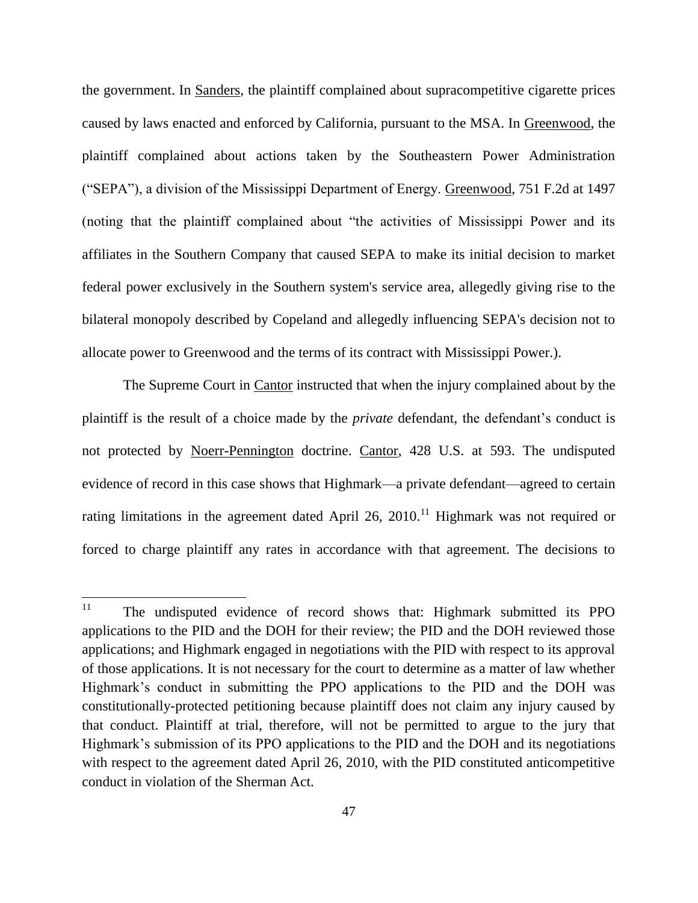the government. In Sanders, the plaintiff complained about supracompetitive cigarette prices caused by laws enacted and enforced by California, pursuant to the MSA. In Greenwood, the plaintiff complained about actions taken by the Southeastern Power Administration ("SEPA"), a division of the Mississippi Department of Energy. Greenwood, 751 F.2d at 1497 (noting that the plaintiff complained about "the activities of Mississippi Power and its affiliates in the Southern Company that caused SEPA to make its initial decision to market federal power exclusively in the Southern system's service area, allegedly giving rise to the bilateral monopoly described by Copeland and allegedly influencing SEPA's decision not to allocate power to Greenwood and the terms of its contract with Mississippi Power.).

The Supreme Court in Cantor instructed that when the injury complained about by the plaintiff is the result of a choice made by the *private* defendant, the defendant's conduct is not protected by Noerr-Pennington doctrine. Cantor, 428 U.S. at 593. The undisputed evidence of record in this case shows that Highmark—a private defendant—agreed to certain rating limitations in the agreement dated April 26, 2010.[11] Highmark was not required or forced to charge plaintiff any rates in accordance with that agreement. The decisions to

---

[11] The undisputed evidence of record shows that: Highmark submitted its PPO applications to the PID and the DOH for their review; the PID and the DOH reviewed those applications; and Highmark engaged in negotiations with the PID with respect to its approval of those applications. It is not necessary for the court to determine as a matter of law whether Highmark's conduct in submitting the PPO applications to the PID and the DOH was constitutionally-protected petitioning because plaintiff does not claim any injury caused by that conduct. Plaintiff at trial, therefore, will not be permitted to argue to the jury that Highmark's submission of its PPO applications to the PID and the DOH and its negotiations with respect to the agreement dated April 26, 2010, with the PID constituted anticompetitive conduct in violation of the Sherman Act.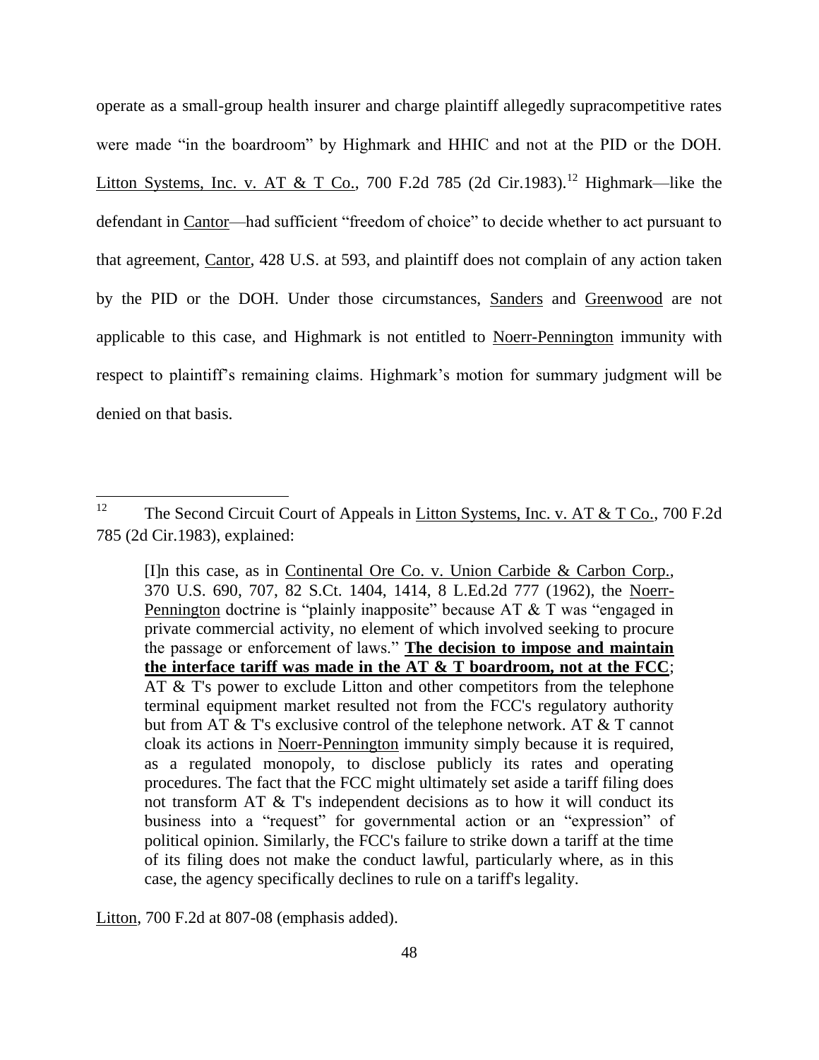operate as a small-group health insurer and charge plaintiff allegedly supracompetitive rates were made "in the boardroom" by Highmark and HHIC and not at the PID or the DOH. Litton Systems, Inc. v. AT & T Co., 700 F.2d 785 (2d Cir.1983).[12] Highmark—like the defendant in Cantor—had sufficient "freedom of choice" to decide whether to act pursuant to that agreement, Cantor, 428 U.S. at 593, and plaintiff does not complain of any action taken by the PID or the DOH. Under those circumstances, Sanders and Greenwood are not applicable to this case, and Highmark is not entitled to Noerr-Pennington immunity with respect to plaintiff's remaining claims. Highmark's motion for summary judgment will be denied on that basis.

---

[12] The Second Circuit Court of Appeals in Litton Systems, Inc. v. AT & T Co., 700 F.2d 785 (2d Cir.1983), explained:

> [I]n this case, as in Continental Ore Co. v. Union Carbide & Carbon Corp., 370 U.S. 690, 707, 82 S.Ct. 1404, 1414, 8 L.Ed.2d 777 (1962), the Noerr-Pennington doctrine is "plainly inapposite" because AT & T was "engaged in private commercial activity, no element of which involved seeking to procure the passage or enforcement of laws." **The decision to impose and maintain the interface tariff was made in the AT & T boardroom, not at the FCC**; AT & T's power to exclude Litton and other competitors from the telephone terminal equipment market resulted not from the FCC's regulatory authority but from AT & T's exclusive control of the telephone network. AT & T cannot cloak its actions in Noerr-Pennington immunity simply because it is required, as a regulated monopoly, to disclose publicly its rates and operating procedures. The fact that the FCC might ultimately set aside a tariff filing does not transform AT & T's independent decisions as to how it will conduct its business into a "request" for governmental action or an "expression" of political opinion. Similarly, the FCC's failure to strike down a tariff at the time of its filing does not make the conduct lawful, particularly where, as in this case, the agency specifically declines to rule on a tariff's legality.

Litton, 700 F.2d at 807-08 (emphasis added).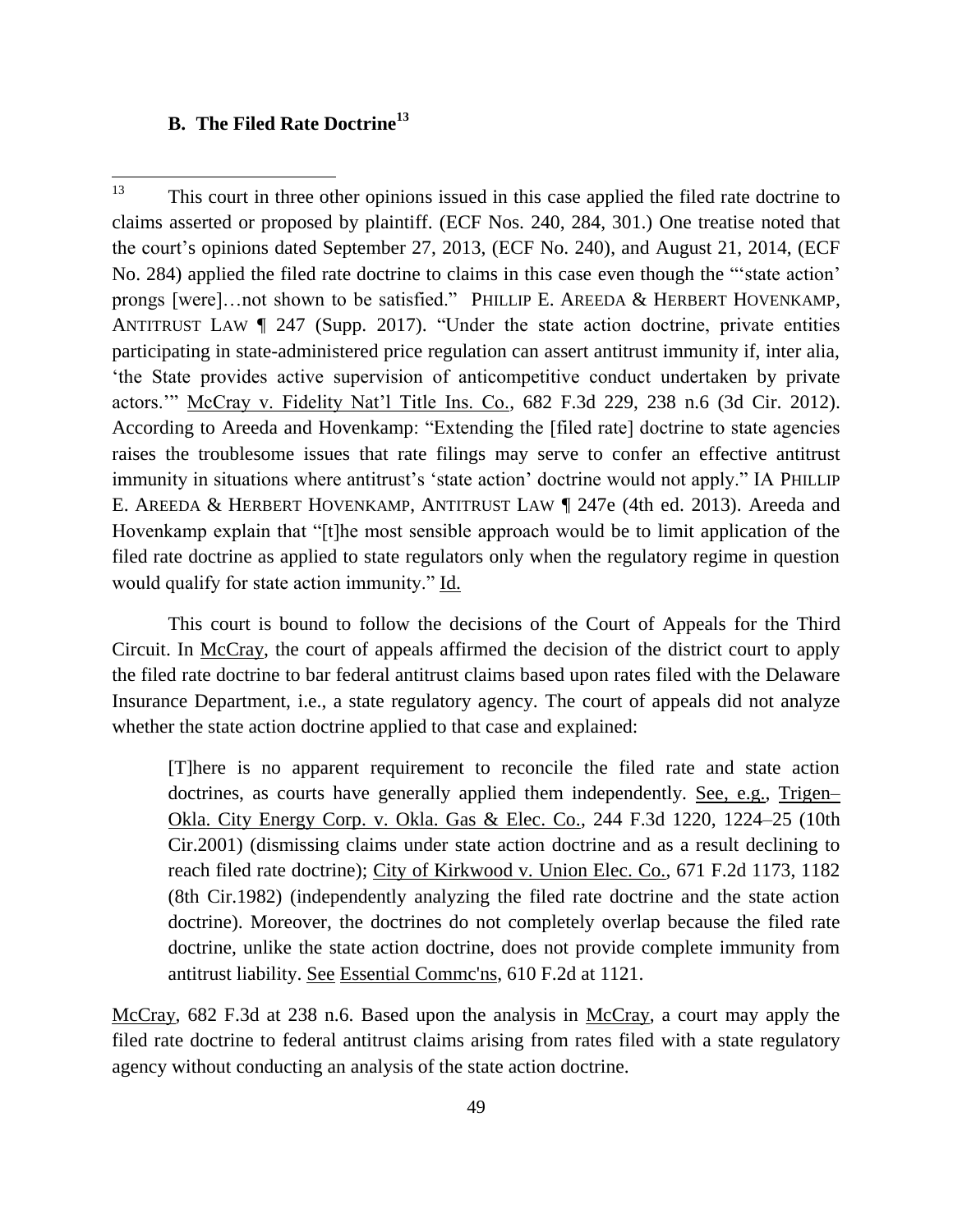### B. The Filed Rate Doctrine[13]

This court is bound to follow the decisions of the Court of Appeals for the Third Circuit. In McCray, the court of appeals affirmed the decision of the district court to apply the filed rate doctrine to bar federal antitrust claims based upon rates filed with the Delaware Insurance Department, i.e., a state regulatory agency. The court of appeals did not analyze whether the state action doctrine applied to that case and explained:

> [T]here is no apparent requirement to reconcile the filed rate and state action doctrines, as courts have generally applied them independently. See, e.g., Trigen–Okla. City Energy Corp. v. Okla. Gas & Elec. Co., 244 F.3d 1220, 1224–25 (10th Cir.2001) (dismissing claims under state action doctrine and as a result declining to reach filed rate doctrine); City of Kirkwood v. Union Elec. Co., 671 F.2d 1173, 1182 (8th Cir.1982) (independently analyzing the filed rate doctrine and the state action doctrine). Moreover, the doctrines do not completely overlap because the filed rate doctrine, unlike the state action doctrine, does not provide complete immunity from antitrust liability. See Essential Commc'ns, 610 F.2d at 1121.

McCray, 682 F.3d at 238 n.6. Based upon the analysis in McCray, a court may apply the filed rate doctrine to federal antitrust claims arising from rates filed with a state regulatory agency without conducting an analysis of the state action doctrine.

---

[13] This court in three other opinions issued in this case applied the filed rate doctrine to claims asserted or proposed by plaintiff. (ECF Nos. 240, 284, 301.) One treatise noted that the court's opinions dated September 27, 2013, (ECF No. 240), and August 21, 2014, (ECF No. 284) applied the filed rate doctrine to claims in this case even though the "'state action' prongs [were]…not shown to be satisfied." PHILLIP E. AREEDA & HERBERT HOVENKAMP, ANTITRUST LAW ¶ 247 (Supp. 2017). "Under the state action doctrine, private entities participating in state-administered price regulation can assert antitrust immunity if, inter alia, 'the State provides active supervision of anticompetitive conduct undertaken by private actors.'" McCray v. Fidelity Nat'l Title Ins. Co., 682 F.3d 229, 238 n.6 (3d Cir. 2012). According to Areeda and Hovenkamp: "Extending the [filed rate] doctrine to state agencies raises the troublesome issues that rate filings may serve to confer an effective antitrust immunity in situations where antitrust's 'state action' doctrine would not apply." IA PHILLIP E. AREEDA & HERBERT HOVENKAMP, ANTITRUST LAW ¶ 247e (4th ed. 2013). Areeda and Hovenkamp explain that "[t]he most sensible approach would be to limit application of the filed rate doctrine as applied to state regulators only when the regulatory regime in question would qualify for state action immunity." Id.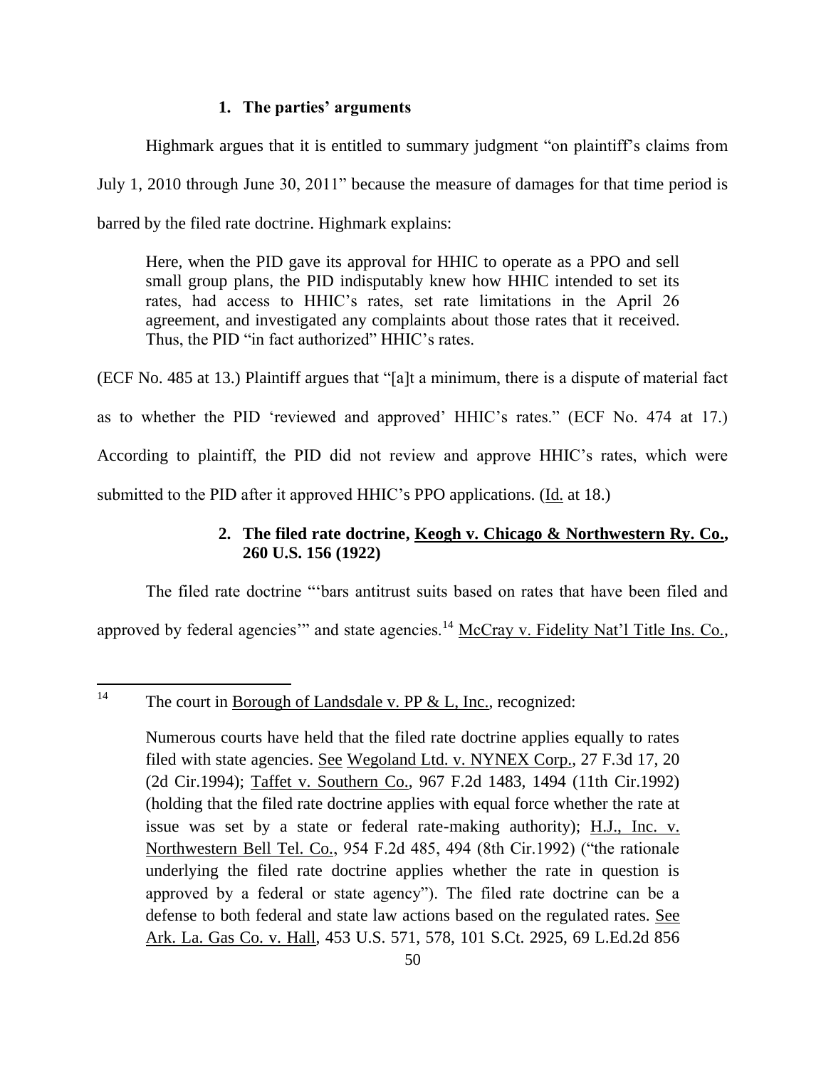### 1. The parties' arguments

Highmark argues that it is entitled to summary judgment "on plaintiff's claims from July 1, 2010 through June 30, 2011" because the measure of damages for that time period is barred by the filed rate doctrine. Highmark explains:

> Here, when the PID gave its approval for HHIC to operate as a PPO and sell small group plans, the PID indisputably knew how HHIC intended to set its rates, had access to HHIC's rates, set rate limitations in the April 26 agreement, and investigated any complaints about those rates that it received. Thus, the PID "in fact authorized" HHIC's rates.

(ECF No. 485 at 13.) Plaintiff argues that "[a]t a minimum, there is a dispute of material fact as to whether the PID 'reviewed and approved' HHIC's rates." (ECF No. 474 at 17.) According to plaintiff, the PID did not review and approve HHIC's rates, which were submitted to the PID after it approved HHIC's PPO applications. (Id. at 18.)

### 2. The filed rate doctrine, Keogh v. Chicago & Northwestern Ry. Co., 260 U.S. 156 (1922)

The filed rate doctrine "'bars antitrust suits based on rates that have been filed and approved by federal agencies'" and state agencies.[14] McCray v. Fidelity Nat'l Title Ins. Co.,

---

[14] The court in Borough of Landsdale v. PP & L, Inc., recognized:

> Numerous courts have held that the filed rate doctrine applies equally to rates filed with state agencies. See Wegoland Ltd. v. NYNEX Corp., 27 F.3d 17, 20 (2d Cir.1994); Taffet v. Southern Co., 967 F.2d 1483, 1494 (11th Cir.1992) (holding that the filed rate doctrine applies with equal force whether the rate at issue was set by a state or federal rate-making authority); H.J., Inc. v. Northwestern Bell Tel. Co., 954 F.2d 485, 494 (8th Cir.1992) ("the rationale underlying the filed rate doctrine applies whether the rate in question is approved by a federal or state agency"). The filed rate doctrine can be a defense to both federal and state law actions based on the regulated rates. See Ark. La. Gas Co. v. Hall, 453 U.S. 571, 578, 101 S.Ct. 2925, 69 L.Ed.2d 856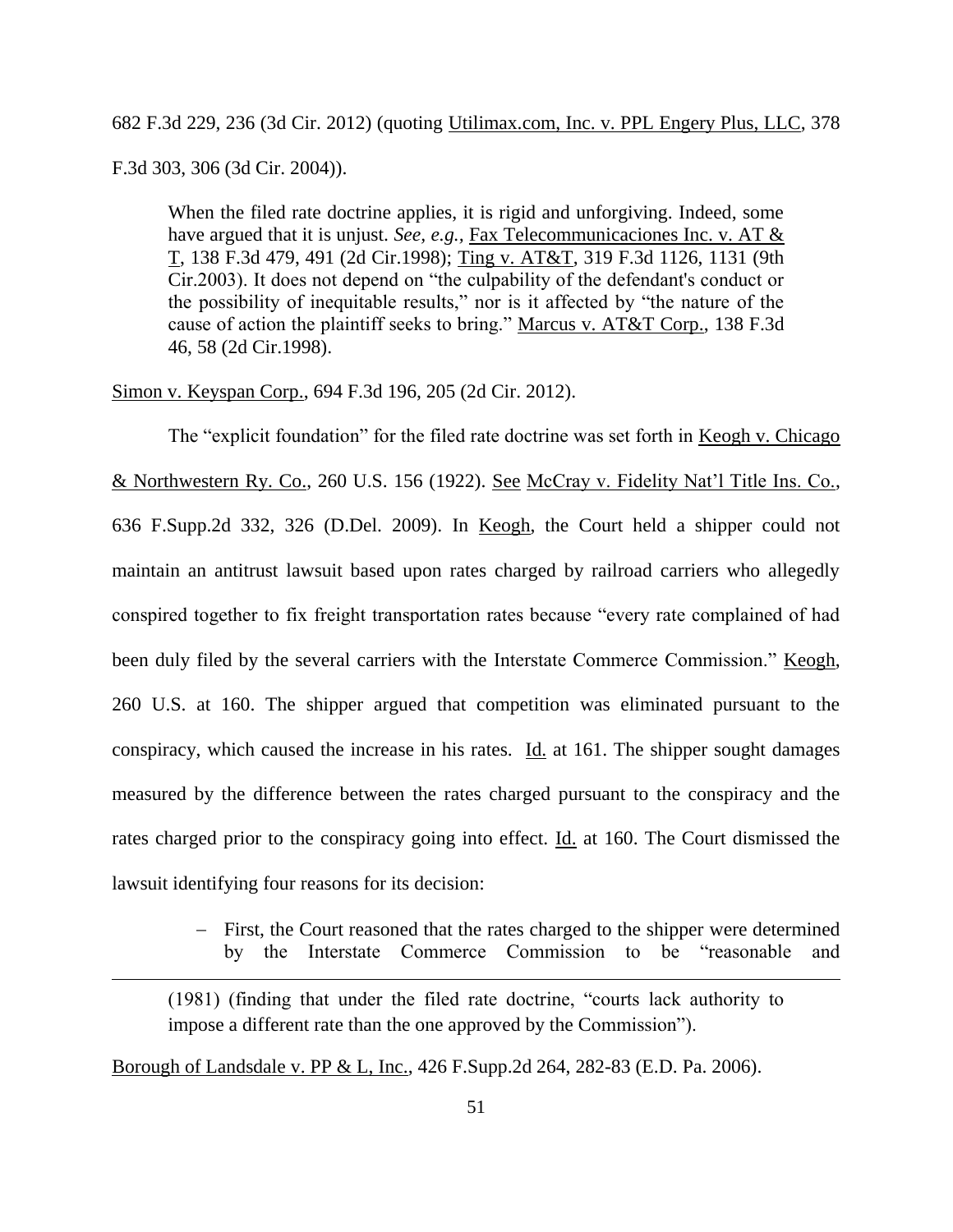682 F.3d 229, 236 (3d Cir. 2012) (quoting Utilimax.com, Inc. v. PPL Engery Plus, LLC, 378 F.3d 303, 306 (3d Cir. 2004)).

> When the filed rate doctrine applies, it is rigid and unforgiving. Indeed, some have argued that it is unjust. *See, e.g.*, Fax Telecommunicaciones Inc. v. AT & T, 138 F.3d 479, 491 (2d Cir.1998); Ting v. AT&T, 319 F.3d 1126, 1131 (9th Cir.2003). It does not depend on "the culpability of the defendant's conduct or the possibility of inequitable results," nor is it affected by "the nature of the cause of action the plaintiff seeks to bring." Marcus v. AT&T Corp., 138 F.3d 46, 58 (2d Cir.1998).

Simon v. Keyspan Corp., 694 F.3d 196, 205 (2d Cir. 2012).

The "explicit foundation" for the filed rate doctrine was set forth in Keogh v. Chicago & Northwestern Ry. Co., 260 U.S. 156 (1922). See McCray v. Fidelity Nat'l Title Ins. Co., 636 F.Supp.2d 332, 326 (D.Del. 2009). In Keogh, the Court held a shipper could not maintain an antitrust lawsuit based upon rates charged by railroad carriers who allegedly conspired together to fix freight transportation rates because "every rate complained of had been duly filed by the several carriers with the Interstate Commerce Commission." Keogh, 260 U.S. at 160. The shipper argued that competition was eliminated pursuant to the conspiracy, which caused the increase in his rates. Id. at 161. The shipper sought damages measured by the difference between the rates charged pursuant to the conspiracy and the rates charged prior to the conspiracy going into effect. Id. at 160. The Court dismissed the lawsuit identifying four reasons for its decision:

- First, the Court reasoned that the rates charged to the shipper were determined by the Interstate Commerce Commission to be "reasonable and

---

> (1981) (finding that under the filed rate doctrine, "courts lack authority to impose a different rate than the one approved by the Commission").

Borough of Landsdale v. PP & L, Inc., 426 F.Supp.2d 264, 282-83 (E.D. Pa. 2006).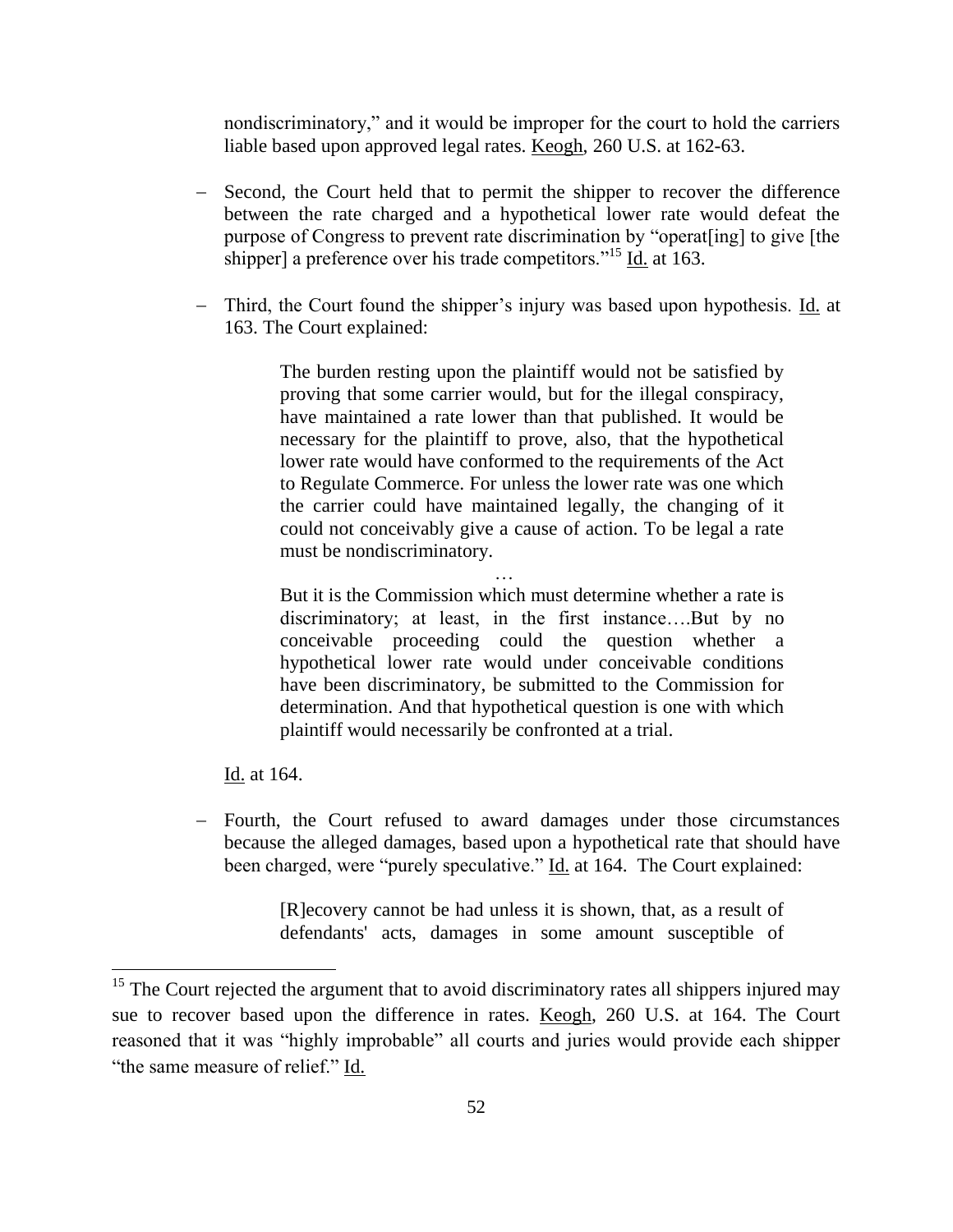nondiscriminatory," and it would be improper for the court to hold the carriers liable based upon approved legal rates. Keogh, 260 U.S. at 162-63.

- Second, the Court held that to permit the shipper to recover the difference between the rate charged and a hypothetical lower rate would defeat the purpose of Congress to prevent rate discrimination by "operat[ing] to give [the shipper] a preference over his trade competitors."[15] Id. at 163.

- Third, the Court found the shipper's injury was based upon hypothesis. Id. at 163. The Court explained:

  > The burden resting upon the plaintiff would not be satisfied by proving that some carrier would, but for the illegal conspiracy, have maintained a rate lower than that published. It would be necessary for the plaintiff to prove, also, that the hypothetical lower rate would have conformed to the requirements of the Act to Regulate Commerce. For unless the lower rate was one which the carrier could have maintained legally, the changing of it could not conceivably give a cause of action. To be legal a rate must be nondiscriminatory.
  >
  > …
  >
  > But it is the Commission which must determine whether a rate is discriminatory; at least, in the first instance….But by no conceivable proceeding could the question whether a hypothetical lower rate would under conceivable conditions have been discriminatory, be submitted to the Commission for determination. And that hypothetical question is one with which plaintiff would necessarily be confronted at a trial.

  Id. at 164.

- Fourth, the Court refused to award damages under those circumstances because the alleged damages, based upon a hypothetical rate that should have been charged, were "purely speculative." Id. at 164. The Court explained:

  > [R]ecovery cannot be had unless it is shown, that, as a result of defendants' acts, damages in some amount susceptible of

---

[15] The Court rejected the argument that to avoid discriminatory rates all shippers injured may sue to recover based upon the difference in rates. Keogh, 260 U.S. at 164. The Court reasoned that it was "highly improbable" all courts and juries would provide each shipper "the same measure of relief." Id.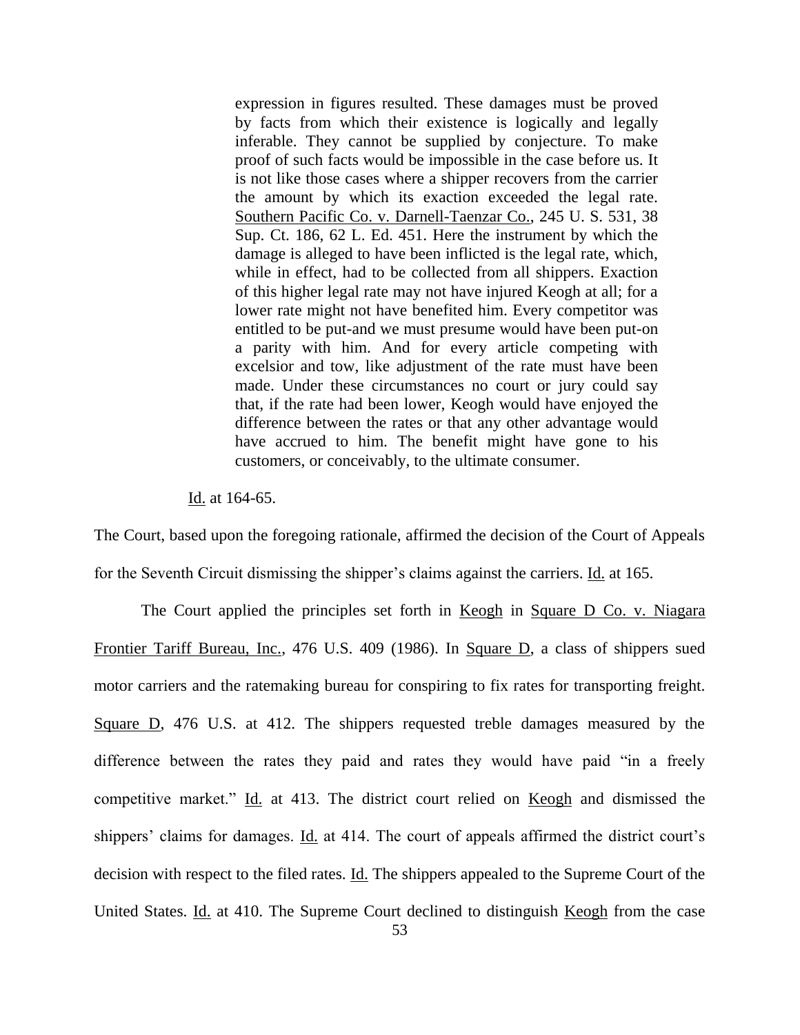> expression in figures resulted. These damages must be proved by facts from which their existence is logically and legally inferable. They cannot be supplied by conjecture. To make proof of such facts would be impossible in the case before us. It is not like those cases where a shipper recovers from the carrier the amount by which its exaction exceeded the legal rate. Southern Pacific Co. v. Darnell-Taenzar Co., 245 U. S. 531, 38 Sup. Ct. 186, 62 L. Ed. 451. Here the instrument by which the damage is alleged to have been inflicted is the legal rate, which, while in effect, had to be collected from all shippers. Exaction of this higher legal rate may not have injured Keogh at all; for a lower rate might not have benefited him. Every competitor was entitled to be put-and we must presume would have been put-on a parity with him. And for every article competing with excelsior and tow, like adjustment of the rate must have been made. Under these circumstances no court or jury could say that, if the rate had been lower, Keogh would have enjoyed the difference between the rates or that any other advantage would have accrued to him. The benefit might have gone to his customers, or conceivably, to the ultimate consumer.

Id. at 164-65.

The Court, based upon the foregoing rationale, affirmed the decision of the Court of Appeals for the Seventh Circuit dismissing the shipper's claims against the carriers. Id. at 165.

The Court applied the principles set forth in Keogh in Square D Co. v. Niagara Frontier Tariff Bureau, Inc., 476 U.S. 409 (1986). In Square D, a class of shippers sued motor carriers and the ratemaking bureau for conspiring to fix rates for transporting freight. Square D, 476 U.S. at 412. The shippers requested treble damages measured by the difference between the rates they paid and rates they would have paid "in a freely competitive market." Id. at 413. The district court relied on Keogh and dismissed the shippers' claims for damages. Id. at 414. The court of appeals affirmed the district court's decision with respect to the filed rates. Id. The shippers appealed to the Supreme Court of the United States. Id. at 410. The Supreme Court declined to distinguish Keogh from the case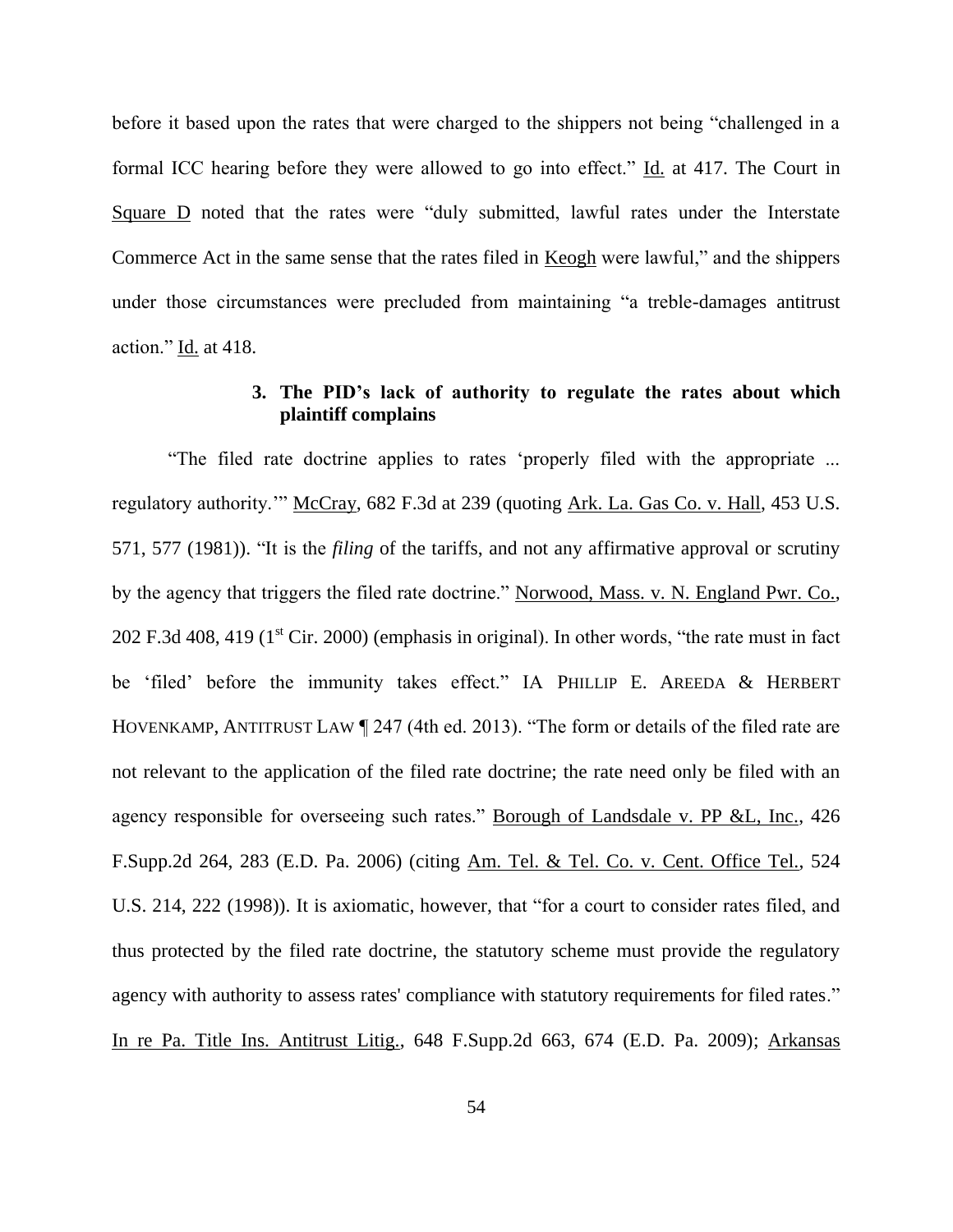before it based upon the rates that were charged to the shippers not being "challenged in a formal ICC hearing before they were allowed to go into effect." Id. at 417. The Court in Square D noted that the rates were "duly submitted, lawful rates under the Interstate Commerce Act in the same sense that the rates filed in Keogh were lawful," and the shippers under those circumstances were precluded from maintaining "a treble-damages antitrust action." Id. at 418.

### 3. The PID's lack of authority to regulate the rates about which plaintiff complains

"The filed rate doctrine applies to rates 'properly filed with the appropriate ... regulatory authority.'" McCray, 682 F.3d at 239 (quoting Ark. La. Gas Co. v. Hall, 453 U.S. 571, 577 (1981)). "It is the *filing* of the tariffs, and not any affirmative approval or scrutiny by the agency that triggers the filed rate doctrine." Norwood, Mass. v. N. England Pwr. Co., 202 F.3d 408, 419 (1st Cir. 2000) (emphasis in original). In other words, "the rate must in fact be 'filed' before the immunity takes effect." IA PHILLIP E. AREEDA & HERBERT HOVENKAMP, ANTITRUST LAW ¶ 247 (4th ed. 2013). "The form or details of the filed rate are not relevant to the application of the filed rate doctrine; the rate need only be filed with an agency responsible for overseeing such rates." Borough of Landsdale v. PP &L, Inc., 426 F.Supp.2d 264, 283 (E.D. Pa. 2006) (citing Am. Tel. & Tel. Co. v. Cent. Office Tel., 524 U.S. 214, 222 (1998)). It is axiomatic, however, that "for a court to consider rates filed, and thus protected by the filed rate doctrine, the statutory scheme must provide the regulatory agency with authority to assess rates' compliance with statutory requirements for filed rates." In re Pa. Title Ins. Antitrust Litig., 648 F.Supp.2d 663, 674 (E.D. Pa. 2009); Arkansas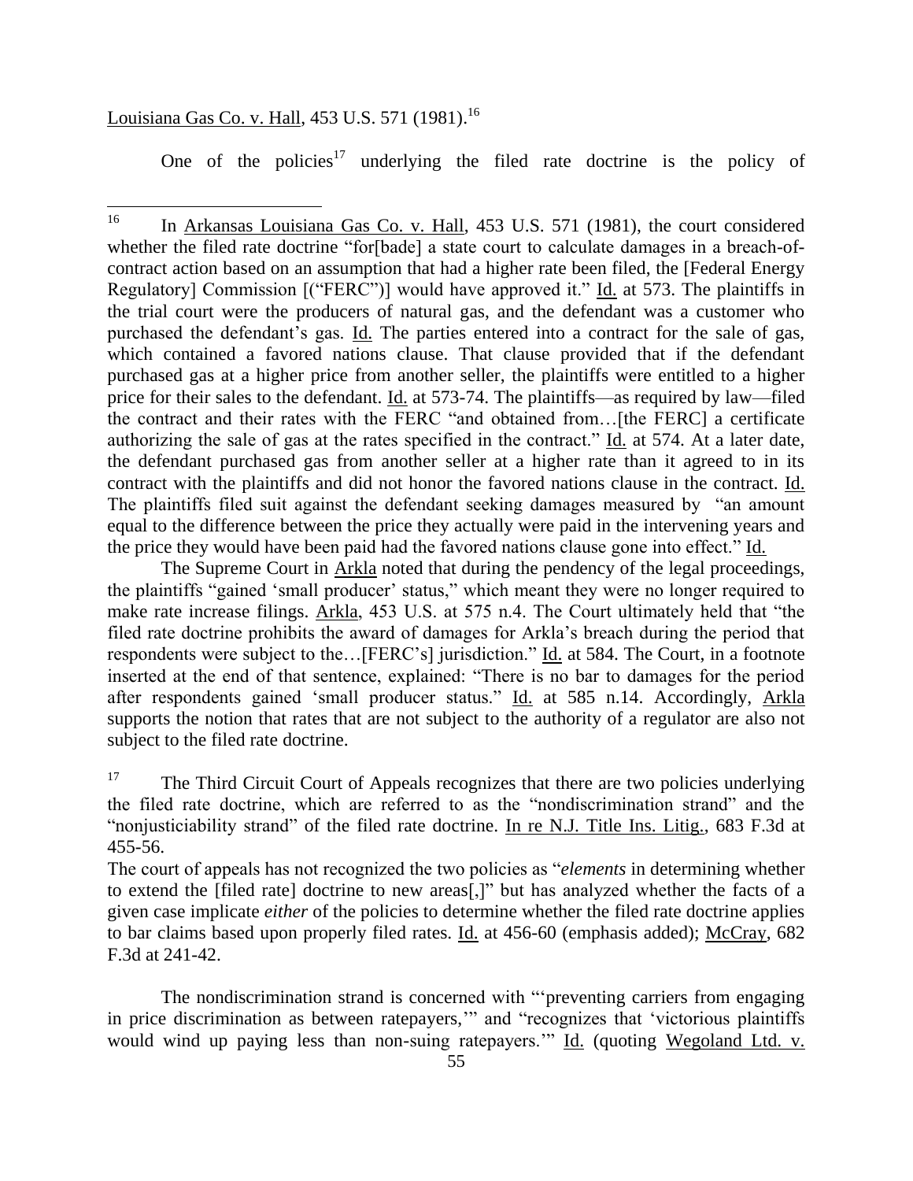Louisiana Gas Co. v. Hall, 453 U.S. 571 (1981).[16]

One of the policies[17] underlying the filed rate doctrine is the policy of

---

[16] In Arkansas Louisiana Gas Co. v. Hall, 453 U.S. 571 (1981), the court considered whether the filed rate doctrine "for[bade] a state court to calculate damages in a breach-of-contract action based on an assumption that had a higher rate been filed, the [Federal Energy Regulatory] Commission [("FERC")] would have approved it." Id. at 573. The plaintiffs in the trial court were the producers of natural gas, and the defendant was a customer who purchased the defendant's gas. Id. The parties entered into a contract for the sale of gas, which contained a favored nations clause. That clause provided that if the defendant purchased gas at a higher price from another seller, the plaintiffs were entitled to a higher price for their sales to the defendant. Id. at 573-74. The plaintiffs—as required by law—filed the contract and their rates with the FERC "and obtained from…[the FERC] a certificate authorizing the sale of gas at the rates specified in the contract." Id. at 574. At a later date, the defendant purchased gas from another seller at a higher rate than it agreed to in its contract with the plaintiffs and did not honor the favored nations clause in the contract. Id. The plaintiffs filed suit against the defendant seeking damages measured by "an amount equal to the difference between the price they actually were paid in the intervening years and the price they would have been paid had the favored nations clause gone into effect." Id.

The Supreme Court in Arkla noted that during the pendency of the legal proceedings, the plaintiffs "gained 'small producer' status," which meant they were no longer required to make rate increase filings. Arkla, 453 U.S. at 575 n.4. The Court ultimately held that "the filed rate doctrine prohibits the award of damages for Arkla's breach during the period that respondents were subject to the…[FERC's] jurisdiction." Id. at 584. The Court, in a footnote inserted at the end of that sentence, explained: "There is no bar to damages for the period after respondents gained 'small producer status." Id. at 585 n.14. Accordingly, Arkla supports the notion that rates that are not subject to the authority of a regulator are also not subject to the filed rate doctrine.

[17] The Third Circuit Court of Appeals recognizes that there are two policies underlying the filed rate doctrine, which are referred to as the "nondiscrimination strand" and the "nonjusticiability strand" of the filed rate doctrine. In re N.J. Title Ins. Litig., 683 F.3d at 455-56.

The court of appeals has not recognized the two policies as "*elements* in determining whether to extend the [filed rate] doctrine to new areas[,]" but has analyzed whether the facts of a given case implicate *either* of the policies to determine whether the filed rate doctrine applies to bar claims based upon properly filed rates. Id. at 456-60 (emphasis added); McCray, 682 F.3d at 241-42.

The nondiscrimination strand is concerned with "'preventing carriers from engaging in price discrimination as between ratepayers,'" and "recognizes that 'victorious plaintiffs would wind up paying less than non-suing ratepayers.'" Id. (quoting Wegoland Ltd. v.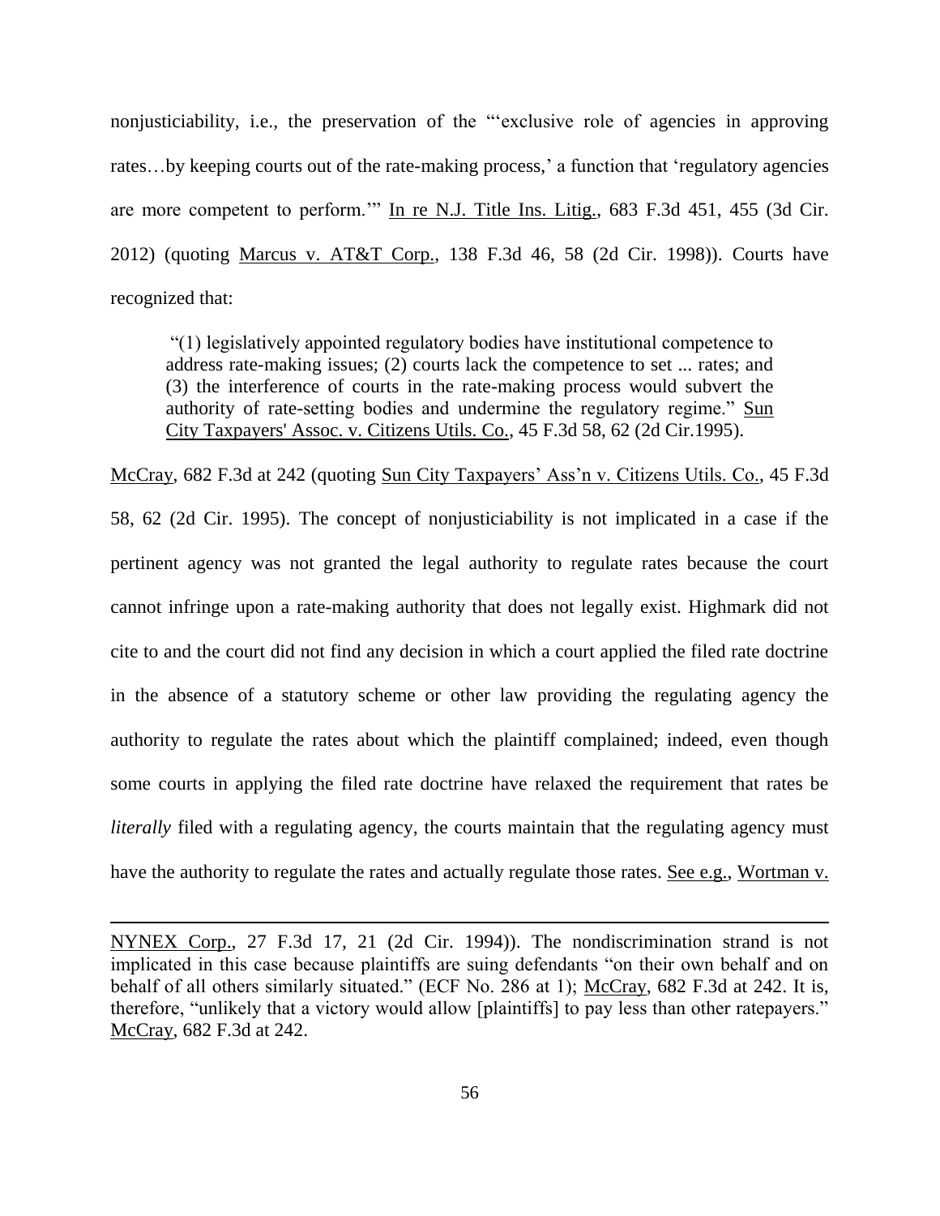nonjusticiability, i.e., the preservation of the "'exclusive role of agencies in approving rates…by keeping courts out of the rate-making process,' a function that 'regulatory agencies are more competent to perform.'" In re N.J. Title Ins. Litig., 683 F.3d 451, 455 (3d Cir. 2012) (quoting Marcus v. AT&T Corp., 138 F.3d 46, 58 (2d Cir. 1998)). Courts have recognized that:

> "(1) legislatively appointed regulatory bodies have institutional competence to address rate-making issues; (2) courts lack the competence to set ... rates; and (3) the interference of courts in the rate-making process would subvert the authority of rate-setting bodies and undermine the regulatory regime." Sun City Taxpayers' Assoc. v. Citizens Utils. Co., 45 F.3d 58, 62 (2d Cir.1995).

McCray, 682 F.3d at 242 (quoting Sun City Taxpayers' Ass'n v. Citizens Utils. Co., 45 F.3d 58, 62 (2d Cir. 1995). The concept of nonjusticiability is not implicated in a case if the pertinent agency was not granted the legal authority to regulate rates because the court cannot infringe upon a rate-making authority that does not legally exist. Highmark did not cite to and the court did not find any decision in which a court applied the filed rate doctrine in the absence of a statutory scheme or other law providing the regulating agency the authority to regulate the rates about which the plaintiff complained; indeed, even though some courts in applying the filed rate doctrine have relaxed the requirement that rates be *literally* filed with a regulating agency, the courts maintain that the regulating agency must have the authority to regulate the rates and actually regulate those rates. See e.g., Wortman v.

---

NYNEX Corp., 27 F.3d 17, 21 (2d Cir. 1994)). The nondiscrimination strand is not implicated in this case because plaintiffs are suing defendants "on their own behalf and on behalf of all others similarly situated." (ECF No. 286 at 1); McCray, 682 F.3d at 242. It is, therefore, "unlikely that a victory would allow [plaintiffs] to pay less than other ratepayers." McCray, 682 F.3d at 242.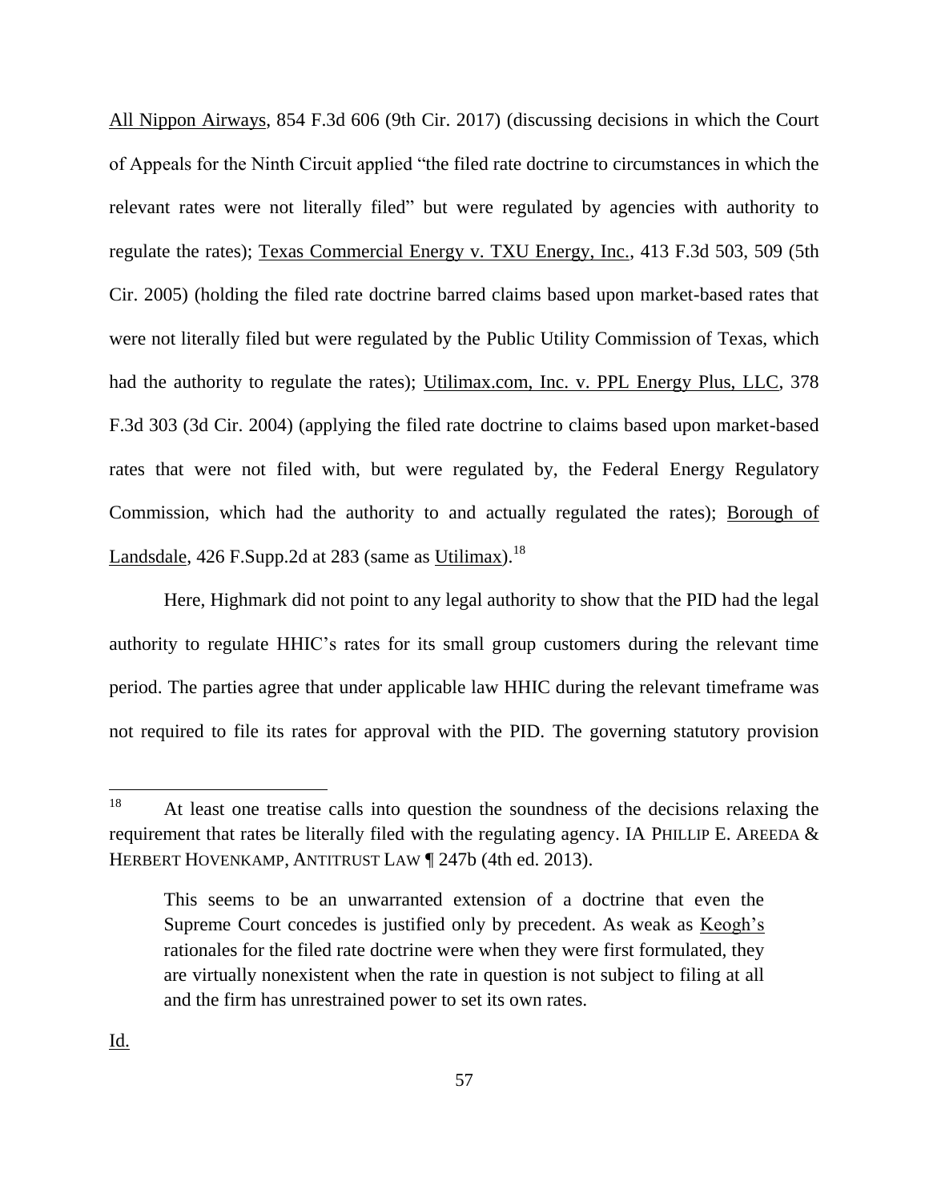All Nippon Airways, 854 F.3d 606 (9th Cir. 2017) (discussing decisions in which the Court of Appeals for the Ninth Circuit applied "the filed rate doctrine to circumstances in which the relevant rates were not literally filed" but were regulated by agencies with authority to regulate the rates); Texas Commercial Energy v. TXU Energy, Inc., 413 F.3d 503, 509 (5th Cir. 2005) (holding the filed rate doctrine barred claims based upon market-based rates that were not literally filed but were regulated by the Public Utility Commission of Texas, which had the authority to regulate the rates); Utilimax.com, Inc. v. PPL Energy Plus, LLC, 378 F.3d 303 (3d Cir. 2004) (applying the filed rate doctrine to claims based upon market-based rates that were not filed with, but were regulated by, the Federal Energy Regulatory Commission, which had the authority to and actually regulated the rates); Borough of Landsdale, 426 F.Supp.2d at 283 (same as Utilimax).[18]

Here, Highmark did not point to any legal authority to show that the PID had the legal authority to regulate HHIC's rates for its small group customers during the relevant time period. The parties agree that under applicable law HHIC during the relevant timeframe was not required to file its rates for approval with the PID. The governing statutory provision

---

[18] At least one treatise calls into question the soundness of the decisions relaxing the requirement that rates be literally filed with the regulating agency. IA PHILLIP E. AREEDA & HERBERT HOVENKAMP, ANTITRUST LAW ¶ 247b (4th ed. 2013).

> This seems to be an unwarranted extension of a doctrine that even the Supreme Court concedes is justified only by precedent. As weak as Keogh's rationales for the filed rate doctrine were when they were first formulated, they are virtually nonexistent when the rate in question is not subject to filing at all and the firm has unrestrained power to set its own rates.

Id.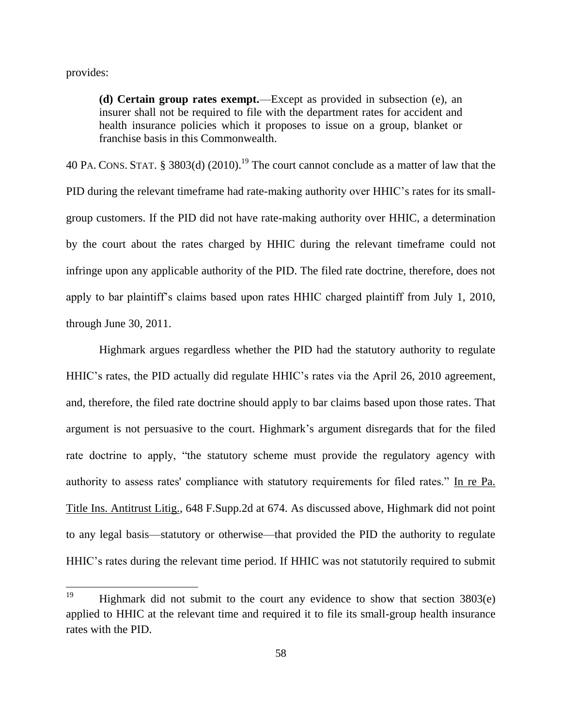provides:

> **(d) Certain group rates exempt.**—Except as provided in subsection (e), an insurer shall not be required to file with the department rates for accident and health insurance policies which it proposes to issue on a group, blanket or franchise basis in this Commonwealth.

40 PA. CONS. STAT. § 3803(d) (2010).[19] The court cannot conclude as a matter of law that the PID during the relevant timeframe had rate-making authority over HHIC's rates for its small-group customers. If the PID did not have rate-making authority over HHIC, a determination by the court about the rates charged by HHIC during the relevant timeframe could not infringe upon any applicable authority of the PID. The filed rate doctrine, therefore, does not apply to bar plaintiff's claims based upon rates HHIC charged plaintiff from July 1, 2010, through June 30, 2011.

Highmark argues regardless whether the PID had the statutory authority to regulate HHIC's rates, the PID actually did regulate HHIC's rates via the April 26, 2010 agreement, and, therefore, the filed rate doctrine should apply to bar claims based upon those rates. That argument is not persuasive to the court. Highmark's argument disregards that for the filed rate doctrine to apply, "the statutory scheme must provide the regulatory agency with authority to assess rates' compliance with statutory requirements for filed rates." In re Pa. Title Ins. Antitrust Litig., 648 F.Supp.2d at 674. As discussed above, Highmark did not point to any legal basis—statutory or otherwise—that provided the PID the authority to regulate HHIC's rates during the relevant time period. If HHIC was not statutorily required to submit

---

[19] Highmark did not submit to the court any evidence to show that section 3803(e) applied to HHIC at the relevant time and required it to file its small-group health insurance rates with the PID.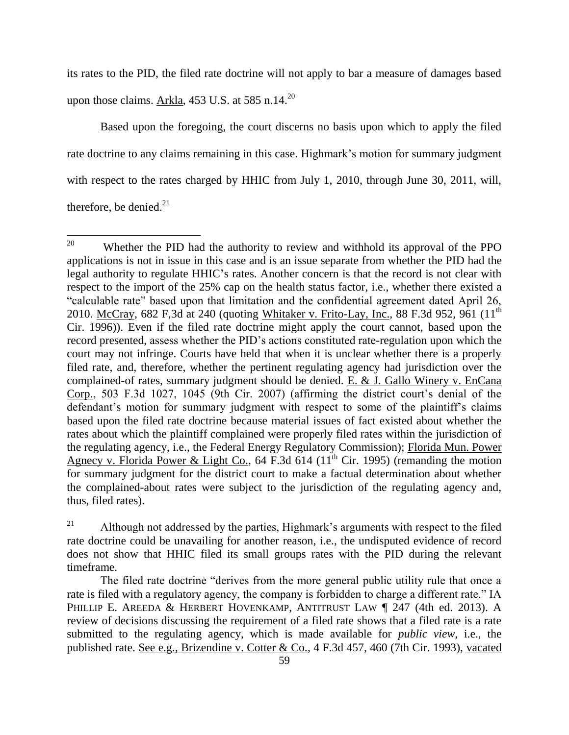its rates to the PID, the filed rate doctrine will not apply to bar a measure of damages based upon those claims. Arkla, 453 U.S. at 585 n.14.[20]

Based upon the foregoing, the court discerns no basis upon which to apply the filed rate doctrine to any claims remaining in this case. Highmark's motion for summary judgment with respect to the rates charged by HHIC from July 1, 2010, through June 30, 2011, will, therefore, be denied.[21]

---

[20] Whether the PID had the authority to review and withhold its approval of the PPO applications is not in issue in this case and is an issue separate from whether the PID had the legal authority to regulate HHIC's rates. Another concern is that the record is not clear with respect to the import of the 25% cap on the health status factor, i.e., whether there existed a "calculable rate" based upon that limitation and the confidential agreement dated April 26, 2010. McCray, 682 F,3d at 240 (quoting Whitaker v. Frito-Lay, Inc., 88 F.3d 952, 961 (11th Cir. 1996)). Even if the filed rate doctrine might apply the court cannot, based upon the record presented, assess whether the PID's actions constituted rate-regulation upon which the court may not infringe. Courts have held that when it is unclear whether there is a properly filed rate, and, therefore, whether the pertinent regulating agency had jurisdiction over the complained-of rates, summary judgment should be denied. E. & J. Gallo Winery v. EnCana Corp., 503 F.3d 1027, 1045 (9th Cir. 2007) (affirming the district court's denial of the defendant's motion for summary judgment with respect to some of the plaintiff's claims based upon the filed rate doctrine because material issues of fact existed about whether the rates about which the plaintiff complained were properly filed rates within the jurisdiction of the regulating agency, i.e., the Federal Energy Regulatory Commission); Florida Mun. Power Agnecy v. Florida Power & Light Co., 64 F.3d 614 (11th Cir. 1995) (remanding the motion for summary judgment for the district court to make a factual determination about whether the complained-about rates were subject to the jurisdiction of the regulating agency and, thus, filed rates).

[21] Although not addressed by the parties, Highmark's arguments with respect to the filed rate doctrine could be unavailing for another reason, i.e., the undisputed evidence of record does not show that HHIC filed its small groups rates with the PID during the relevant timeframe.

The filed rate doctrine "derives from the more general public utility rule that once a rate is filed with a regulatory agency, the company is forbidden to charge a different rate." IA PHILLIP E. AREEDA & HERBERT HOVENKAMP, ANTITRUST LAW ¶ 247 (4th ed. 2013). A review of decisions discussing the requirement of a filed rate shows that a filed rate is a rate submitted to the regulating agency, which is made available for *public view*, i.e., the published rate. See e.g., Brizendine v. Cotter & Co., 4 F.3d 457, 460 (7th Cir. 1993), vacated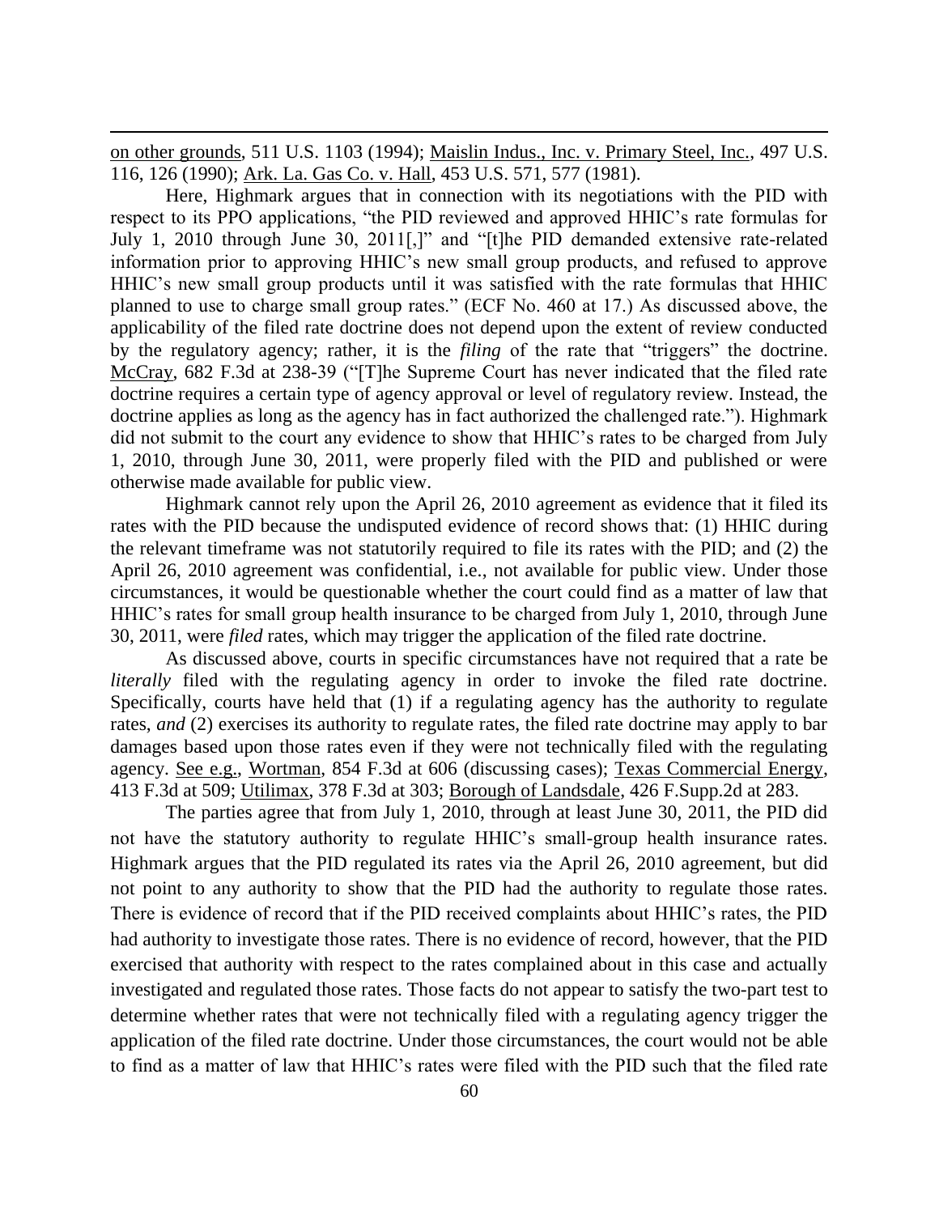on other grounds, 511 U.S. 1103 (1994); Maislin Indus., Inc. v. Primary Steel, Inc., 497 U.S. 116, 126 (1990); Ark. La. Gas Co. v. Hall, 453 U.S. 571, 577 (1981).

Here, Highmark argues that in connection with its negotiations with the PID with respect to its PPO applications, "the PID reviewed and approved HHIC's rate formulas for July 1, 2010 through June 30, 2011[,]" and "[t]he PID demanded extensive rate-related information prior to approving HHIC's new small group products, and refused to approve HHIC's new small group products until it was satisfied with the rate formulas that HHIC planned to use to charge small group rates." (ECF No. 460 at 17.) As discussed above, the applicability of the filed rate doctrine does not depend upon the extent of review conducted by the regulatory agency; rather, it is the *filing* of the rate that "triggers" the doctrine. McCray, 682 F.3d at 238-39 ("[T]he Supreme Court has never indicated that the filed rate doctrine requires a certain type of agency approval or level of regulatory review. Instead, the doctrine applies as long as the agency has in fact authorized the challenged rate."). Highmark did not submit to the court any evidence to show that HHIC's rates to be charged from July 1, 2010, through June 30, 2011, were properly filed with the PID and published or were otherwise made available for public view.

Highmark cannot rely upon the April 26, 2010 agreement as evidence that it filed its rates with the PID because the undisputed evidence of record shows that: (1) HHIC during the relevant timeframe was not statutorily required to file its rates with the PID; and (2) the April 26, 2010 agreement was confidential, i.e., not available for public view. Under those circumstances, it would be questionable whether the court could find as a matter of law that HHIC's rates for small group health insurance to be charged from July 1, 2010, through June 30, 2011, were *filed* rates, which may trigger the application of the filed rate doctrine.

As discussed above, courts in specific circumstances have not required that a rate be *literally* filed with the regulating agency in order to invoke the filed rate doctrine. Specifically, courts have held that (1) if a regulating agency has the authority to regulate rates, *and* (2) exercises its authority to regulate rates, the filed rate doctrine may apply to bar damages based upon those rates even if they were not technically filed with the regulating agency. See e.g., Wortman, 854 F.3d at 606 (discussing cases); Texas Commercial Energy, 413 F.3d at 509; Utilimax, 378 F.3d at 303; Borough of Landsdale, 426 F.Supp.2d at 283.

The parties agree that from July 1, 2010, through at least June 30, 2011, the PID did not have the statutory authority to regulate HHIC's small-group health insurance rates. Highmark argues that the PID regulated its rates via the April 26, 2010 agreement, but did not point to any authority to show that the PID had the authority to regulate those rates. There is evidence of record that if the PID received complaints about HHIC's rates, the PID had authority to investigate those rates. There is no evidence of record, however, that the PID exercised that authority with respect to the rates complained about in this case and actually investigated and regulated those rates. Those facts do not appear to satisfy the two-part test to determine whether rates that were not technically filed with a regulating agency trigger the application of the filed rate doctrine. Under those circumstances, the court would not be able to find as a matter of law that HHIC's rates were filed with the PID such that the filed rate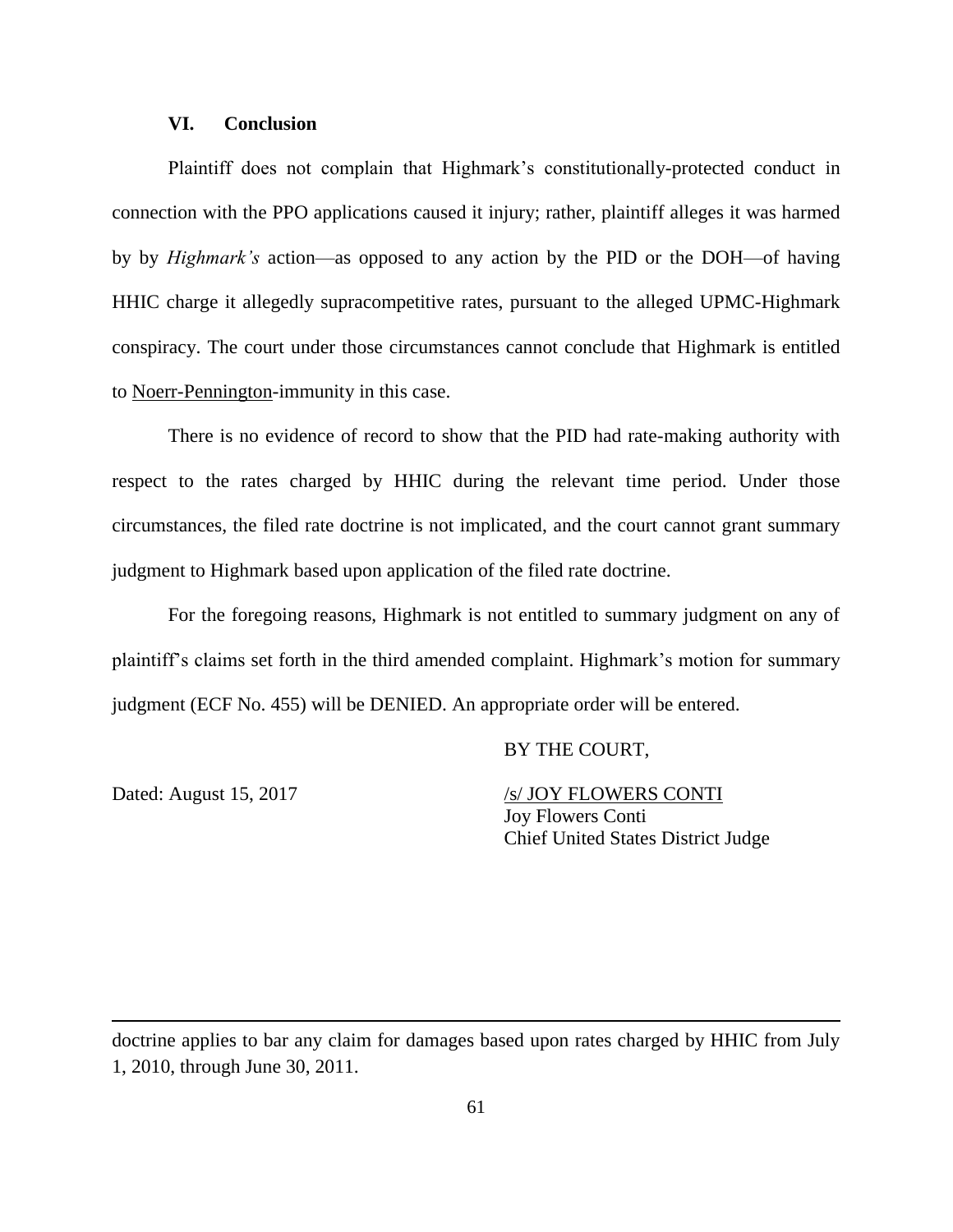### VI. Conclusion

Plaintiff does not complain that Highmark's constitutionally-protected conduct in connection with the PPO applications caused it injury; rather, plaintiff alleges it was harmed by by *Highmark's* action—as opposed to any action by the PID or the DOH—of having HHIC charge it allegedly supracompetitive rates, pursuant to the alleged UPMC-Highmark conspiracy. The court under those circumstances cannot conclude that Highmark is entitled to Noerr-Pennington-immunity in this case.

There is no evidence of record to show that the PID had rate-making authority with respect to the rates charged by HHIC during the relevant time period. Under those circumstances, the filed rate doctrine is not implicated, and the court cannot grant summary judgment to Highmark based upon application of the filed rate doctrine.

For the foregoing reasons, Highmark is not entitled to summary judgment on any of plaintiff's claims set forth in the third amended complaint. Highmark's motion for summary judgment (ECF No. 455) will be DENIED. An appropriate order will be entered.

BY THE COURT,

Dated: August 15, 2017

/s/ JOY FLOWERS CONTI
Joy Flowers Conti
Chief United States District Judge

---

doctrine applies to bar any claim for damages based upon rates charged by HHIC from July 1, 2010, through June 30, 2011.